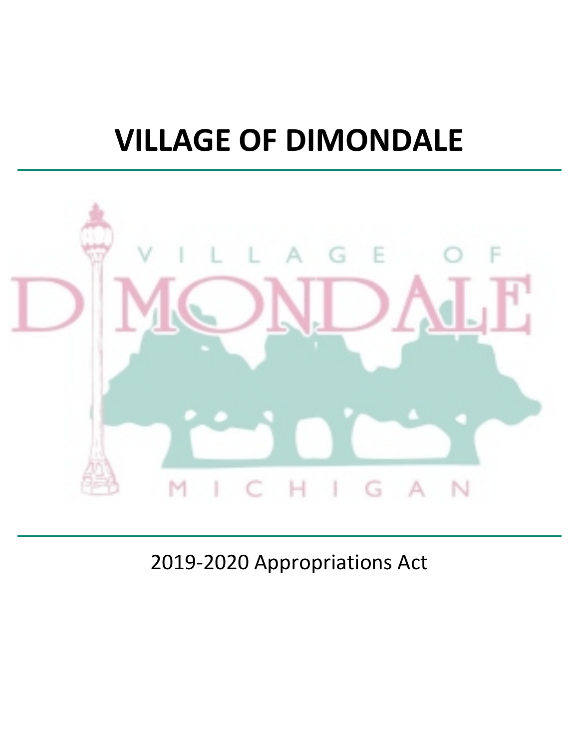# VILLAGE OF DIMONDALE

2019-2020 Appropriations Act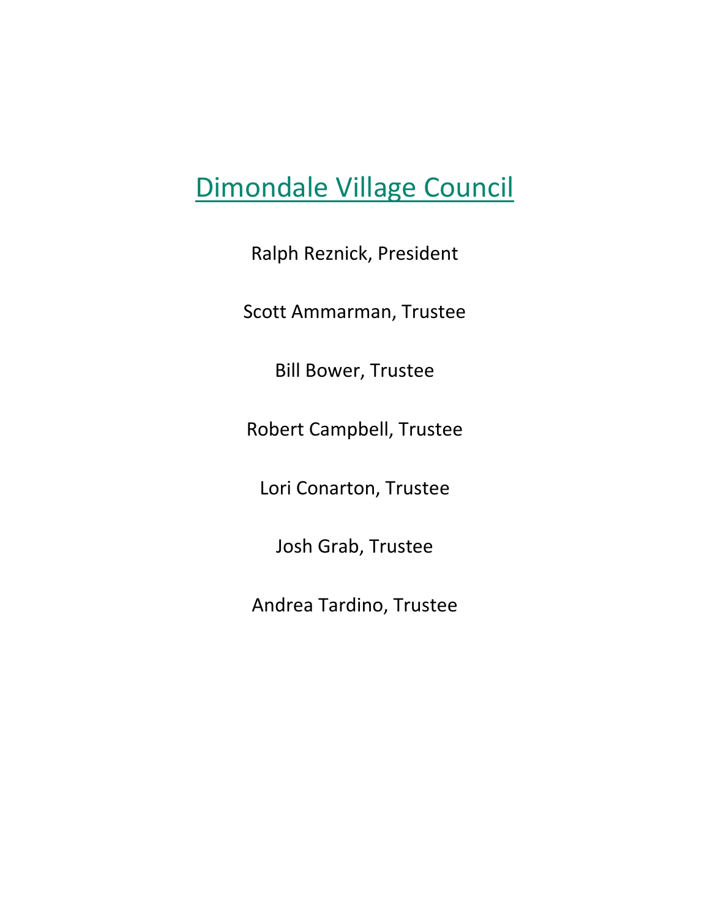# Dimondale Village Council

Ralph Reznick, President

Scott Ammarman, Trustee

Bill Bower, Trustee

Robert Campbell, Trustee

Lori Conarton, Trustee

Josh Grab, Trustee

Andrea Tardino, Trustee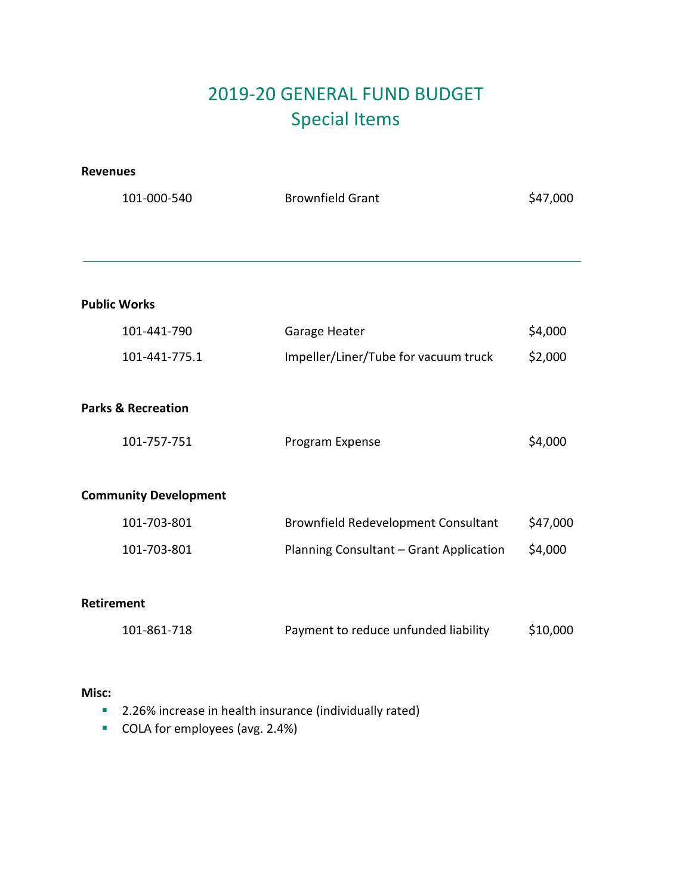# 2019-20 GENERAL FUND BUDGET
## Special Items

**Revenues**

| | | |
|---|---|---|
| 101-000-540 | Brownfield Grant | $47,000 |

---

**Public Works**

| | | |
|---|---|---|
| 101-441-790 | Garage Heater | $4,000 |
| 101-441-775.1 | Impeller/Liner/Tube for vacuum truck | $2,000 |

**Parks & Recreation**

| | | |
|---|---|---|
| 101-757-751 | Program Expense | $4,000 |

**Community Development**

| | | |
|---|---|---|
| 101-703-801 | Brownfield Redevelopment Consultant | $47,000 |
| 101-703-801 | Planning Consultant – Grant Application | $4,000 |

**Retirement**

| | | |
|---|---|---|
| 101-861-718 | Payment to reduce unfunded liability | $10,000 |

**Misc:**

- 2.26% increase in health insurance (individually rated)
- COLA for employees (avg. 2.4%)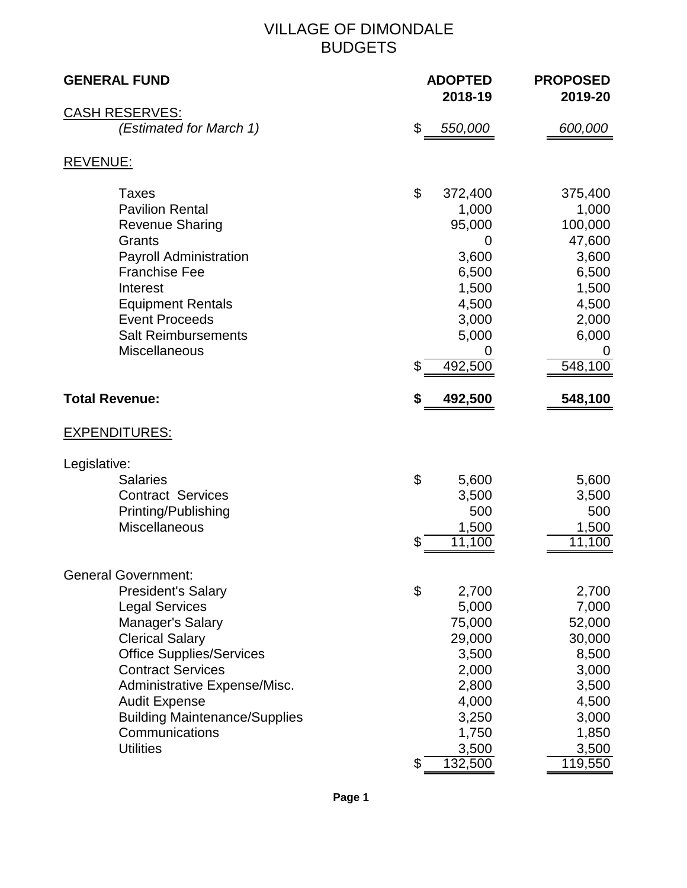# VILLAGE OF DIMONDALE
# BUDGETS

| GENERAL FUND | ADOPTED 2018-19 | PROPOSED 2019-20 |
|---|---|---|
| CASH RESERVES: | | |
| *(Estimated for March 1)* | $ *550,000* | *600,000* |
| | | |
| REVENUE: | | |
| Taxes | $ 372,400 | 375,400 |
| Pavilion Rental | 1,000 | 1,000 |
| Revenue Sharing | 95,000 | 100,000 |
| Grants | 0 | 47,600 |
| Payroll Administration | 3,600 | 3,600 |
| Franchise Fee | 6,500 | 6,500 |
| Interest | 1,500 | 1,500 |
| Equipment Rentals | 4,500 | 4,500 |
| Event Proceeds | 3,000 | 2,000 |
| Salt Reimbursements | 5,000 | 6,000 |
| Miscellaneous | 0 | 0 |
| | $ 492,500 | 548,100 |
| **Total Revenue:** | **$ 492,500** | **548,100** |
| | | |
| EXPENDITURES: | | |
| Legislative: | | |
| Salaries | $ 5,600 | 5,600 |
| Contract Services | 3,500 | 3,500 |
| Printing/Publishing | 500 | 500 |
| Miscellaneous | 1,500 | 1,500 |
| | $ 11,100 | 11,100 |
| | | |
| General Government: | | |
| President's Salary | $ 2,700 | 2,700 |
| Legal Services | 5,000 | 7,000 |
| Manager's Salary | 75,000 | 52,000 |
| Clerical Salary | 29,000 | 30,000 |
| Office Supplies/Services | 3,500 | 8,500 |
| Contract Services | 2,000 | 3,000 |
| Administrative Expense/Misc. | 2,800 | 3,500 |
| Audit Expense | 4,000 | 4,500 |
| Building Maintenance/Supplies | 3,250 | 3,000 |
| Communications | 1,750 | 1,850 |
| Utilities | 3,500 | 3,500 |
| | $ 132,500 | 119,550 |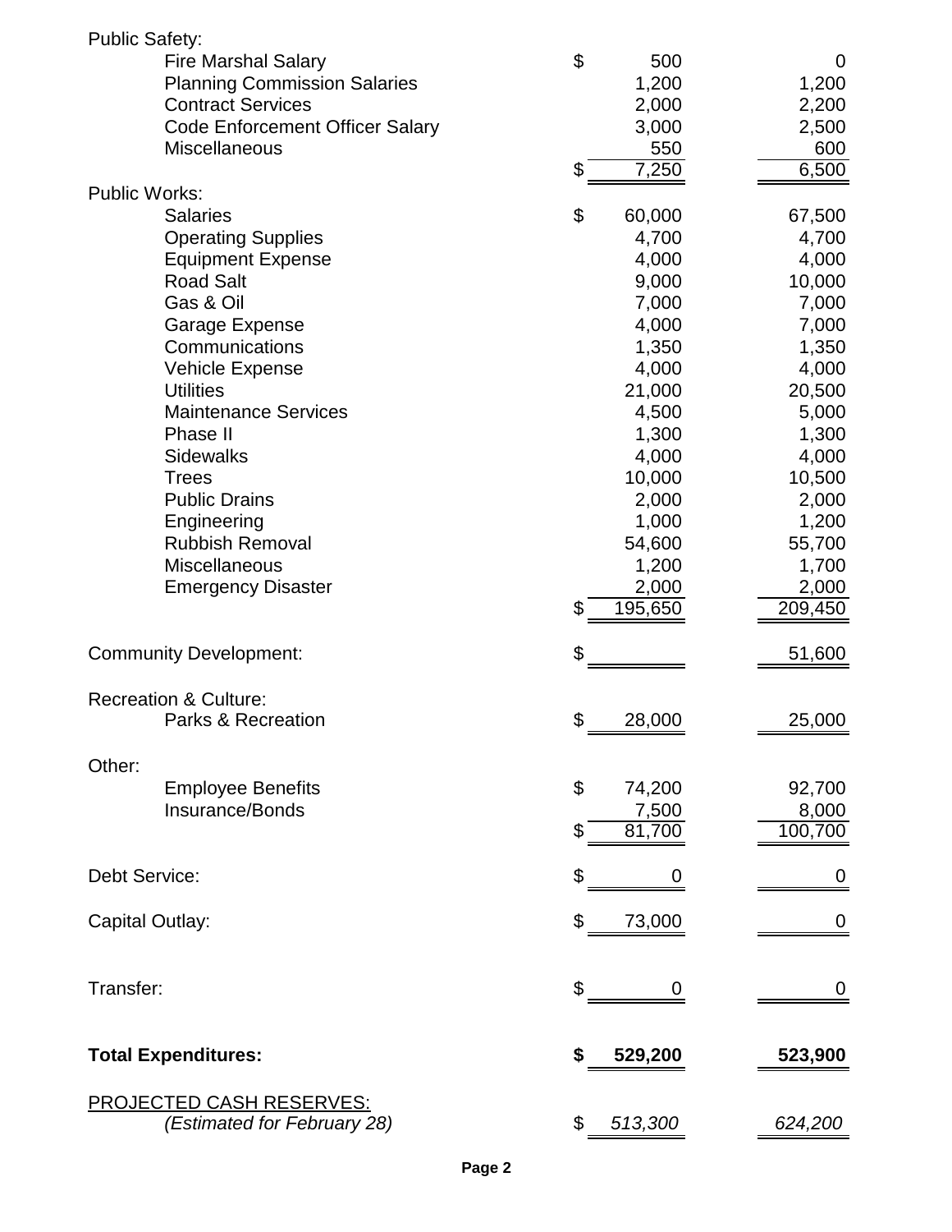| | | |
|---|---|---|
| Public Safety: | | |
| Fire Marshal Salary | $ 500 | 0 |
| Planning Commission Salaries | 1,200 | 1,200 |
| Contract Services | 2,000 | 2,200 |
| Code Enforcement Officer Salary | 3,000 | 2,500 |
| Miscellaneous | 550 | 600 |
| | $ 7,250 | 6,500 |
| Public Works: | | |
| Salaries | $ 60,000 | 67,500 |
| Operating Supplies | 4,700 | 4,700 |
| Equipment Expense | 4,000 | 4,000 |
| Road Salt | 9,000 | 10,000 |
| Gas & Oil | 7,000 | 7,000 |
| Garage Expense | 4,000 | 7,000 |
| Communications | 1,350 | 1,350 |
| Vehicle Expense | 4,000 | 4,000 |
| Utilities | 21,000 | 20,500 |
| Maintenance Services | 4,500 | 5,000 |
| Phase II | 1,300 | 1,300 |
| Sidewalks | 4,000 | 4,000 |
| Trees | 10,000 | 10,500 |
| Public Drains | 2,000 | 2,000 |
| Engineering | 1,000 | 1,200 |
| Rubbish Removal | 54,600 | 55,700 |
| Miscellaneous | 1,200 | 1,700 |
| Emergency Disaster | 2,000 | 2,000 |
| | $ 195,650 | 209,450 |
| Community Development: | $ | 51,600 |
| Recreation & Culture: | | |
| Parks & Recreation | $ 28,000 | 25,000 |
| Other: | | |
| Employee Benefits | $ 74,200 | 92,700 |
| Insurance/Bonds | 7,500 | 8,000 |
| | $ 81,700 | 100,700 |
| Debt Service: | $ 0 | 0 |
| Capital Outlay: | $ 73,000 | 0 |
| Transfer: | $ 0 | 0 |
| **Total Expenditures:** | **$ 529,200** | **523,900** |
| PROJECTED CASH RESERVES: *(Estimated for February 28)* | $ *513,300* | *624,200* |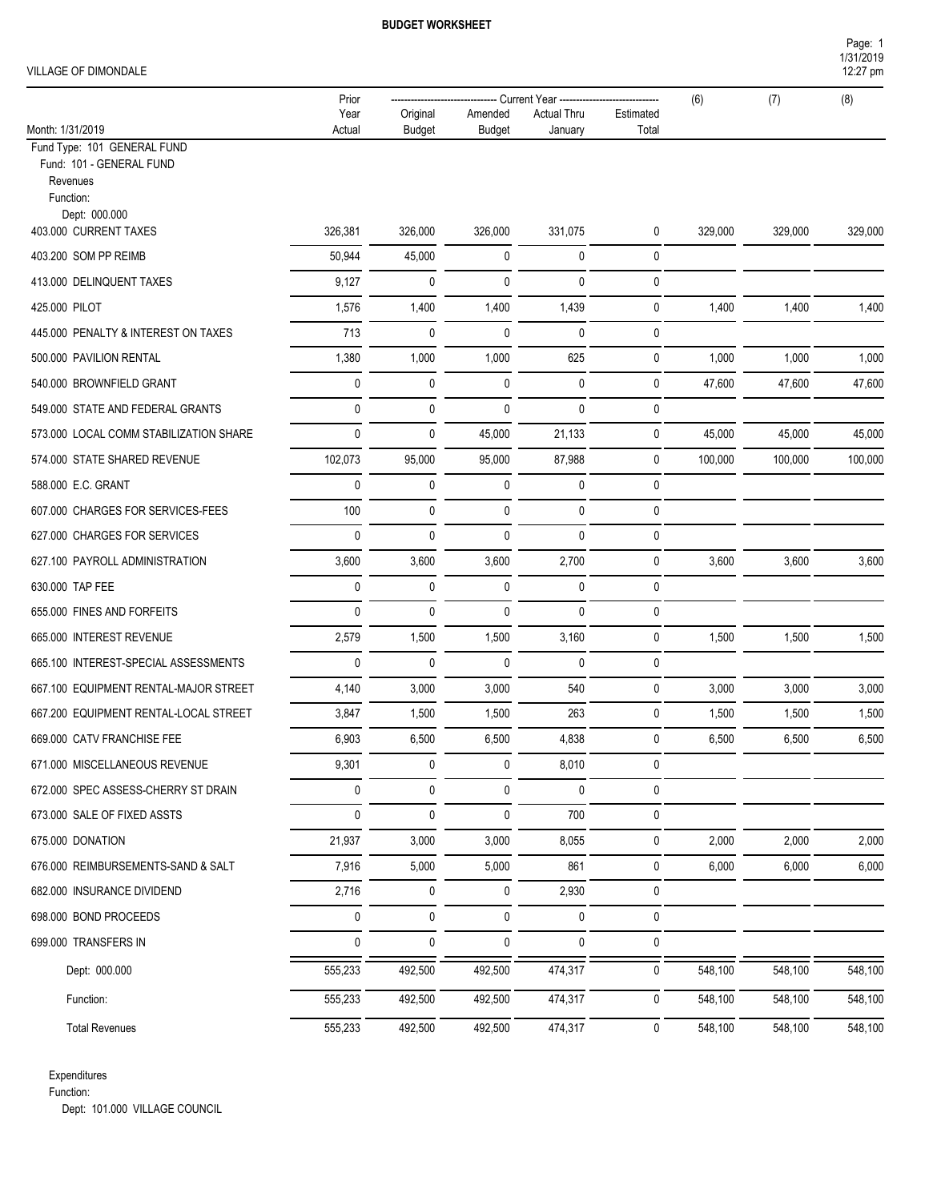**BUDGET WORKSHEET**

VILLAGE OF DIMONDALE

| Month: 1/31/2019 | Prior Year Actual | Current Year Original Budget | Current Year Amended Budget | Current Year Actual Thru January | Current Year Estimated Total | (6) | (7) | (8) |
|---|---|---|---|---|---|---|---|---|
| Fund Type: 101 GENERAL FUND | | | | | | | | |
| Fund: 101 - GENERAL FUND | | | | | | | | |
| Revenues | | | | | | | | |
| Function: | | | | | | | | |
| Dept: 000.000 | | | | | | | | |
| 403.000 CURRENT TAXES | 326,381 | 326,000 | 326,000 | 331,075 | 0 | 329,000 | 329,000 | 329,000 |
| 403.200 SOM PP REIMB | 50,944 | 45,000 | 0 | 0 | 0 | | | |
| 413.000 DELINQUENT TAXES | 9,127 | 0 | 0 | 0 | 0 | | | |
| 425.000 PILOT | 1,576 | 1,400 | 1,400 | 1,439 | 0 | 1,400 | 1,400 | 1,400 |
| 445.000 PENALTY & INTEREST ON TAXES | 713 | 0 | 0 | 0 | 0 | | | |
| 500.000 PAVILION RENTAL | 1,380 | 1,000 | 1,000 | 625 | 0 | 1,000 | 1,000 | 1,000 |
| 540.000 BROWNFIELD GRANT | 0 | 0 | 0 | 0 | 0 | 47,600 | 47,600 | 47,600 |
| 549.000 STATE AND FEDERAL GRANTS | 0 | 0 | 0 | 0 | 0 | | | |
| 573.000 LOCAL COMM STABILIZATION SHARE | 0 | 0 | 45,000 | 21,133 | 0 | 45,000 | 45,000 | 45,000 |
| 574.000 STATE SHARED REVENUE | 102,073 | 95,000 | 95,000 | 87,988 | 0 | 100,000 | 100,000 | 100,000 |
| 588.000 E.C. GRANT | 0 | 0 | 0 | 0 | 0 | | | |
| 607.000 CHARGES FOR SERVICES-FEES | 100 | 0 | 0 | 0 | 0 | | | |
| 627.000 CHARGES FOR SERVICES | 0 | 0 | 0 | 0 | 0 | | | |
| 627.100 PAYROLL ADMINISTRATION | 3,600 | 3,600 | 3,600 | 2,700 | 0 | 3,600 | 3,600 | 3,600 |
| 630.000 TAP FEE | 0 | 0 | 0 | 0 | 0 | | | |
| 655.000 FINES AND FORFEITS | 0 | 0 | 0 | 0 | 0 | | | |
| 665.000 INTEREST REVENUE | 2,579 | 1,500 | 1,500 | 3,160 | 0 | 1,500 | 1,500 | 1,500 |
| 665.100 INTEREST-SPECIAL ASSESSMENTS | 0 | 0 | 0 | 0 | 0 | | | |
| 667.100 EQUIPMENT RENTAL-MAJOR STREET | 4,140 | 3,000 | 3,000 | 540 | 0 | 3,000 | 3,000 | 3,000 |
| 667.200 EQUIPMENT RENTAL-LOCAL STREET | 3,847 | 1,500 | 1,500 | 263 | 0 | 1,500 | 1,500 | 1,500 |
| 669.000 CATV FRANCHISE FEE | 6,903 | 6,500 | 6,500 | 4,838 | 0 | 6,500 | 6,500 | 6,500 |
| 671.000 MISCELLANEOUS REVENUE | 9,301 | 0 | 0 | 8,010 | 0 | | | |
| 672.000 SPEC ASSESS-CHERRY ST DRAIN | 0 | 0 | 0 | 0 | 0 | | | |
| 673.000 SALE OF FIXED ASSTS | 0 | 0 | 0 | 700 | 0 | | | |
| 675.000 DONATION | 21,937 | 3,000 | 3,000 | 8,055 | 0 | 2,000 | 2,000 | 2,000 |
| 676.000 REIMBURSEMENTS-SAND & SALT | 7,916 | 5,000 | 5,000 | 861 | 0 | 6,000 | 6,000 | 6,000 |
| 682.000 INSURANCE DIVIDEND | 2,716 | 0 | 0 | 2,930 | 0 | | | |
| 698.000 BOND PROCEEDS | 0 | 0 | 0 | 0 | 0 | | | |
| 699.000 TRANSFERS IN | 0 | 0 | 0 | 0 | 0 | | | |
| Dept: 000.000 | 555,233 | 492,500 | 492,500 | 474,317 | 0 | 548,100 | 548,100 | 548,100 |
| Function: | 555,233 | 492,500 | 492,500 | 474,317 | 0 | 548,100 | 548,100 | 548,100 |
| Total Revenues | 555,233 | 492,500 | 492,500 | 474,317 | 0 | 548,100 | 548,100 | 548,100 |

Expenditures

Function:

Dept: 101.000 VILLAGE COUNCIL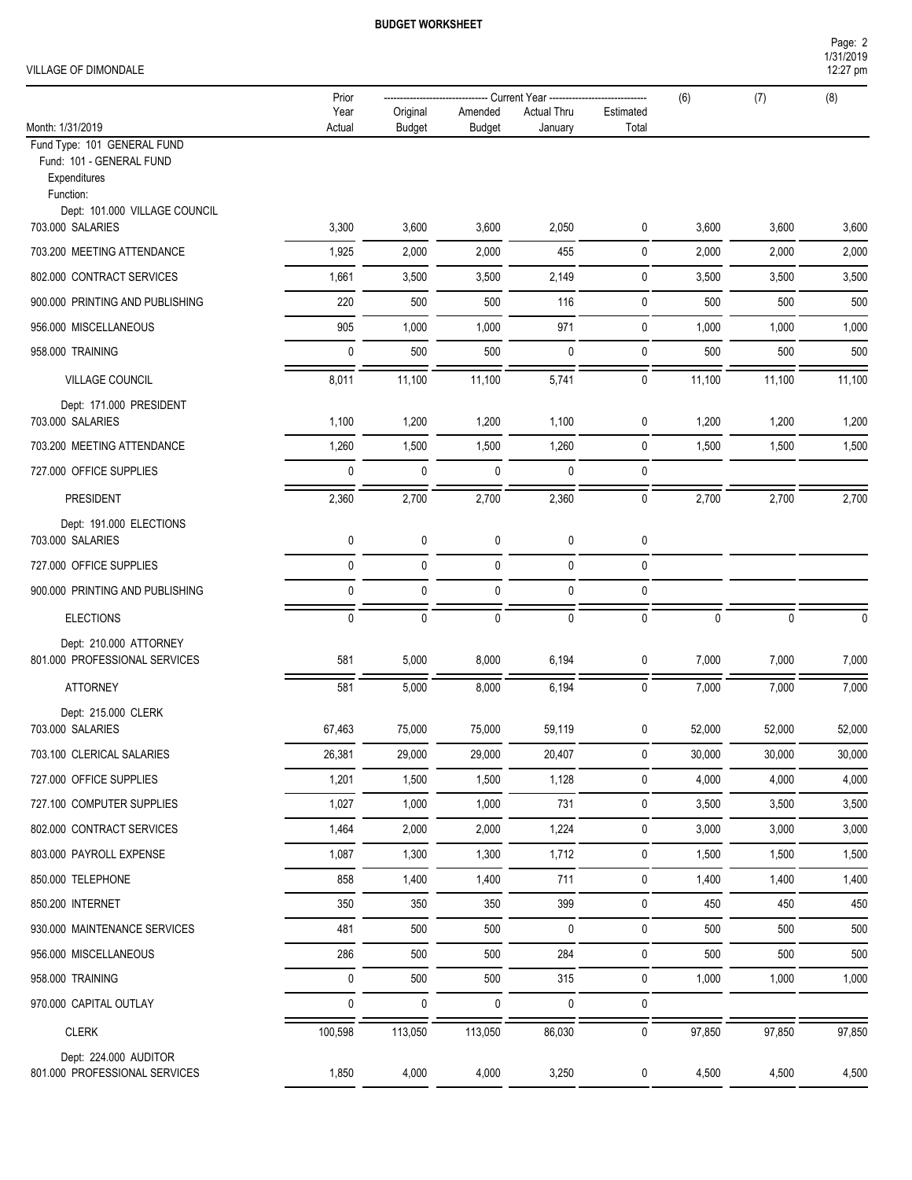**BUDGET WORKSHEET**

VILLAGE OF DIMONDALE

| Month: 1/31/2019 | Prior Year Actual | Current Year Original Budget | Current Year Amended Budget | Current Year Actual Thru January | Current Year Estimated Total | (6) | (7) | (8) |
|---|---|---|---|---|---|---|---|---|
| Fund Type: 101 GENERAL FUND | | | | | | | | |
| Fund: 101 - GENERAL FUND | | | | | | | | |
| Expenditures | | | | | | | | |
| Function: | | | | | | | | |
| Dept: 101.000 VILLAGE COUNCIL | | | | | | | | |
| 703.000 SALARIES | 3,300 | 3,600 | 3,600 | 2,050 | 0 | 3,600 | 3,600 | 3,600 |
| 703.200 MEETING ATTENDANCE | 1,925 | 2,000 | 2,000 | 455 | 0 | 2,000 | 2,000 | 2,000 |
| 802.000 CONTRACT SERVICES | 1,661 | 3,500 | 3,500 | 2,149 | 0 | 3,500 | 3,500 | 3,500 |
| 900.000 PRINTING AND PUBLISHING | 220 | 500 | 500 | 116 | 0 | 500 | 500 | 500 |
| 956.000 MISCELLANEOUS | 905 | 1,000 | 1,000 | 971 | 0 | 1,000 | 1,000 | 1,000 |
| 958.000 TRAINING | 0 | 500 | 500 | 0 | 0 | 500 | 500 | 500 |
| VILLAGE COUNCIL | 8,011 | 11,100 | 11,100 | 5,741 | 0 | 11,100 | 11,100 | 11,100 |
| Dept: 171.000 PRESIDENT | | | | | | | | |
| 703.000 SALARIES | 1,100 | 1,200 | 1,200 | 1,100 | 0 | 1,200 | 1,200 | 1,200 |
| 703.200 MEETING ATTENDANCE | 1,260 | 1,500 | 1,500 | 1,260 | 0 | 1,500 | 1,500 | 1,500 |
| 727.000 OFFICE SUPPLIES | 0 | 0 | 0 | 0 | 0 | | | |
| PRESIDENT | 2,360 | 2,700 | 2,700 | 2,360 | 0 | 2,700 | 2,700 | 2,700 |
| Dept: 191.000 ELECTIONS | | | | | | | | |
| 703.000 SALARIES | 0 | 0 | 0 | 0 | 0 | | | |
| 727.000 OFFICE SUPPLIES | 0 | 0 | 0 | 0 | 0 | | | |
| 900.000 PRINTING AND PUBLISHING | 0 | 0 | 0 | 0 | 0 | | | |
| ELECTIONS | 0 | 0 | 0 | 0 | 0 | 0 | 0 | 0 |
| Dept: 210.000 ATTORNEY | | | | | | | | |
| 801.000 PROFESSIONAL SERVICES | 581 | 5,000 | 8,000 | 6,194 | 0 | 7,000 | 7,000 | 7,000 |
| ATTORNEY | 581 | 5,000 | 8,000 | 6,194 | 0 | 7,000 | 7,000 | 7,000 |
| Dept: 215.000 CLERK | | | | | | | | |
| 703.000 SALARIES | 67,463 | 75,000 | 75,000 | 59,119 | 0 | 52,000 | 52,000 | 52,000 |
| 703.100 CLERICAL SALARIES | 26,381 | 29,000 | 29,000 | 20,407 | 0 | 30,000 | 30,000 | 30,000 |
| 727.000 OFFICE SUPPLIES | 1,201 | 1,500 | 1,500 | 1,128 | 0 | 4,000 | 4,000 | 4,000 |
| 727.100 COMPUTER SUPPLIES | 1,027 | 1,000 | 1,000 | 731 | 0 | 3,500 | 3,500 | 3,500 |
| 802.000 CONTRACT SERVICES | 1,464 | 2,000 | 2,000 | 1,224 | 0 | 3,000 | 3,000 | 3,000 |
| 803.000 PAYROLL EXPENSE | 1,087 | 1,300 | 1,300 | 1,712 | 0 | 1,500 | 1,500 | 1,500 |
| 850.000 TELEPHONE | 858 | 1,400 | 1,400 | 711 | 0 | 1,400 | 1,400 | 1,400 |
| 850.200 INTERNET | 350 | 350 | 350 | 399 | 0 | 450 | 450 | 450 |
| 930.000 MAINTENANCE SERVICES | 481 | 500 | 500 | 0 | 0 | 500 | 500 | 500 |
| 956.000 MISCELLANEOUS | 286 | 500 | 500 | 284 | 0 | 500 | 500 | 500 |
| 958.000 TRAINING | 0 | 500 | 500 | 315 | 0 | 1,000 | 1,000 | 1,000 |
| 970.000 CAPITAL OUTLAY | 0 | 0 | 0 | 0 | 0 | | | |
| CLERK | 100,598 | 113,050 | 113,050 | 86,030 | 0 | 97,850 | 97,850 | 97,850 |
| Dept: 224.000 AUDITOR | | | | | | | | |
| 801.000 PROFESSIONAL SERVICES | 1,850 | 4,000 | 4,000 | 3,250 | 0 | 4,500 | 4,500 | 4,500 |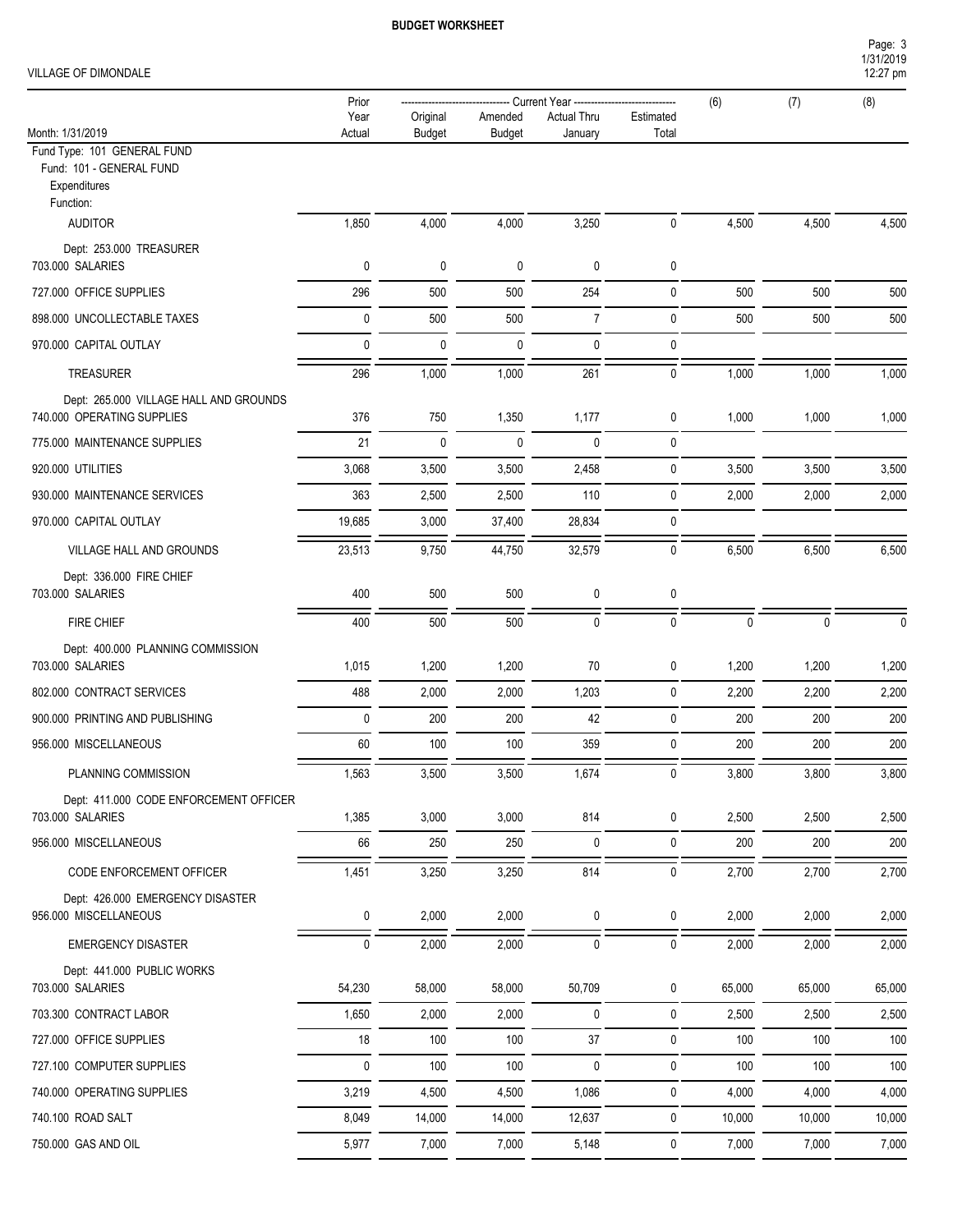**BUDGET WORKSHEET**

VILLAGE OF DIMONDALE

| Month: 1/31/2019 | Prior Year Actual | Original Budget | Amended Budget | Actual Thru January | Estimated Total | (6) | (7) | (8) |
|---|---|---|---|---|---|---|---|---|
| | | Current Year | | | | | | |
| Fund Type: 101 GENERAL FUND | | | | | | | | |
| Fund: 101 - GENERAL FUND | | | | | | | | |
| Expenditures | | | | | | | | |
| Function: | | | | | | | | |
| AUDITOR | 1,850 | 4,000 | 4,000 | 3,250 | 0 | 4,500 | 4,500 | 4,500 |
| Dept: 253.000 TREASURER | | | | | | | | |
| 703.000 SALARIES | 0 | 0 | 0 | 0 | 0 | | | |
| 727.000 OFFICE SUPPLIES | 296 | 500 | 500 | 254 | 0 | 500 | 500 | 500 |
| 898.000 UNCOLLECTABLE TAXES | 0 | 500 | 500 | 7 | 0 | 500 | 500 | 500 |
| 970.000 CAPITAL OUTLAY | 0 | 0 | 0 | 0 | 0 | | | |
| TREASURER | 296 | 1,000 | 1,000 | 261 | 0 | 1,000 | 1,000 | 1,000 |
| Dept: 265.000 VILLAGE HALL AND GROUNDS | | | | | | | | |
| 740.000 OPERATING SUPPLIES | 376 | 750 | 1,350 | 1,177 | 0 | 1,000 | 1,000 | 1,000 |
| 775.000 MAINTENANCE SUPPLIES | 21 | 0 | 0 | 0 | 0 | | | |
| 920.000 UTILITIES | 3,068 | 3,500 | 3,500 | 2,458 | 0 | 3,500 | 3,500 | 3,500 |
| 930.000 MAINTENANCE SERVICES | 363 | 2,500 | 2,500 | 110 | 0 | 2,000 | 2,000 | 2,000 |
| 970.000 CAPITAL OUTLAY | 19,685 | 3,000 | 37,400 | 28,834 | 0 | | | |
| VILLAGE HALL AND GROUNDS | 23,513 | 9,750 | 44,750 | 32,579 | 0 | 6,500 | 6,500 | 6,500 |
| Dept: 336.000 FIRE CHIEF | | | | | | | | |
| 703.000 SALARIES | 400 | 500 | 500 | 0 | 0 | | | |
| FIRE CHIEF | 400 | 500 | 500 | 0 | 0 | 0 | 0 | 0 |
| Dept: 400.000 PLANNING COMMISSION | | | | | | | | |
| 703.000 SALARIES | 1,015 | 1,200 | 1,200 | 70 | 0 | 1,200 | 1,200 | 1,200 |
| 802.000 CONTRACT SERVICES | 488 | 2,000 | 2,000 | 1,203 | 0 | 2,200 | 2,200 | 2,200 |
| 900.000 PRINTING AND PUBLISHING | 0 | 200 | 200 | 42 | 0 | 200 | 200 | 200 |
| 956.000 MISCELLANEOUS | 60 | 100 | 100 | 359 | 0 | 200 | 200 | 200 |
| PLANNING COMMISSION | 1,563 | 3,500 | 3,500 | 1,674 | 0 | 3,800 | 3,800 | 3,800 |
| Dept: 411.000 CODE ENFORCEMENT OFFICER | | | | | | | | |
| 703.000 SALARIES | 1,385 | 3,000 | 3,000 | 814 | 0 | 2,500 | 2,500 | 2,500 |
| 956.000 MISCELLANEOUS | 66 | 250 | 250 | 0 | 0 | 200 | 200 | 200 |
| CODE ENFORCEMENT OFFICER | 1,451 | 3,250 | 3,250 | 814 | 0 | 2,700 | 2,700 | 2,700 |
| Dept: 426.000 EMERGENCY DISASTER | | | | | | | | |
| 956.000 MISCELLANEOUS | 0 | 2,000 | 2,000 | 0 | 0 | 2,000 | 2,000 | 2,000 |
| EMERGENCY DISASTER | 0 | 2,000 | 2,000 | 0 | 0 | 2,000 | 2,000 | 2,000 |
| Dept: 441.000 PUBLIC WORKS | | | | | | | | |
| 703.000 SALARIES | 54,230 | 58,000 | 58,000 | 50,709 | 0 | 65,000 | 65,000 | 65,000 |
| 703.300 CONTRACT LABOR | 1,650 | 2,000 | 2,000 | 0 | 0 | 2,500 | 2,500 | 2,500 |
| 727.000 OFFICE SUPPLIES | 18 | 100 | 100 | 37 | 0 | 100 | 100 | 100 |
| 727.100 COMPUTER SUPPLIES | 0 | 100 | 100 | 0 | 0 | 100 | 100 | 100 |
| 740.000 OPERATING SUPPLIES | 3,219 | 4,500 | 4,500 | 1,086 | 0 | 4,000 | 4,000 | 4,000 |
| 740.100 ROAD SALT | 8,049 | 14,000 | 14,000 | 12,637 | 0 | 10,000 | 10,000 | 10,000 |
| 750.000 GAS AND OIL | 5,977 | 7,000 | 7,000 | 5,148 | 0 | 7,000 | 7,000 | 7,000 |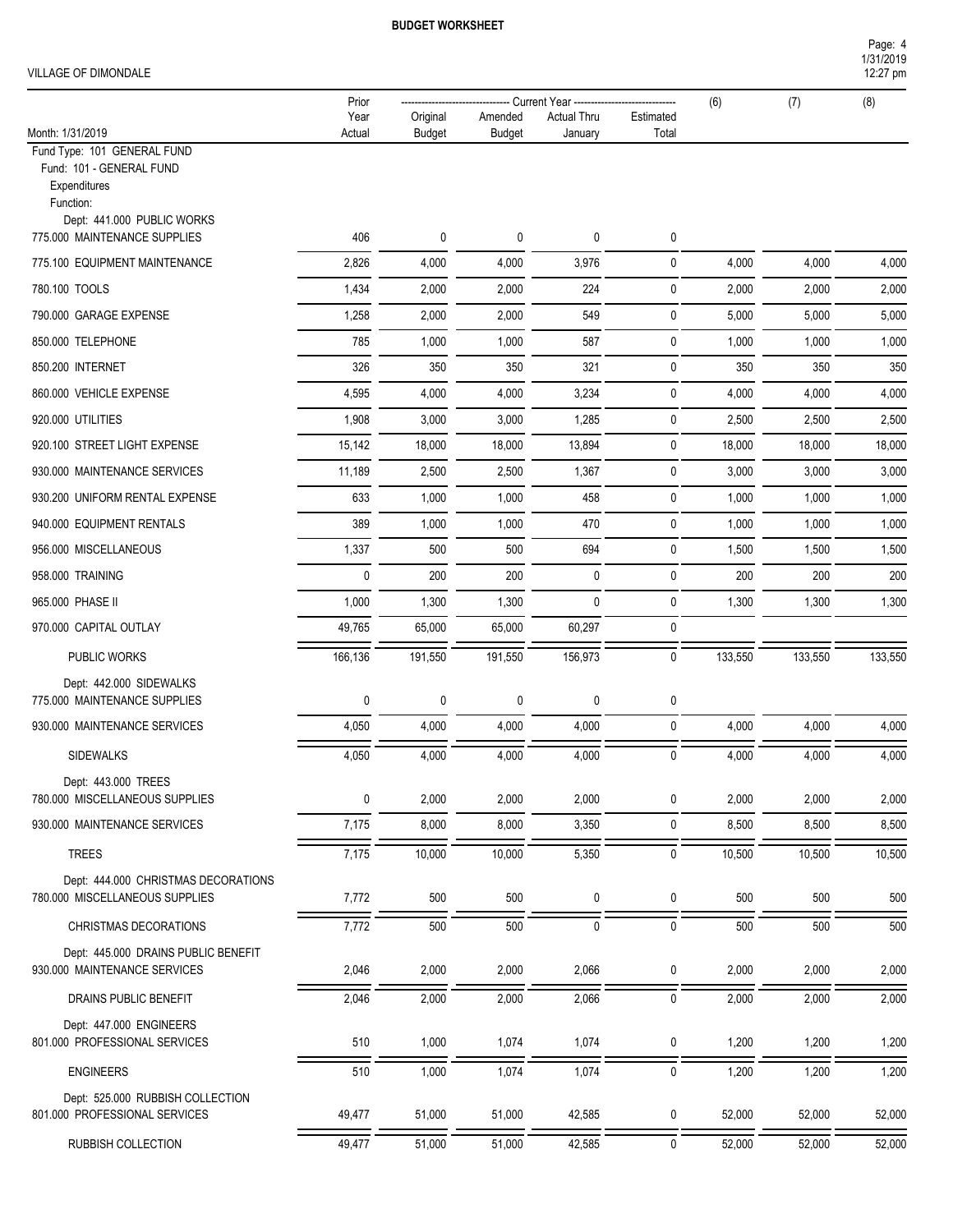**BUDGET WORKSHEET**

VILLAGE OF DIMONDALE

| Month: 1/31/2019 | Prior Year Actual | Original Budget | Amended Budget | Actual Thru January | Estimated Total | (6) | (7) | (8) |
|---|---|---|---|---|---|---|---|---|
| | | ---- Current Year ---- | | | | | | |
| Fund Type: 101 GENERAL FUND | | | | | | | | |
| Fund: 101 - GENERAL FUND | | | | | | | | |
| Expenditures | | | | | | | | |
| Function: | | | | | | | | |
| Dept: 441.000 PUBLIC WORKS | | | | | | | | |
| 775.000 MAINTENANCE SUPPLIES | 406 | 0 | 0 | 0 | 0 | | | |
| 775.100 EQUIPMENT MAINTENANCE | 2,826 | 4,000 | 4,000 | 3,976 | 0 | 4,000 | 4,000 | 4,000 |
| 780.100 TOOLS | 1,434 | 2,000 | 2,000 | 224 | 0 | 2,000 | 2,000 | 2,000 |
| 790.000 GARAGE EXPENSE | 1,258 | 2,000 | 2,000 | 549 | 0 | 5,000 | 5,000 | 5,000 |
| 850.000 TELEPHONE | 785 | 1,000 | 1,000 | 587 | 0 | 1,000 | 1,000 | 1,000 |
| 850.200 INTERNET | 326 | 350 | 350 | 321 | 0 | 350 | 350 | 350 |
| 860.000 VEHICLE EXPENSE | 4,595 | 4,000 | 4,000 | 3,234 | 0 | 4,000 | 4,000 | 4,000 |
| 920.000 UTILITIES | 1,908 | 3,000 | 3,000 | 1,285 | 0 | 2,500 | 2,500 | 2,500 |
| 920.100 STREET LIGHT EXPENSE | 15,142 | 18,000 | 18,000 | 13,894 | 0 | 18,000 | 18,000 | 18,000 |
| 930.000 MAINTENANCE SERVICES | 11,189 | 2,500 | 2,500 | 1,367 | 0 | 3,000 | 3,000 | 3,000 |
| 930.200 UNIFORM RENTAL EXPENSE | 633 | 1,000 | 1,000 | 458 | 0 | 1,000 | 1,000 | 1,000 |
| 940.000 EQUIPMENT RENTALS | 389 | 1,000 | 1,000 | 470 | 0 | 1,000 | 1,000 | 1,000 |
| 956.000 MISCELLANEOUS | 1,337 | 500 | 500 | 694 | 0 | 1,500 | 1,500 | 1,500 |
| 958.000 TRAINING | 0 | 200 | 200 | 0 | 0 | 200 | 200 | 200 |
| 965.000 PHASE II | 1,000 | 1,300 | 1,300 | 0 | 0 | 1,300 | 1,300 | 1,300 |
| 970.000 CAPITAL OUTLAY | 49,765 | 65,000 | 65,000 | 60,297 | 0 | | | |
| PUBLIC WORKS | 166,136 | 191,550 | 191,550 | 156,973 | 0 | 133,550 | 133,550 | 133,550 |
| Dept: 442.000 SIDEWALKS | | | | | | | | |
| 775.000 MAINTENANCE SUPPLIES | 0 | 0 | 0 | 0 | 0 | | | |
| 930.000 MAINTENANCE SERVICES | 4,050 | 4,000 | 4,000 | 4,000 | 0 | 4,000 | 4,000 | 4,000 |
| SIDEWALKS | 4,050 | 4,000 | 4,000 | 4,000 | 0 | 4,000 | 4,000 | 4,000 |
| Dept: 443.000 TREES | | | | | | | | |
| 780.000 MISCELLANEOUS SUPPLIES | 0 | 2,000 | 2,000 | 2,000 | 0 | 2,000 | 2,000 | 2,000 |
| 930.000 MAINTENANCE SERVICES | 7,175 | 8,000 | 8,000 | 3,350 | 0 | 8,500 | 8,500 | 8,500 |
| TREES | 7,175 | 10,000 | 10,000 | 5,350 | 0 | 10,500 | 10,500 | 10,500 |
| Dept: 444.000 CHRISTMAS DECORATIONS | | | | | | | | |
| 780.000 MISCELLANEOUS SUPPLIES | 7,772 | 500 | 500 | 0 | 0 | 500 | 500 | 500 |
| CHRISTMAS DECORATIONS | 7,772 | 500 | 500 | 0 | 0 | 500 | 500 | 500 |
| Dept: 445.000 DRAINS PUBLIC BENEFIT | | | | | | | | |
| 930.000 MAINTENANCE SERVICES | 2,046 | 2,000 | 2,000 | 2,066 | 0 | 2,000 | 2,000 | 2,000 |
| DRAINS PUBLIC BENEFIT | 2,046 | 2,000 | 2,000 | 2,066 | 0 | 2,000 | 2,000 | 2,000 |
| Dept: 447.000 ENGINEERS | | | | | | | | |
| 801.000 PROFESSIONAL SERVICES | 510 | 1,000 | 1,074 | 1,074 | 0 | 1,200 | 1,200 | 1,200 |
| ENGINEERS | 510 | 1,000 | 1,074 | 1,074 | 0 | 1,200 | 1,200 | 1,200 |
| Dept: 525.000 RUBBISH COLLECTION | | | | | | | | |
| 801.000 PROFESSIONAL SERVICES | 49,477 | 51,000 | 51,000 | 42,585 | 0 | 52,000 | 52,000 | 52,000 |
| RUBBISH COLLECTION | 49,477 | 51,000 | 51,000 | 42,585 | 0 | 52,000 | 52,000 | 52,000 |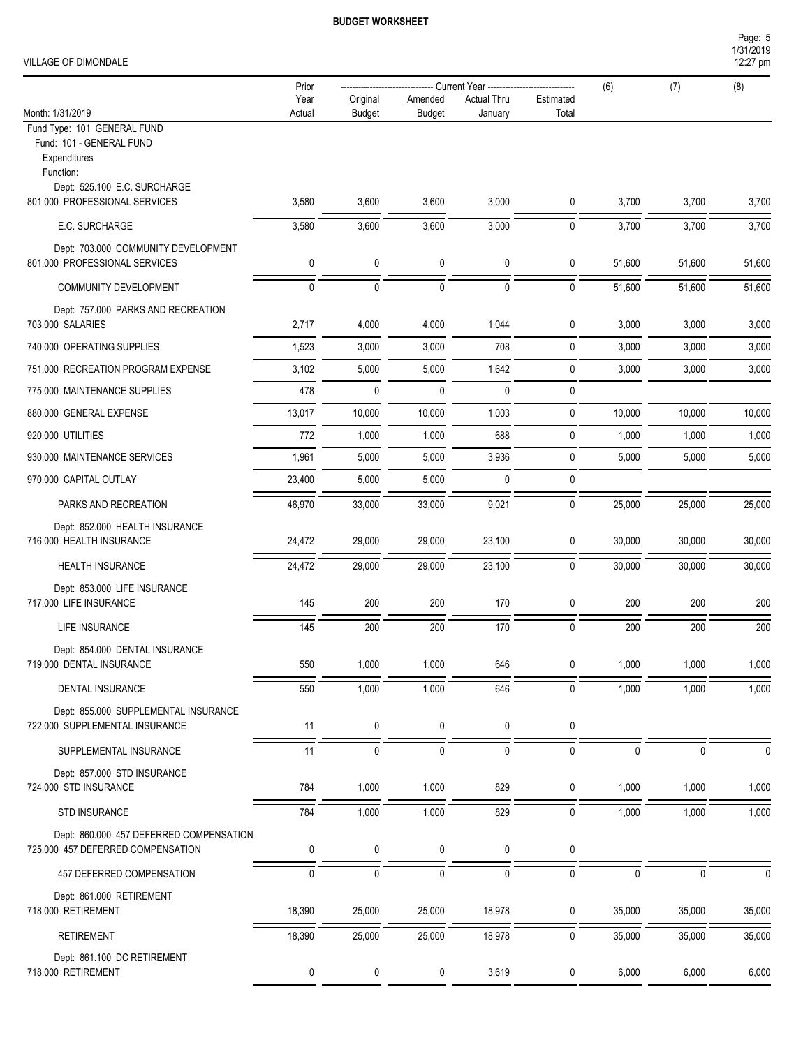**BUDGET WORKSHEET**

VILLAGE OF DIMONDALE

| Month: 1/31/2019 | Prior Year Actual | Current Year Original Budget | Current Year Amended Budget | Current Year Actual Thru January | Current Year Estimated Total | (6) | (7) | (8) |
|---|---|---|---|---|---|---|---|---|
| Fund Type: 101 GENERAL FUND | | | | | | | | |
| Fund: 101 - GENERAL FUND | | | | | | | | |
| Expenditures | | | | | | | | |
| Function: | | | | | | | | |
| Dept: 525.100 E.C. SURCHARGE | | | | | | | | |
| 801.000 PROFESSIONAL SERVICES | 3,580 | 3,600 | 3,600 | 3,000 | 0 | 3,700 | 3,700 | 3,700 |
| E.C. SURCHARGE | 3,580 | 3,600 | 3,600 | 3,000 | 0 | 3,700 | 3,700 | 3,700 |
| Dept: 703.000 COMMUNITY DEVELOPMENT | | | | | | | | |
| 801.000 PROFESSIONAL SERVICES | 0 | 0 | 0 | 0 | 0 | 51,600 | 51,600 | 51,600 |
| COMMUNITY DEVELOPMENT | 0 | 0 | 0 | 0 | 0 | 51,600 | 51,600 | 51,600 |
| Dept: 757.000 PARKS AND RECREATION | | | | | | | | |
| 703.000 SALARIES | 2,717 | 4,000 | 4,000 | 1,044 | 0 | 3,000 | 3,000 | 3,000 |
| 740.000 OPERATING SUPPLIES | 1,523 | 3,000 | 3,000 | 708 | 0 | 3,000 | 3,000 | 3,000 |
| 751.000 RECREATION PROGRAM EXPENSE | 3,102 | 5,000 | 5,000 | 1,642 | 0 | 3,000 | 3,000 | 3,000 |
| 775.000 MAINTENANCE SUPPLIES | 478 | 0 | 0 | 0 | 0 | | | |
| 880.000 GENERAL EXPENSE | 13,017 | 10,000 | 10,000 | 1,003 | 0 | 10,000 | 10,000 | 10,000 |
| 920.000 UTILITIES | 772 | 1,000 | 1,000 | 688 | 0 | 1,000 | 1,000 | 1,000 |
| 930.000 MAINTENANCE SERVICES | 1,961 | 5,000 | 5,000 | 3,936 | 0 | 5,000 | 5,000 | 5,000 |
| 970.000 CAPITAL OUTLAY | 23,400 | 5,000 | 5,000 | 0 | 0 | | | |
| PARKS AND RECREATION | 46,970 | 33,000 | 33,000 | 9,021 | 0 | 25,000 | 25,000 | 25,000 |
| Dept: 852.000 HEALTH INSURANCE | | | | | | | | |
| 716.000 HEALTH INSURANCE | 24,472 | 29,000 | 29,000 | 23,100 | 0 | 30,000 | 30,000 | 30,000 |
| HEALTH INSURANCE | 24,472 | 29,000 | 29,000 | 23,100 | 0 | 30,000 | 30,000 | 30,000 |
| Dept: 853.000 LIFE INSURANCE | | | | | | | | |
| 717.000 LIFE INSURANCE | 145 | 200 | 200 | 170 | 0 | 200 | 200 | 200 |
| LIFE INSURANCE | 145 | 200 | 200 | 170 | 0 | 200 | 200 | 200 |
| Dept: 854.000 DENTAL INSURANCE | | | | | | | | |
| 719.000 DENTAL INSURANCE | 550 | 1,000 | 1,000 | 646 | 0 | 1,000 | 1,000 | 1,000 |
| DENTAL INSURANCE | 550 | 1,000 | 1,000 | 646 | 0 | 1,000 | 1,000 | 1,000 |
| Dept: 855.000 SUPPLEMENTAL INSURANCE | | | | | | | | |
| 722.000 SUPPLEMENTAL INSURANCE | 11 | 0 | 0 | 0 | 0 | | | |
| SUPPLEMENTAL INSURANCE | 11 | 0 | 0 | 0 | 0 | 0 | 0 | 0 |
| Dept: 857.000 STD INSURANCE | | | | | | | | |
| 724.000 STD INSURANCE | 784 | 1,000 | 1,000 | 829 | 0 | 1,000 | 1,000 | 1,000 |
| STD INSURANCE | 784 | 1,000 | 1,000 | 829 | 0 | 1,000 | 1,000 | 1,000 |
| Dept: 860.000 457 DEFERRED COMPENSATION | | | | | | | | |
| 725.000 457 DEFERRED COMPENSATION | 0 | 0 | 0 | 0 | 0 | | | |
| 457 DEFERRED COMPENSATION | 0 | 0 | 0 | 0 | 0 | 0 | 0 | 0 |
| Dept: 861.000 RETIREMENT | | | | | | | | |
| 718.000 RETIREMENT | 18,390 | 25,000 | 25,000 | 18,978 | 0 | 35,000 | 35,000 | 35,000 |
| RETIREMENT | 18,390 | 25,000 | 25,000 | 18,978 | 0 | 35,000 | 35,000 | 35,000 |
| Dept: 861.100 DC RETIREMENT | | | | | | | | |
| 718.000 RETIREMENT | 0 | 0 | 0 | 3,619 | 0 | 6,000 | 6,000 | 6,000 |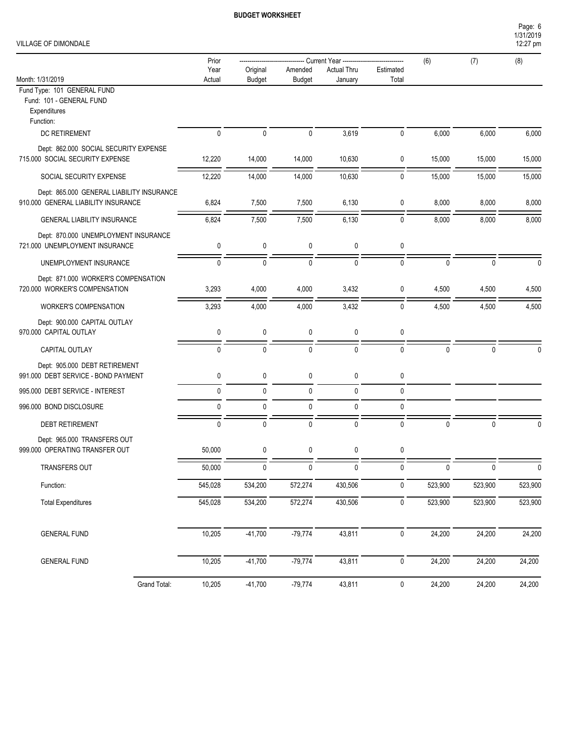**BUDGET WORKSHEET**

VILLAGE OF DIMONDALE

| Month: 1/31/2019 | Prior Year Actual | Current Year Original Budget | Current Year Amended Budget | Current Year Actual Thru January | Current Year Estimated Total | (6) | (7) | (8) |
|---|---|---|---|---|---|---|---|---|
| Fund Type: 101 GENERAL FUND | | | | | | | | |
| Fund: 101 - GENERAL FUND | | | | | | | | |
| Expenditures | | | | | | | | |
| Function: | | | | | | | | |
| DC RETIREMENT | 0 | 0 | 0 | 3,619 | 0 | 6,000 | 6,000 | 6,000 |
| Dept: 862.000 SOCIAL SECURITY EXPENSE | | | | | | | | |
| 715.000 SOCIAL SECURITY EXPENSE | 12,220 | 14,000 | 14,000 | 10,630 | 0 | 15,000 | 15,000 | 15,000 |
| SOCIAL SECURITY EXPENSE | 12,220 | 14,000 | 14,000 | 10,630 | 0 | 15,000 | 15,000 | 15,000 |
| Dept: 865.000 GENERAL LIABILITY INSURANCE | | | | | | | | |
| 910.000 GENERAL LIABILITY INSURANCE | 6,824 | 7,500 | 7,500 | 6,130 | 0 | 8,000 | 8,000 | 8,000 |
| GENERAL LIABILITY INSURANCE | 6,824 | 7,500 | 7,500 | 6,130 | 0 | 8,000 | 8,000 | 8,000 |
| Dept: 870.000 UNEMPLOYMENT INSURANCE | | | | | | | | |
| 721.000 UNEMPLOYMENT INSURANCE | 0 | 0 | 0 | 0 | 0 | | | |
| UNEMPLOYMENT INSURANCE | 0 | 0 | 0 | 0 | 0 | 0 | 0 | 0 |
| Dept: 871.000 WORKER'S COMPENSATION | | | | | | | | |
| 720.000 WORKER'S COMPENSATION | 3,293 | 4,000 | 4,000 | 3,432 | 0 | 4,500 | 4,500 | 4,500 |
| WORKER'S COMPENSATION | 3,293 | 4,000 | 4,000 | 3,432 | 0 | 4,500 | 4,500 | 4,500 |
| Dept: 900.000 CAPITAL OUTLAY | | | | | | | | |
| 970.000 CAPITAL OUTLAY | 0 | 0 | 0 | 0 | 0 | | | |
| CAPITAL OUTLAY | 0 | 0 | 0 | 0 | 0 | 0 | 0 | 0 |
| Dept: 905.000 DEBT RETIREMENT | | | | | | | | |
| 991.000 DEBT SERVICE - BOND PAYMENT | 0 | 0 | 0 | 0 | 0 | | | |
| 995.000 DEBT SERVICE - INTEREST | 0 | 0 | 0 | 0 | 0 | | | |
| 996.000 BOND DISCLOSURE | 0 | 0 | 0 | 0 | 0 | | | |
| DEBT RETIREMENT | 0 | 0 | 0 | 0 | 0 | 0 | 0 | 0 |
| Dept: 965.000 TRANSFERS OUT | | | | | | | | |
| 999.000 OPERATING TRANSFER OUT | 50,000 | 0 | 0 | 0 | 0 | | | |
| TRANSFERS OUT | 50,000 | 0 | 0 | 0 | 0 | 0 | 0 | 0 |
| Function: | 545,028 | 534,200 | 572,274 | 430,506 | 0 | 523,900 | 523,900 | 523,900 |
| Total Expenditures | 545,028 | 534,200 | 572,274 | 430,506 | 0 | 523,900 | 523,900 | 523,900 |
| GENERAL FUND | 10,205 | -41,700 | -79,774 | 43,811 | 0 | 24,200 | 24,200 | 24,200 |
| GENERAL FUND | 10,205 | -41,700 | -79,774 | 43,811 | 0 | 24,200 | 24,200 | 24,200 |
| Grand Total: | 10,205 | -41,700 | -79,774 | 43,811 | 0 | 24,200 | 24,200 | 24,200 |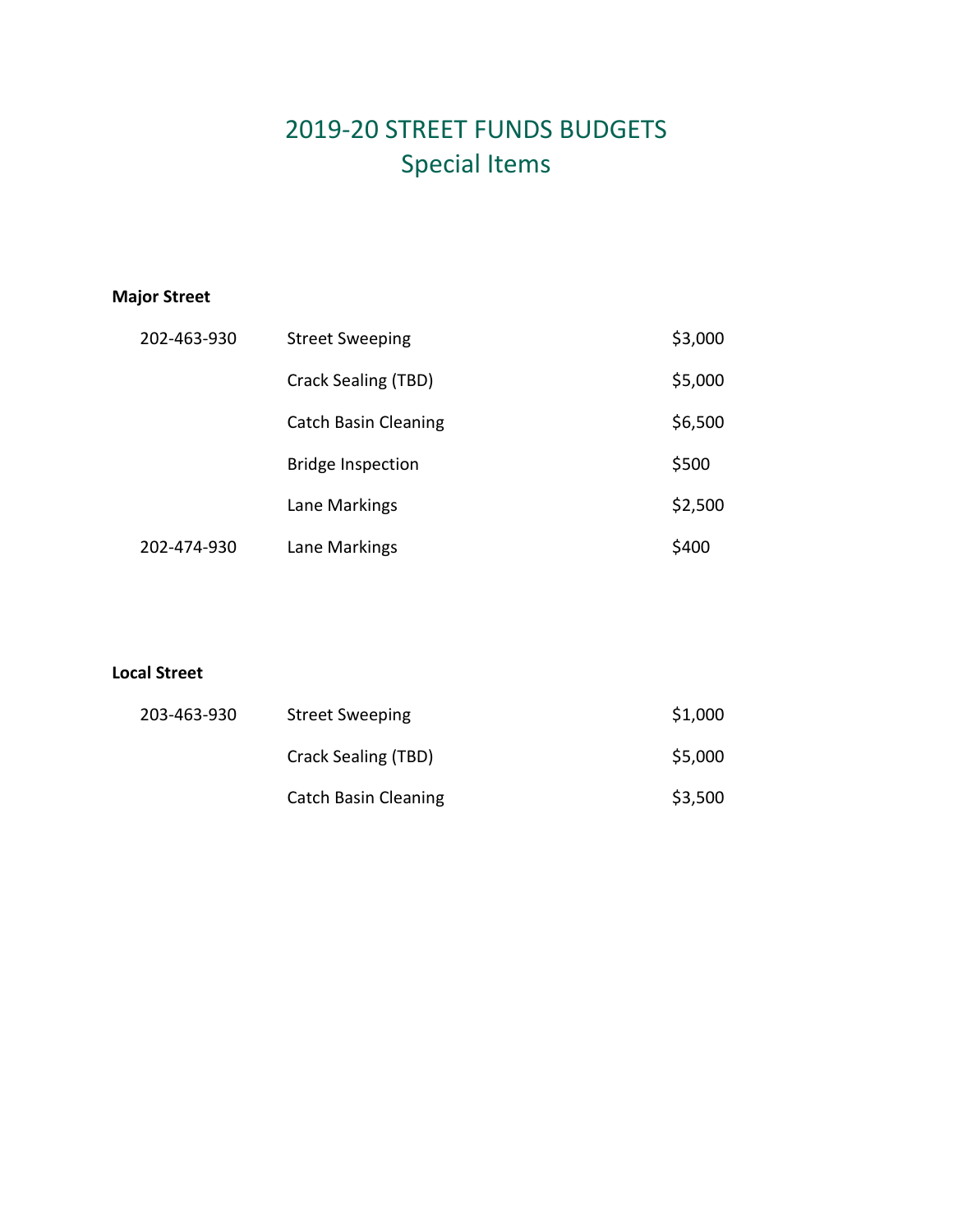# 2019-20 STREET FUNDS BUDGETS
## Special Items

**Major Street**

| | | |
|---|---|---|
| 202-463-930 | Street Sweeping | $3,000 |
| | Crack Sealing (TBD) | $5,000 |
| | Catch Basin Cleaning | $6,500 |
| | Bridge Inspection | $500 |
| | Lane Markings | $2,500 |
| 202-474-930 | Lane Markings | $400 |

**Local Street**

| | | |
|---|---|---|
| 203-463-930 | Street Sweeping | $1,000 |
| | Crack Sealing (TBD) | $5,000 |
| | Catch Basin Cleaning | $3,500 |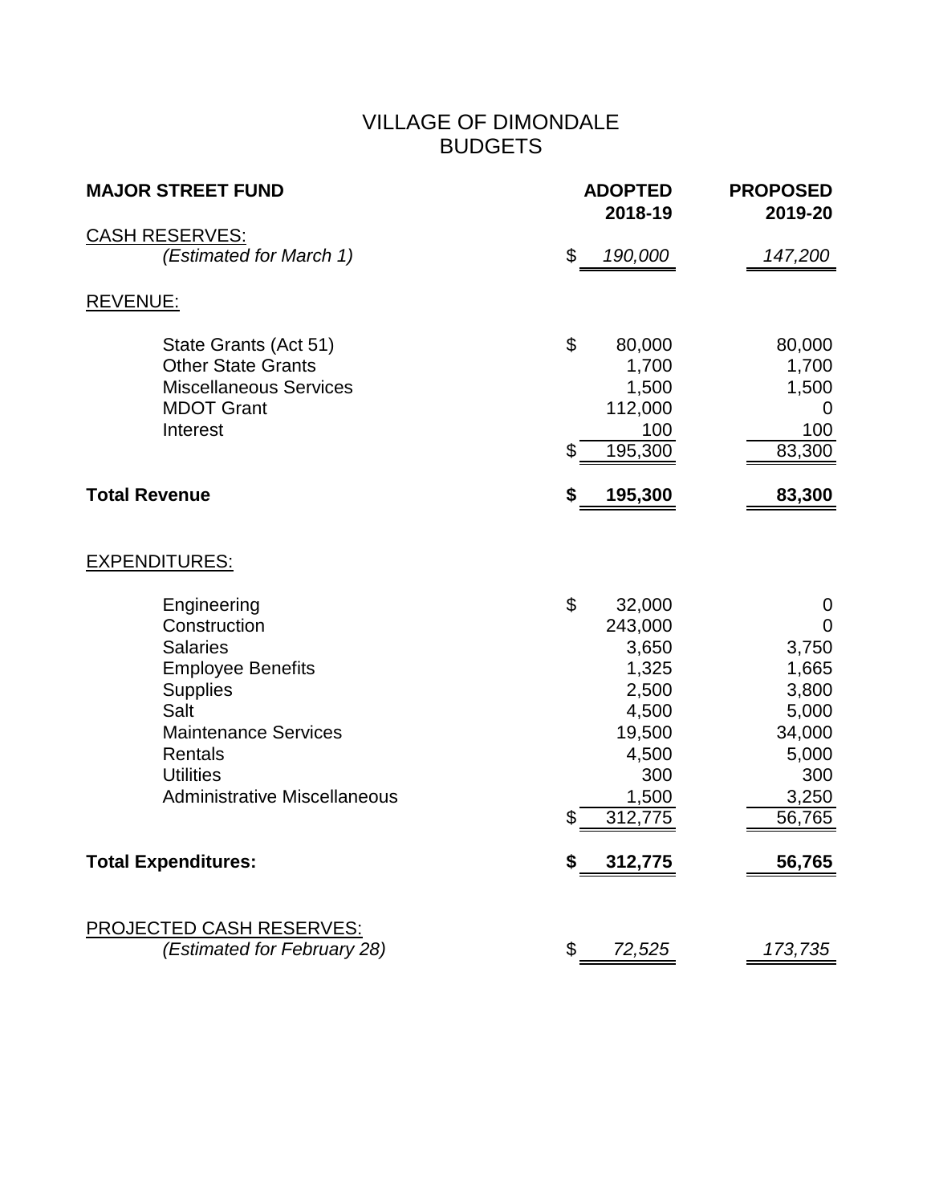# VILLAGE OF DIMONDALE
# BUDGETS

| MAJOR STREET FUND | ADOPTED 2018-19 | PROPOSED 2019-20 |
|---|---|---|
| CASH RESERVES: | | |
| *(Estimated for March 1)* | $ *190,000* | *147,200* |
| REVENUE: | | |
| State Grants (Act 51) | $ 80,000 | 80,000 |
| Other State Grants | 1,700 | 1,700 |
| Miscellaneous Services | 1,500 | 1,500 |
| MDOT Grant | 112,000 | 0 |
| Interest | 100 | 100 |
| | $ 195,300 | 83,300 |
| **Total Revenue** | **$ 195,300** | **83,300** |
| EXPENDITURES: | | |
| Engineering | $ 32,000 | 0 |
| Construction | 243,000 | 0 |
| Salaries | 3,650 | 3,750 |
| Employee Benefits | 1,325 | 1,665 |
| Supplies | 2,500 | 3,800 |
| Salt | 4,500 | 5,000 |
| Maintenance Services | 19,500 | 34,000 |
| Rentals | 4,500 | 5,000 |
| Utilities | 300 | 300 |
| Administrative Miscellaneous | 1,500 | 3,250 |
| | $ 312,775 | 56,765 |
| **Total Expenditures:** | **$ 312,775** | **56,765** |
| PROJECTED CASH RESERVES: | | |
| *(Estimated for February 28)* | $ *72,525* | *173,735* |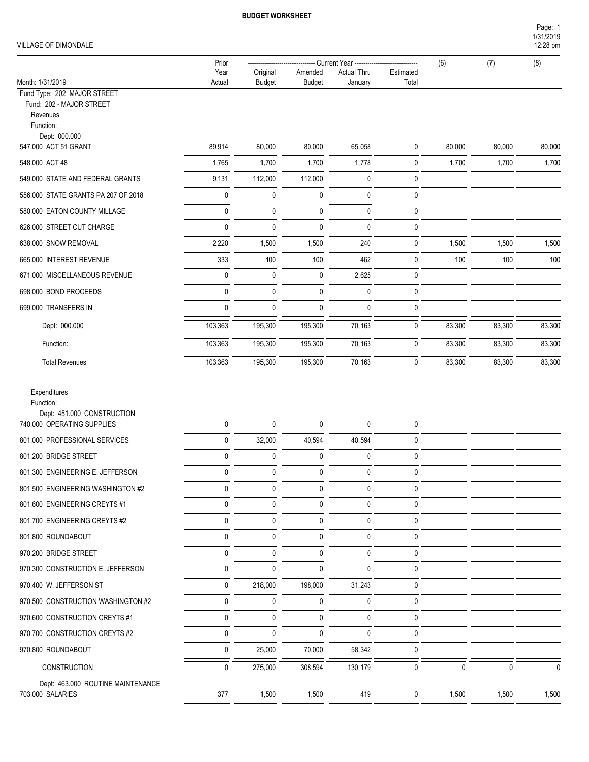**BUDGET WORKSHEET**

VILLAGE OF DIMONDALE

| Month: 1/31/2019 | Prior Year Actual | Original Budget | Amended Budget | Actual Thru January | Estimated Total | (6) | (7) | (8) |
|---|---|---|---|---|---|---|---|---|
| | | -------- Current Year -------- | | | | | | |
| Fund Type: 202 MAJOR STREET | | | | | | | | |
| Fund: 202 - MAJOR STREET | | | | | | | | |
| Revenues | | | | | | | | |
| Function: | | | | | | | | |
| Dept: 000.000 | | | | | | | | |
| 547.000 ACT 51 GRANT | 89,914 | 80,000 | 80,000 | 65,058 | 0 | 80,000 | 80,000 | 80,000 |
| 548.000 ACT 48 | 1,765 | 1,700 | 1,700 | 1,778 | 0 | 1,700 | 1,700 | 1,700 |
| 549.000 STATE AND FEDERAL GRANTS | 9,131 | 112,000 | 112,000 | 0 | 0 | | | |
| 556.000 STATE GRANTS PA 207 OF 2018 | 0 | 0 | 0 | 0 | 0 | | | |
| 580.000 EATON COUNTY MILLAGE | 0 | 0 | 0 | 0 | 0 | | | |
| 626.000 STREET CUT CHARGE | 0 | 0 | 0 | 0 | 0 | | | |
| 638.000 SNOW REMOVAL | 2,220 | 1,500 | 1,500 | 240 | 0 | 1,500 | 1,500 | 1,500 |
| 665.000 INTEREST REVENUE | 333 | 100 | 100 | 462 | 0 | 100 | 100 | 100 |
| 671.000 MISCELLANEOUS REVENUE | 0 | 0 | 0 | 2,625 | 0 | | | |
| 698.000 BOND PROCEEDS | 0 | 0 | 0 | 0 | 0 | | | |
| 699.000 TRANSFERS IN | 0 | 0 | 0 | 0 | 0 | | | |
| Dept: 000.000 | 103,363 | 195,300 | 195,300 | 70,163 | 0 | 83,300 | 83,300 | 83,300 |
| Function: | 103,363 | 195,300 | 195,300 | 70,163 | 0 | 83,300 | 83,300 | 83,300 |
| Total Revenues | 103,363 | 195,300 | 195,300 | 70,163 | 0 | 83,300 | 83,300 | 83,300 |
| Expenditures | | | | | | | | |
| Function: | | | | | | | | |
| Dept: 451.000 CONSTRUCTION | | | | | | | | |
| 740.000 OPERATING SUPPLIES | 0 | 0 | 0 | 0 | 0 | | | |
| 801.000 PROFESSIONAL SERVICES | 0 | 32,000 | 40,594 | 40,594 | 0 | | | |
| 801.200 BRIDGE STREET | 0 | 0 | 0 | 0 | 0 | | | |
| 801.300 ENGINEERING E. JEFFERSON | 0 | 0 | 0 | 0 | 0 | | | |
| 801.500 ENGINEERING WASHINGTON #2 | 0 | 0 | 0 | 0 | 0 | | | |
| 801.600 ENGINEERING CREYTS #1 | 0 | 0 | 0 | 0 | 0 | | | |
| 801.700 ENGINEERING CREYTS #2 | 0 | 0 | 0 | 0 | 0 | | | |
| 801.800 ROUNDABOUT | 0 | 0 | 0 | 0 | 0 | | | |
| 970.200 BRIDGE STREET | 0 | 0 | 0 | 0 | 0 | | | |
| 970.300 CONSTRUCTION E. JEFFERSON | 0 | 0 | 0 | 0 | 0 | | | |
| 970.400 W. JEFFERSON ST | 0 | 218,000 | 198,000 | 31,243 | 0 | | | |
| 970.500 CONSTRUCTION WASHINGTON #2 | 0 | 0 | 0 | 0 | 0 | | | |
| 970.600 CONSTRUCTION CREYTS #1 | 0 | 0 | 0 | 0 | 0 | | | |
| 970.700 CONSTRUCTION CREYTS #2 | 0 | 0 | 0 | 0 | 0 | | | |
| 970.800 ROUNDABOUT | 0 | 25,000 | 70,000 | 58,342 | 0 | | | |
| CONSTRUCTION | 0 | 275,000 | 308,594 | 130,179 | 0 | 0 | 0 | 0 |
| Dept: 463.000 ROUTINE MAINTENANCE | | | | | | | | |
| 703.000 SALARIES | 377 | 1,500 | 1,500 | 419 | 0 | 1,500 | 1,500 | 1,500 |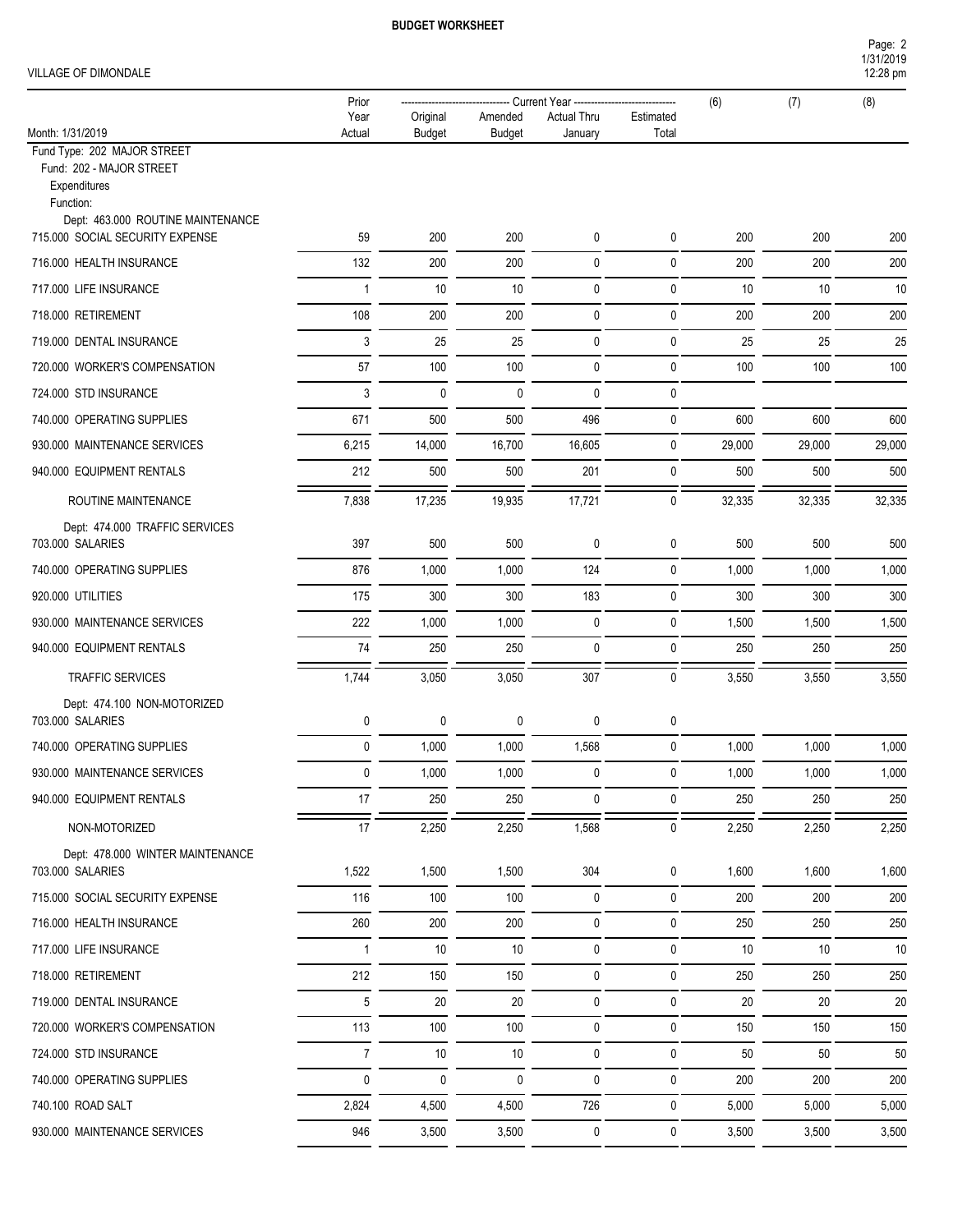**BUDGET WORKSHEET**

VILLAGE OF DIMONDALE

| Month: 1/31/2019 | Prior Year Actual | Original Budget | Amended Budget | Actual Thru January | Estimated Total | (6) | (7) | (8) |
|---|---|---|---|---|---|---|---|---|
| | | ---- Current Year ---- | | | | | | |
| Fund Type: 202 MAJOR STREET | | | | | | | | |
| Fund: 202 - MAJOR STREET | | | | | | | | |
| Expenditures | | | | | | | | |
| Function: | | | | | | | | |
| Dept: 463.000 ROUTINE MAINTENANCE | | | | | | | | |
| 715.000 SOCIAL SECURITY EXPENSE | 59 | 200 | 200 | 0 | 0 | 200 | 200 | 200 |
| 716.000 HEALTH INSURANCE | 132 | 200 | 200 | 0 | 0 | 200 | 200 | 200 |
| 717.000 LIFE INSURANCE | 1 | 10 | 10 | 0 | 0 | 10 | 10 | 10 |
| 718.000 RETIREMENT | 108 | 200 | 200 | 0 | 0 | 200 | 200 | 200 |
| 719.000 DENTAL INSURANCE | 3 | 25 | 25 | 0 | 0 | 25 | 25 | 25 |
| 720.000 WORKER'S COMPENSATION | 57 | 100 | 100 | 0 | 0 | 100 | 100 | 100 |
| 724.000 STD INSURANCE | 3 | 0 | 0 | 0 | 0 | | | |
| 740.000 OPERATING SUPPLIES | 671 | 500 | 500 | 496 | 0 | 600 | 600 | 600 |
| 930.000 MAINTENANCE SERVICES | 6,215 | 14,000 | 16,700 | 16,605 | 0 | 29,000 | 29,000 | 29,000 |
| 940.000 EQUIPMENT RENTALS | 212 | 500 | 500 | 201 | 0 | 500 | 500 | 500 |
| ROUTINE MAINTENANCE | 7,838 | 17,235 | 19,935 | 17,721 | 0 | 32,335 | 32,335 | 32,335 |
| Dept: 474.000 TRAFFIC SERVICES | | | | | | | | |
| 703.000 SALARIES | 397 | 500 | 500 | 0 | 0 | 500 | 500 | 500 |
| 740.000 OPERATING SUPPLIES | 876 | 1,000 | 1,000 | 124 | 0 | 1,000 | 1,000 | 1,000 |
| 920.000 UTILITIES | 175 | 300 | 300 | 183 | 0 | 300 | 300 | 300 |
| 930.000 MAINTENANCE SERVICES | 222 | 1,000 | 1,000 | 0 | 0 | 1,500 | 1,500 | 1,500 |
| 940.000 EQUIPMENT RENTALS | 74 | 250 | 250 | 0 | 0 | 250 | 250 | 250 |
| TRAFFIC SERVICES | 1,744 | 3,050 | 3,050 | 307 | 0 | 3,550 | 3,550 | 3,550 |
| Dept: 474.100 NON-MOTORIZED | | | | | | | | |
| 703.000 SALARIES | 0 | 0 | 0 | 0 | 0 | | | |
| 740.000 OPERATING SUPPLIES | 0 | 1,000 | 1,000 | 1,568 | 0 | 1,000 | 1,000 | 1,000 |
| 930.000 MAINTENANCE SERVICES | 0 | 1,000 | 1,000 | 0 | 0 | 1,000 | 1,000 | 1,000 |
| 940.000 EQUIPMENT RENTALS | 17 | 250 | 250 | 0 | 0 | 250 | 250 | 250 |
| NON-MOTORIZED | 17 | 2,250 | 2,250 | 1,568 | 0 | 2,250 | 2,250 | 2,250 |
| Dept: 478.000 WINTER MAINTENANCE | | | | | | | | |
| 703.000 SALARIES | 1,522 | 1,500 | 1,500 | 304 | 0 | 1,600 | 1,600 | 1,600 |
| 715.000 SOCIAL SECURITY EXPENSE | 116 | 100 | 100 | 0 | 0 | 200 | 200 | 200 |
| 716.000 HEALTH INSURANCE | 260 | 200 | 200 | 0 | 0 | 250 | 250 | 250 |
| 717.000 LIFE INSURANCE | 1 | 10 | 10 | 0 | 0 | 10 | 10 | 10 |
| 718.000 RETIREMENT | 212 | 150 | 150 | 0 | 0 | 250 | 250 | 250 |
| 719.000 DENTAL INSURANCE | 5 | 20 | 20 | 0 | 0 | 20 | 20 | 20 |
| 720.000 WORKER'S COMPENSATION | 113 | 100 | 100 | 0 | 0 | 150 | 150 | 150 |
| 724.000 STD INSURANCE | 7 | 10 | 10 | 0 | 0 | 50 | 50 | 50 |
| 740.000 OPERATING SUPPLIES | 0 | 0 | 0 | 0 | 0 | 200 | 200 | 200 |
| 740.100 ROAD SALT | 2,824 | 4,500 | 4,500 | 726 | 0 | 5,000 | 5,000 | 5,000 |
| 930.000 MAINTENANCE SERVICES | 946 | 3,500 | 3,500 | 0 | 0 | 3,500 | 3,500 | 3,500 |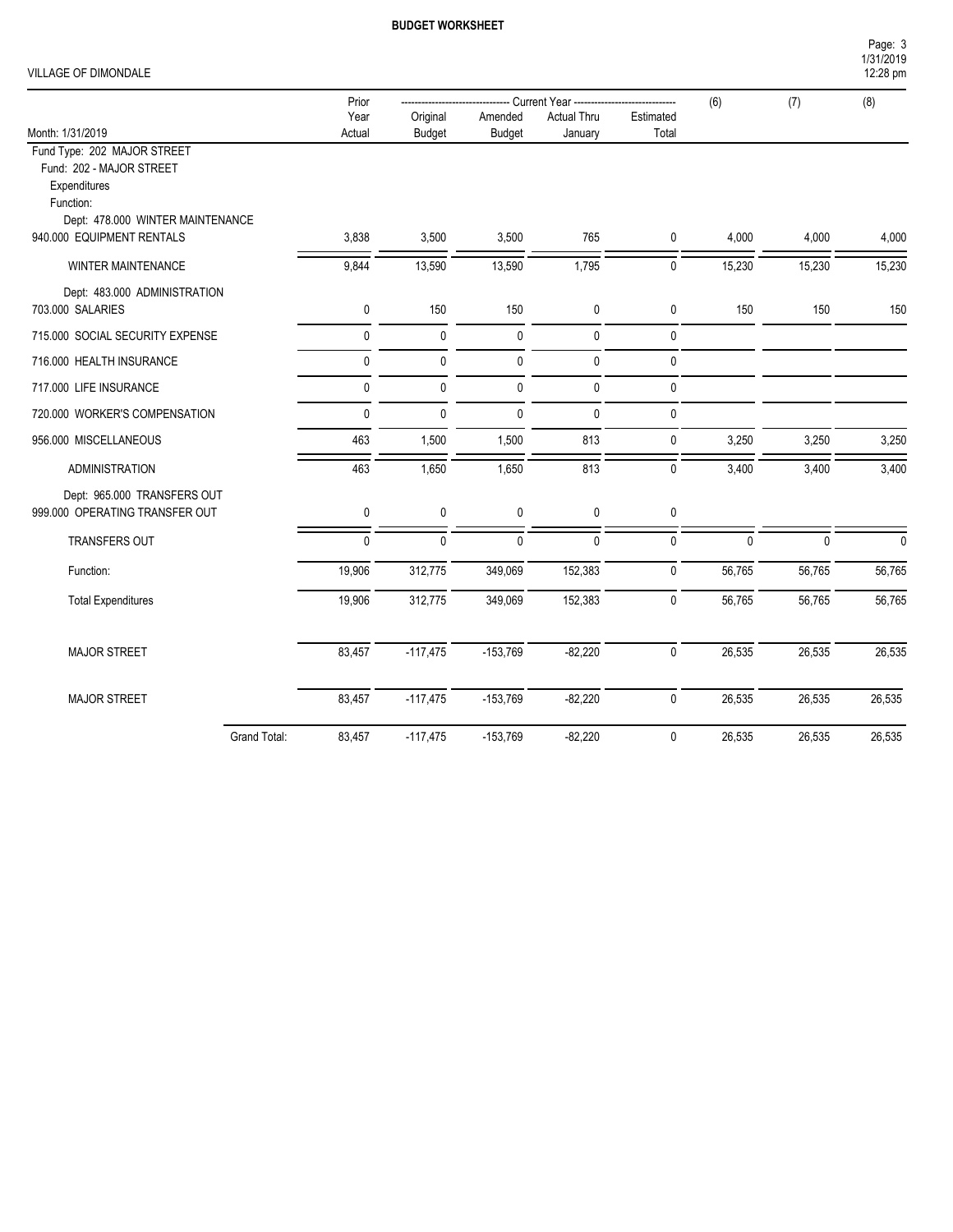# BUDGET WORKSHEET

VILLAGE OF DIMONDALE

| Month: 1/31/2019 | | Prior Year Actual | Original Budget | Amended Budget | Actual Thru January | Estimated Total | (6) | (7) | (8) |
|---|---|---|---|---|---|---|---|---|---|
| | | | Current Year | | | | | | |
| Fund Type: 202 MAJOR STREET | | | | | | | | | |
| Fund: 202 - MAJOR STREET | | | | | | | | | |
| Expenditures | | | | | | | | | |
| Function: | | | | | | | | | |
| Dept: 478.000 WINTER MAINTENANCE | | | | | | | | | |
| 940.000 EQUIPMENT RENTALS | | 3,838 | 3,500 | 3,500 | 765 | 0 | 4,000 | 4,000 | 4,000 |
| WINTER MAINTENANCE | | 9,844 | 13,590 | 13,590 | 1,795 | 0 | 15,230 | 15,230 | 15,230 |
| Dept: 483.000 ADMINISTRATION | | | | | | | | | |
| 703.000 SALARIES | | 0 | 150 | 150 | 0 | 0 | 150 | 150 | 150 |
| 715.000 SOCIAL SECURITY EXPENSE | | 0 | 0 | 0 | 0 | 0 | | | |
| 716.000 HEALTH INSURANCE | | 0 | 0 | 0 | 0 | 0 | | | |
| 717.000 LIFE INSURANCE | | 0 | 0 | 0 | 0 | 0 | | | |
| 720.000 WORKER'S COMPENSATION | | 0 | 0 | 0 | 0 | 0 | | | |
| 956.000 MISCELLANEOUS | | 463 | 1,500 | 1,500 | 813 | 0 | 3,250 | 3,250 | 3,250 |
| ADMINISTRATION | | 463 | 1,650 | 1,650 | 813 | 0 | 3,400 | 3,400 | 3,400 |
| Dept: 965.000 TRANSFERS OUT | | | | | | | | | |
| 999.000 OPERATING TRANSFER OUT | | 0 | 0 | 0 | 0 | 0 | | | |
| TRANSFERS OUT | | 0 | 0 | 0 | 0 | 0 | 0 | 0 | 0 |
| Function: | | 19,906 | 312,775 | 349,069 | 152,383 | 0 | 56,765 | 56,765 | 56,765 |
| Total Expenditures | | 19,906 | 312,775 | 349,069 | 152,383 | 0 | 56,765 | 56,765 | 56,765 |
| MAJOR STREET | | 83,457 | -117,475 | -153,769 | -82,220 | 0 | 26,535 | 26,535 | 26,535 |
| MAJOR STREET | | 83,457 | -117,475 | -153,769 | -82,220 | 0 | 26,535 | 26,535 | 26,535 |
| | Grand Total: | 83,457 | -117,475 | -153,769 | -82,220 | 0 | 26,535 | 26,535 | 26,535 |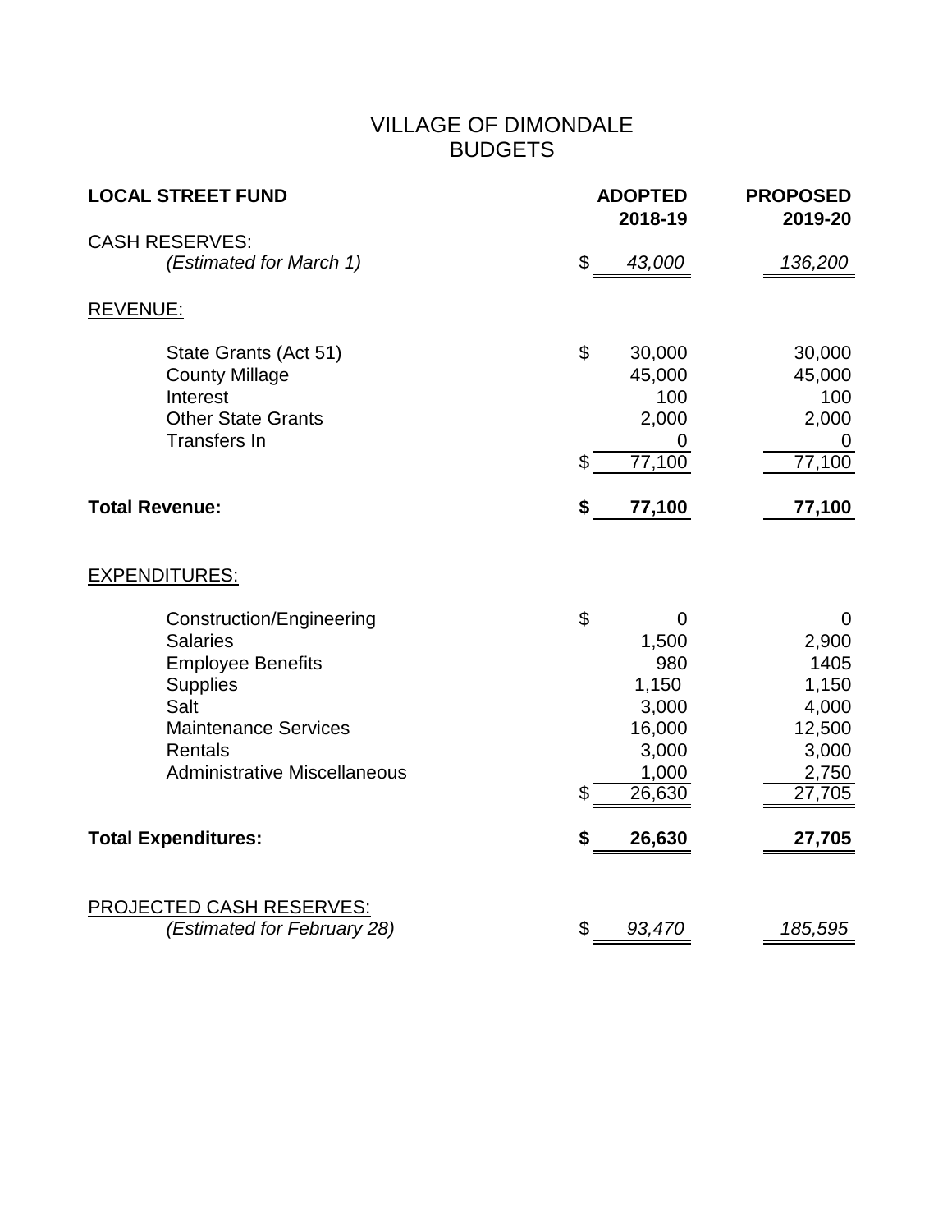# VILLAGE OF DIMONDALE
## BUDGETS

| **LOCAL STREET FUND** | **ADOPTED 2018-19** | **PROPOSED 2019-20** |
|---|---|---|
| CASH RESERVES: | | |
| *(Estimated for March 1)* | $ *43,000* | *136,200* |
| REVENUE: | | |
| State Grants (Act 51) | $ 30,000 | 30,000 |
| County Millage | 45,000 | 45,000 |
| Interest | 100 | 100 |
| Other State Grants | 2,000 | 2,000 |
| Transfers In | 0 | 0 |
| | $ 77,100 | 77,100 |
| **Total Revenue:** | **$ 77,100** | **77,100** |
| EXPENDITURES: | | |
| Construction/Engineering | $ 0 | 0 |
| Salaries | 1,500 | 2,900 |
| Employee Benefits | 980 | 1405 |
| Supplies | 1,150 | 1,150 |
| Salt | 3,000 | 4,000 |
| Maintenance Services | 16,000 | 12,500 |
| Rentals | 3,000 | 3,000 |
| Administrative Miscellaneous | 1,000 | 2,750 |
| | $ 26,630 | 27,705 |
| **Total Expenditures:** | **$ 26,630** | **27,705** |
| PROJECTED CASH RESERVES: | | |
| *(Estimated for February 28)* | $ *93,470* | *185,595* |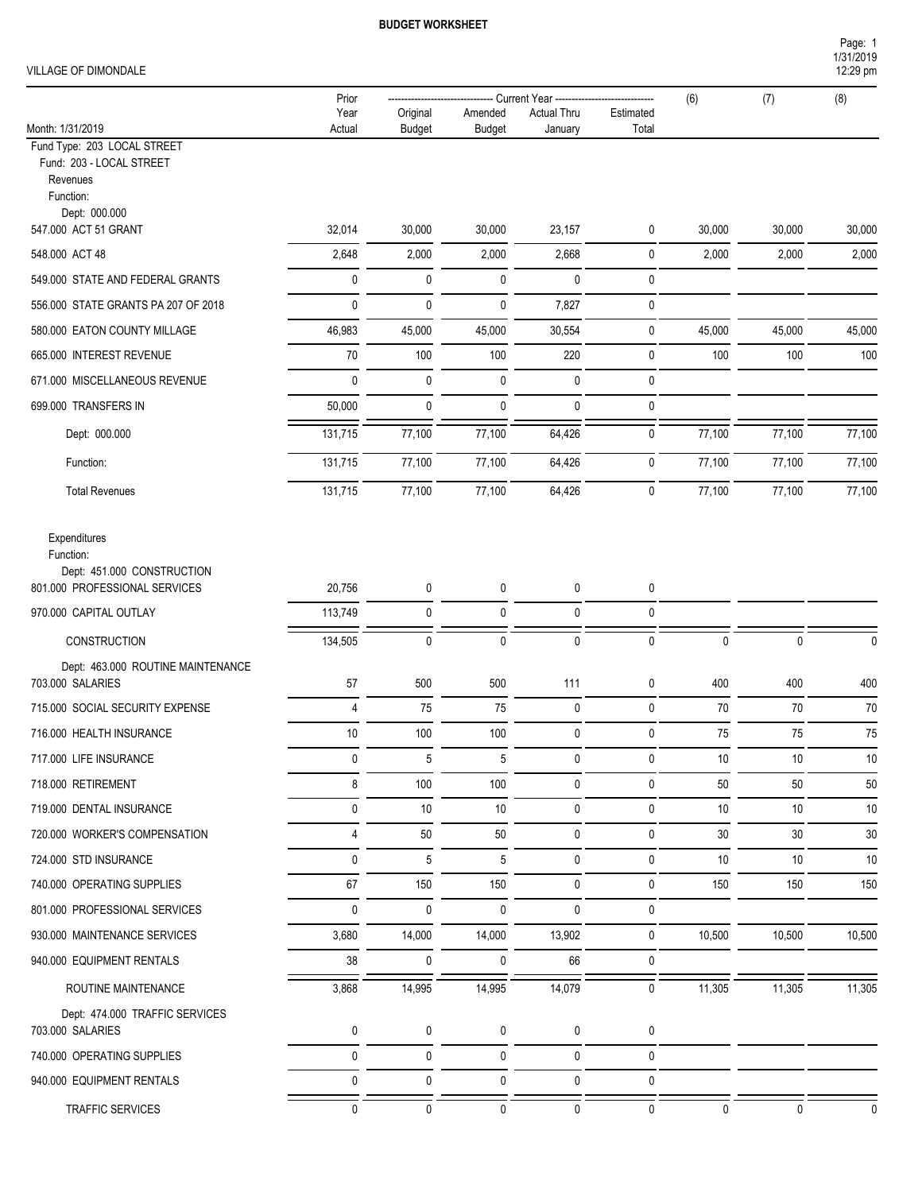# BUDGET WORKSHEET

VILLAGE OF DIMONDALE

Page: 1
1/31/2019
12:29 pm

| Month: 1/31/2019 | Prior Year Actual | Current Year Original Budget | Current Year Amended Budget | Current Year Actual Thru January | Current Year Estimated Total | (6) | (7) | (8) |
|---|---|---|---|---|---|---|---|---|
| Fund Type: 203 LOCAL STREET | | | | | | | | |
| Fund: 203 - LOCAL STREET | | | | | | | | |
| Revenues | | | | | | | | |
| Function: | | | | | | | | |
| Dept: 000.000 | | | | | | | | |
| 547.000 ACT 51 GRANT | 32,014 | 30,000 | 30,000 | 23,157 | 0 | 30,000 | 30,000 | 30,000 |
| 548.000 ACT 48 | 2,648 | 2,000 | 2,000 | 2,668 | 0 | 2,000 | 2,000 | 2,000 |
| 549.000 STATE AND FEDERAL GRANTS | 0 | 0 | 0 | 0 | 0 | | | |
| 556.000 STATE GRANTS PA 207 OF 2018 | 0 | 0 | 0 | 7,827 | 0 | | | |
| 580.000 EATON COUNTY MILLAGE | 46,983 | 45,000 | 45,000 | 30,554 | 0 | 45,000 | 45,000 | 45,000 |
| 665.000 INTEREST REVENUE | 70 | 100 | 100 | 220 | 0 | 100 | 100 | 100 |
| 671.000 MISCELLANEOUS REVENUE | 0 | 0 | 0 | 0 | 0 | | | |
| 699.000 TRANSFERS IN | 50,000 | 0 | 0 | 0 | 0 | | | |
| Dept: 000.000 | 131,715 | 77,100 | 77,100 | 64,426 | 0 | 77,100 | 77,100 | 77,100 |
| Function: | 131,715 | 77,100 | 77,100 | 64,426 | 0 | 77,100 | 77,100 | 77,100 |
| Total Revenues | 131,715 | 77,100 | 77,100 | 64,426 | 0 | 77,100 | 77,100 | 77,100 |
| Expenditures | | | | | | | | |
| Function: | | | | | | | | |
| Dept: 451.000 CONSTRUCTION | | | | | | | | |
| 801.000 PROFESSIONAL SERVICES | 20,756 | 0 | 0 | 0 | 0 | | | |
| 970.000 CAPITAL OUTLAY | 113,749 | 0 | 0 | 0 | 0 | | | |
| CONSTRUCTION | 134,505 | 0 | 0 | 0 | 0 | 0 | 0 | 0 |
| Dept: 463.000 ROUTINE MAINTENANCE | | | | | | | | |
| 703.000 SALARIES | 57 | 500 | 500 | 111 | 0 | 400 | 400 | 400 |
| 715.000 SOCIAL SECURITY EXPENSE | 4 | 75 | 75 | 0 | 0 | 70 | 70 | 70 |
| 716.000 HEALTH INSURANCE | 10 | 100 | 100 | 0 | 0 | 75 | 75 | 75 |
| 717.000 LIFE INSURANCE | 0 | 5 | 5 | 0 | 0 | 10 | 10 | 10 |
| 718.000 RETIREMENT | 8 | 100 | 100 | 0 | 0 | 50 | 50 | 50 |
| 719.000 DENTAL INSURANCE | 0 | 10 | 10 | 0 | 0 | 10 | 10 | 10 |
| 720.000 WORKER'S COMPENSATION | 4 | 50 | 50 | 0 | 0 | 30 | 30 | 30 |
| 724.000 STD INSURANCE | 0 | 5 | 5 | 0 | 0 | 10 | 10 | 10 |
| 740.000 OPERATING SUPPLIES | 67 | 150 | 150 | 0 | 0 | 150 | 150 | 150 |
| 801.000 PROFESSIONAL SERVICES | 0 | 0 | 0 | 0 | 0 | | | |
| 930.000 MAINTENANCE SERVICES | 3,680 | 14,000 | 14,000 | 13,902 | 0 | 10,500 | 10,500 | 10,500 |
| 940.000 EQUIPMENT RENTALS | 38 | 0 | 0 | 66 | 0 | | | |
| ROUTINE MAINTENANCE | 3,868 | 14,995 | 14,995 | 14,079 | 0 | 11,305 | 11,305 | 11,305 |
| Dept: 474.000 TRAFFIC SERVICES | | | | | | | | |
| 703.000 SALARIES | 0 | 0 | 0 | 0 | 0 | | | |
| 740.000 OPERATING SUPPLIES | 0 | 0 | 0 | 0 | 0 | | | |
| 940.000 EQUIPMENT RENTALS | 0 | 0 | 0 | 0 | 0 | | | |
| TRAFFIC SERVICES | 0 | 0 | 0 | 0 | 0 | 0 | 0 | 0 |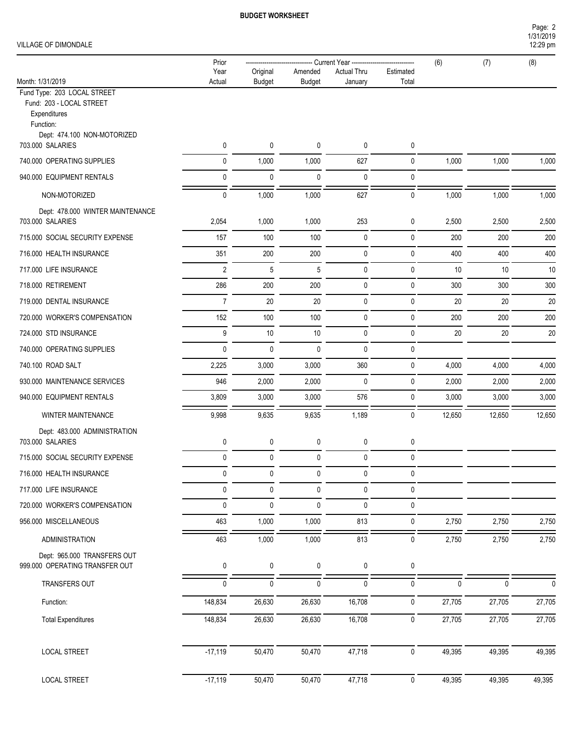**BUDGET WORKSHEET**

VILLAGE OF DIMONDALE

| Month: 1/31/2019 | Prior Year Actual | Current Year: Original Budget | Amended Budget | Actual Thru January | Estimated Total | (6) | (7) | (8) |
|---|---|---|---|---|---|---|---|---|
| Fund Type: 203 LOCAL STREET | | | | | | | | |
| Fund: 203 - LOCAL STREET | | | | | | | | |
| Expenditures | | | | | | | | |
| Function: | | | | | | | | |
| Dept: 474.100 NON-MOTORIZED | | | | | | | | |
| 703.000 SALARIES | 0 | 0 | 0 | 0 | 0 | | | |
| 740.000 OPERATING SUPPLIES | 0 | 1,000 | 1,000 | 627 | 0 | 1,000 | 1,000 | 1,000 |
| 940.000 EQUIPMENT RENTALS | 0 | 0 | 0 | 0 | 0 | | | |
| NON-MOTORIZED | 0 | 1,000 | 1,000 | 627 | 0 | 1,000 | 1,000 | 1,000 |
| Dept: 478.000 WINTER MAINTENANCE | | | | | | | | |
| 703.000 SALARIES | 2,054 | 1,000 | 1,000 | 253 | 0 | 2,500 | 2,500 | 2,500 |
| 715.000 SOCIAL SECURITY EXPENSE | 157 | 100 | 100 | 0 | 0 | 200 | 200 | 200 |
| 716.000 HEALTH INSURANCE | 351 | 200 | 200 | 0 | 0 | 400 | 400 | 400 |
| 717.000 LIFE INSURANCE | 2 | 5 | 5 | 0 | 0 | 10 | 10 | 10 |
| 718.000 RETIREMENT | 286 | 200 | 200 | 0 | 0 | 300 | 300 | 300 |
| 719.000 DENTAL INSURANCE | 7 | 20 | 20 | 0 | 0 | 20 | 20 | 20 |
| 720.000 WORKER'S COMPENSATION | 152 | 100 | 100 | 0 | 0 | 200 | 200 | 200 |
| 724.000 STD INSURANCE | 9 | 10 | 10 | 0 | 0 | 20 | 20 | 20 |
| 740.000 OPERATING SUPPLIES | 0 | 0 | 0 | 0 | 0 | | | |
| 740.100 ROAD SALT | 2,225 | 3,000 | 3,000 | 360 | 0 | 4,000 | 4,000 | 4,000 |
| 930.000 MAINTENANCE SERVICES | 946 | 2,000 | 2,000 | 0 | 0 | 2,000 | 2,000 | 2,000 |
| 940.000 EQUIPMENT RENTALS | 3,809 | 3,000 | 3,000 | 576 | 0 | 3,000 | 3,000 | 3,000 |
| WINTER MAINTENANCE | 9,998 | 9,635 | 9,635 | 1,189 | 0 | 12,650 | 12,650 | 12,650 |
| Dept: 483.000 ADMINISTRATION | | | | | | | | |
| 703.000 SALARIES | 0 | 0 | 0 | 0 | 0 | | | |
| 715.000 SOCIAL SECURITY EXPENSE | 0 | 0 | 0 | 0 | 0 | | | |
| 716.000 HEALTH INSURANCE | 0 | 0 | 0 | 0 | 0 | | | |
| 717.000 LIFE INSURANCE | 0 | 0 | 0 | 0 | 0 | | | |
| 720.000 WORKER'S COMPENSATION | 0 | 0 | 0 | 0 | 0 | | | |
| 956.000 MISCELLANEOUS | 463 | 1,000 | 1,000 | 813 | 0 | 2,750 | 2,750 | 2,750 |
| ADMINISTRATION | 463 | 1,000 | 1,000 | 813 | 0 | 2,750 | 2,750 | 2,750 |
| Dept: 965.000 TRANSFERS OUT | | | | | | | | |
| 999.000 OPERATING TRANSFER OUT | 0 | 0 | 0 | 0 | 0 | | | |
| TRANSFERS OUT | 0 | 0 | 0 | 0 | 0 | 0 | 0 | 0 |
| Function: | 148,834 | 26,630 | 26,630 | 16,708 | 0 | 27,705 | 27,705 | 27,705 |
| Total Expenditures | 148,834 | 26,630 | 26,630 | 16,708 | 0 | 27,705 | 27,705 | 27,705 |
| LOCAL STREET | -17,119 | 50,470 | 50,470 | 47,718 | 0 | 49,395 | 49,395 | 49,395 |
| LOCAL STREET | -17,119 | 50,470 | 50,470 | 47,718 | 0 | 49,395 | 49,395 | 49,395 |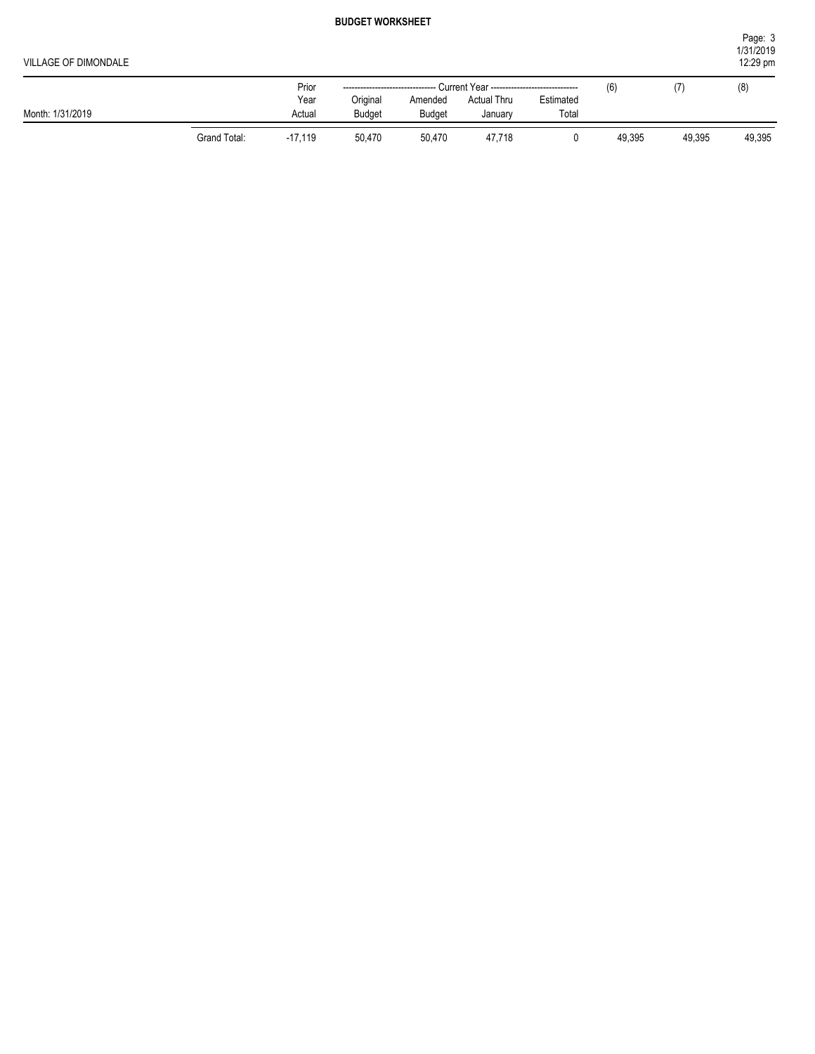# BUDGET WORKSHEET

VILLAGE OF DIMONDALE

| Month: 1/31/2019 | | Prior Year Actual | Current Year Original Budget | Current Year Amended Budget | Current Year Actual Thru January | Current Year Estimated Total | (6) | (7) | (8) |
|---|---|---|---|---|---|---|---|---|---|
| | Grand Total: | -17,119 | 50,470 | 50,470 | 47,718 | 0 | 49,395 | 49,395 | 49,395 |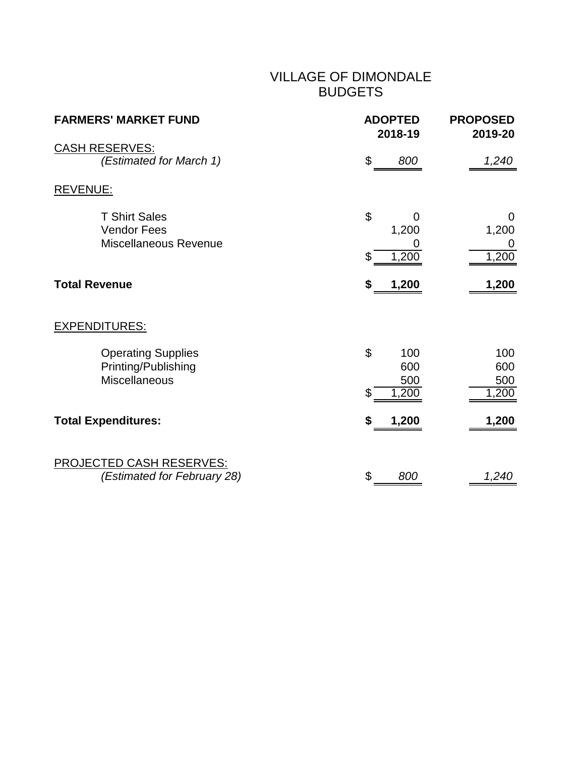# VILLAGE OF DIMONDALE
# BUDGETS

| FARMERS' MARKET FUND | ADOPTED 2018-19 | PROPOSED 2019-20 |
|---|---|---|
| CASH RESERVES: | | |
| *(Estimated for March 1)* | $ *800* | *1,240* |
| REVENUE: | | |
| T Shirt Sales | $ 0 | 0 |
| Vendor Fees | 1,200 | 1,200 |
| Miscellaneous Revenue | 0 | 0 |
| | $ 1,200 | 1,200 |
| **Total Revenue** | **$ 1,200** | **1,200** |
| EXPENDITURES: | | |
| Operating Supplies | $ 100 | 100 |
| Printing/Publishing | 600 | 600 |
| Miscellaneous | 500 | 500 |
| | $ 1,200 | 1,200 |
| **Total Expenditures:** | **$ 1,200** | **1,200** |
| PROJECTED CASH RESERVES: | | |
| *(Estimated for February 28)* | $ *800* | *1,240* |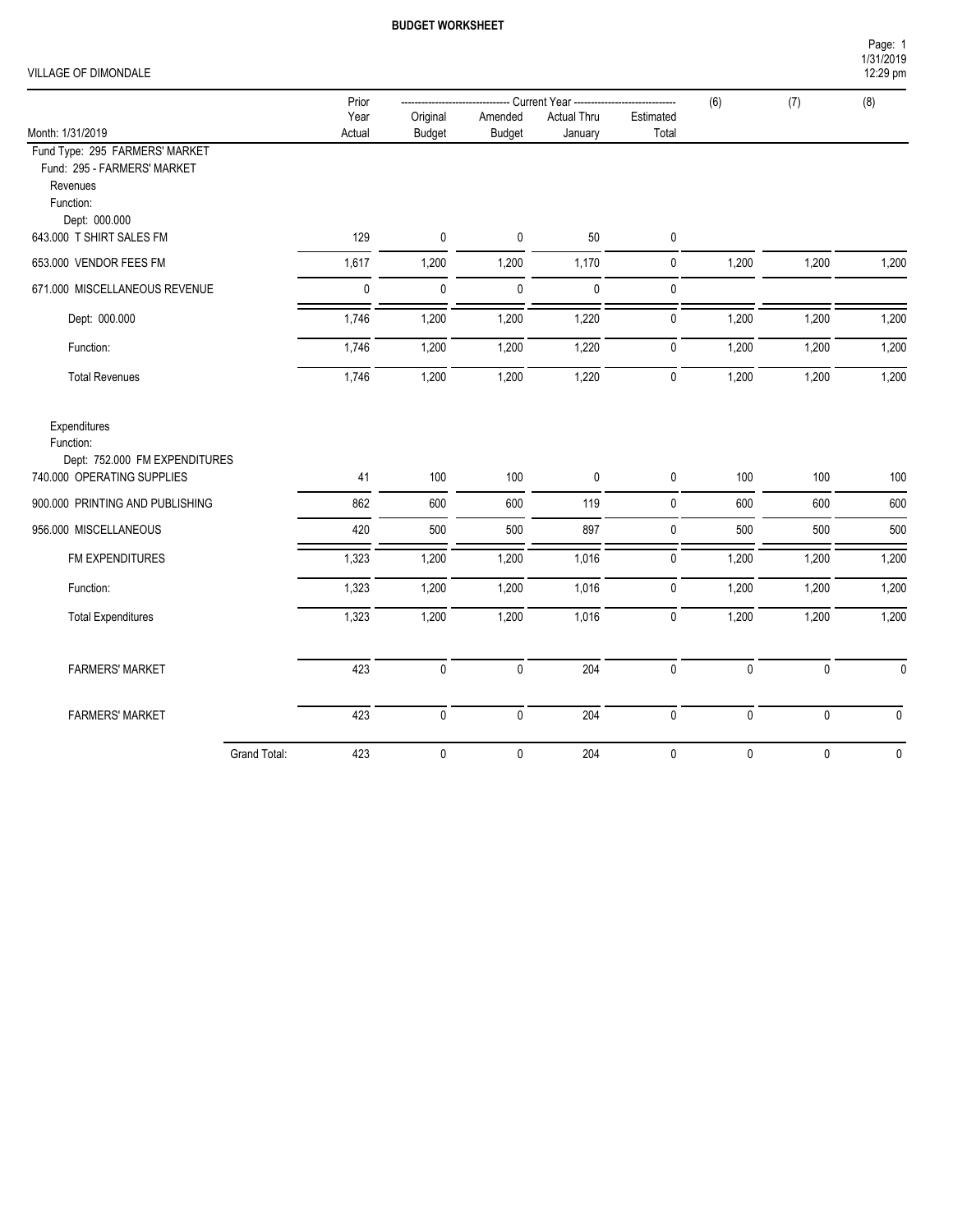# BUDGET WORKSHEET

VILLAGE OF DIMONDALE

| Month: 1/31/2019 | Prior Year Actual | Current Year Original Budget | Current Year Amended Budget | Current Year Actual Thru January | Current Year Estimated Total | (6) | (7) | (8) |
|---|---|---|---|---|---|---|---|---|
| Fund Type: 295 FARMERS' MARKET | | | | | | | | |
| Fund: 295 - FARMERS' MARKET | | | | | | | | |
| Revenues | | | | | | | | |
| Function: | | | | | | | | |
| Dept: 000.000 | | | | | | | | |
| 643.000 T SHIRT SALES FM | 129 | 0 | 0 | 50 | 0 | | | |
| 653.000 VENDOR FEES FM | 1,617 | 1,200 | 1,200 | 1,170 | 0 | 1,200 | 1,200 | 1,200 |
| 671.000 MISCELLANEOUS REVENUE | 0 | 0 | 0 | 0 | 0 | | | |
| Dept: 000.000 | 1,746 | 1,200 | 1,200 | 1,220 | 0 | 1,200 | 1,200 | 1,200 |
| Function: | 1,746 | 1,200 | 1,200 | 1,220 | 0 | 1,200 | 1,200 | 1,200 |
| Total Revenues | 1,746 | 1,200 | 1,200 | 1,220 | 0 | 1,200 | 1,200 | 1,200 |
| Expenditures | | | | | | | | |
| Function: | | | | | | | | |
| Dept: 752.000 FM EXPENDITURES | | | | | | | | |
| 740.000 OPERATING SUPPLIES | 41 | 100 | 100 | 0 | 0 | 100 | 100 | 100 |
| 900.000 PRINTING AND PUBLISHING | 862 | 600 | 600 | 119 | 0 | 600 | 600 | 600 |
| 956.000 MISCELLANEOUS | 420 | 500 | 500 | 897 | 0 | 500 | 500 | 500 |
| FM EXPENDITURES | 1,323 | 1,200 | 1,200 | 1,016 | 0 | 1,200 | 1,200 | 1,200 |
| Function: | 1,323 | 1,200 | 1,200 | 1,016 | 0 | 1,200 | 1,200 | 1,200 |
| Total Expenditures | 1,323 | 1,200 | 1,200 | 1,016 | 0 | 1,200 | 1,200 | 1,200 |
| FARMERS' MARKET | 423 | 0 | 0 | 204 | 0 | 0 | 0 | 0 |
| FARMERS' MARKET | 423 | 0 | 0 | 204 | 0 | 0 | 0 | 0 |
| Grand Total: | 423 | 0 | 0 | 204 | 0 | 0 | 0 | 0 |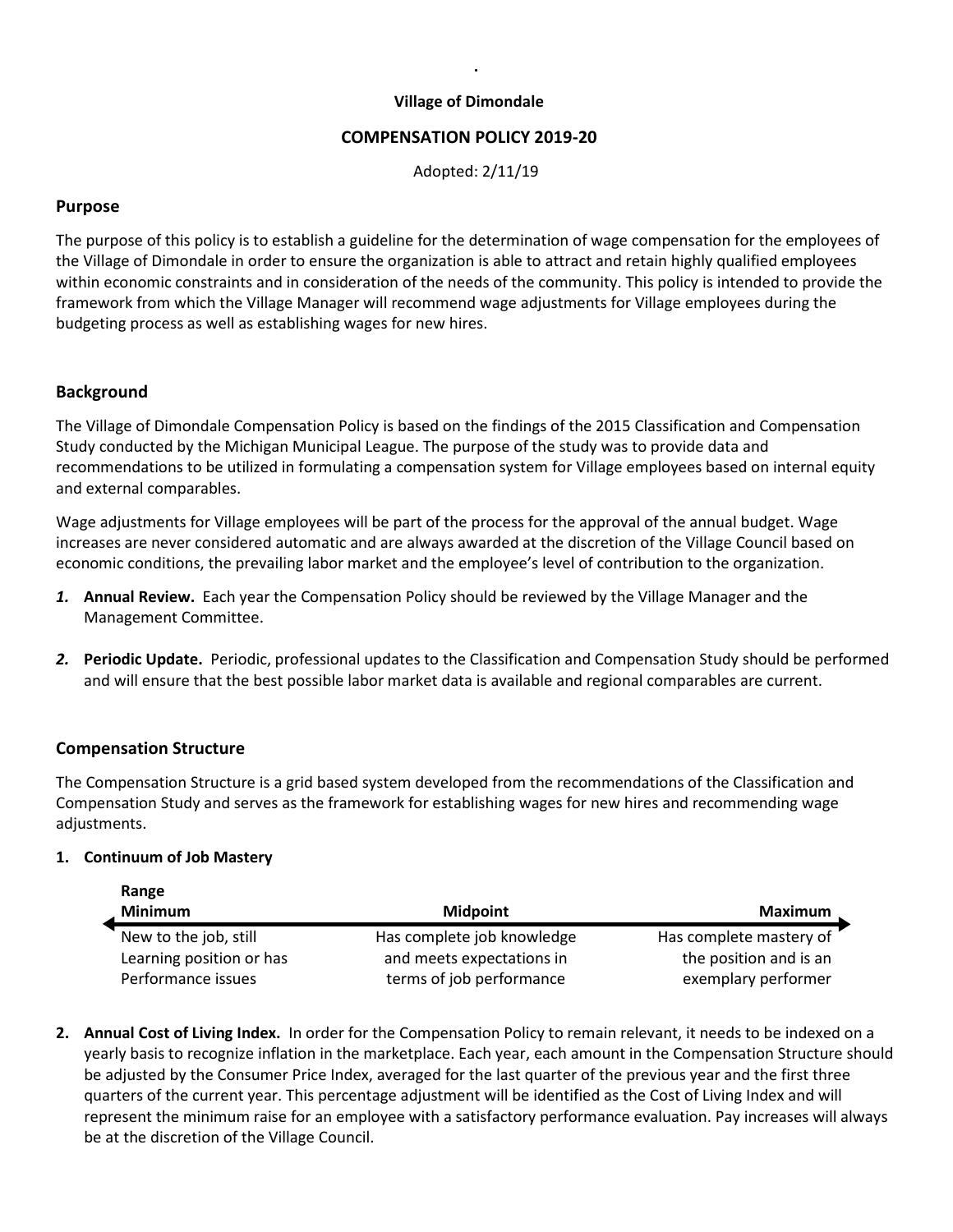**Village of Dimondale**

**COMPENSATION POLICY 2019-20**

Adopted: 2/11/19

## Purpose

The purpose of this policy is to establish a guideline for the determination of wage compensation for the employees of the Village of Dimondale in order to ensure the organization is able to attract and retain highly qualified employees within economic constraints and in consideration of the needs of the community. This policy is intended to provide the framework from which the Village Manager will recommend wage adjustments for Village employees during the budgeting process as well as establishing wages for new hires.

## Background

The Village of Dimondale Compensation Policy is based on the findings of the 2015 Classification and Compensation Study conducted by the Michigan Municipal League. The purpose of the study was to provide data and recommendations to be utilized in formulating a compensation system for Village employees based on internal equity and external comparables.

Wage adjustments for Village employees will be part of the process for the approval of the annual budget. Wage increases are never considered automatic and are always awarded at the discretion of the Village Council based on economic conditions, the prevailing labor market and the employee's level of contribution to the organization.

1. **Annual Review.** Each year the Compensation Policy should be reviewed by the Village Manager and the Management Committee.

2. **Periodic Update.** Periodic, professional updates to the Classification and Compensation Study should be performed and will ensure that the best possible labor market data is available and regional comparables are current.

## Compensation Structure

The Compensation Structure is a grid based system developed from the recommendations of the Classification and Compensation Study and serves as the framework for establishing wages for new hires and recommending wage adjustments.

1. **Continuum of Job Mastery**

| Range Minimum | Midpoint | Maximum |
|---|---|---|
| New to the job, still Learning position or has Performance issues | Has complete job knowledge and meets expectations in terms of job performance | Has complete mastery of the position and is an exemplary performer |

2. **Annual Cost of Living Index.** In order for the Compensation Policy to remain relevant, it needs to be indexed on a yearly basis to recognize inflation in the marketplace. Each year, each amount in the Compensation Structure should be adjusted by the Consumer Price Index, averaged for the last quarter of the previous year and the first three quarters of the current year. This percentage adjustment will be identified as the Cost of Living Index and will represent the minimum raise for an employee with a satisfactory performance evaluation. Pay increases will always be at the discretion of the Village Council.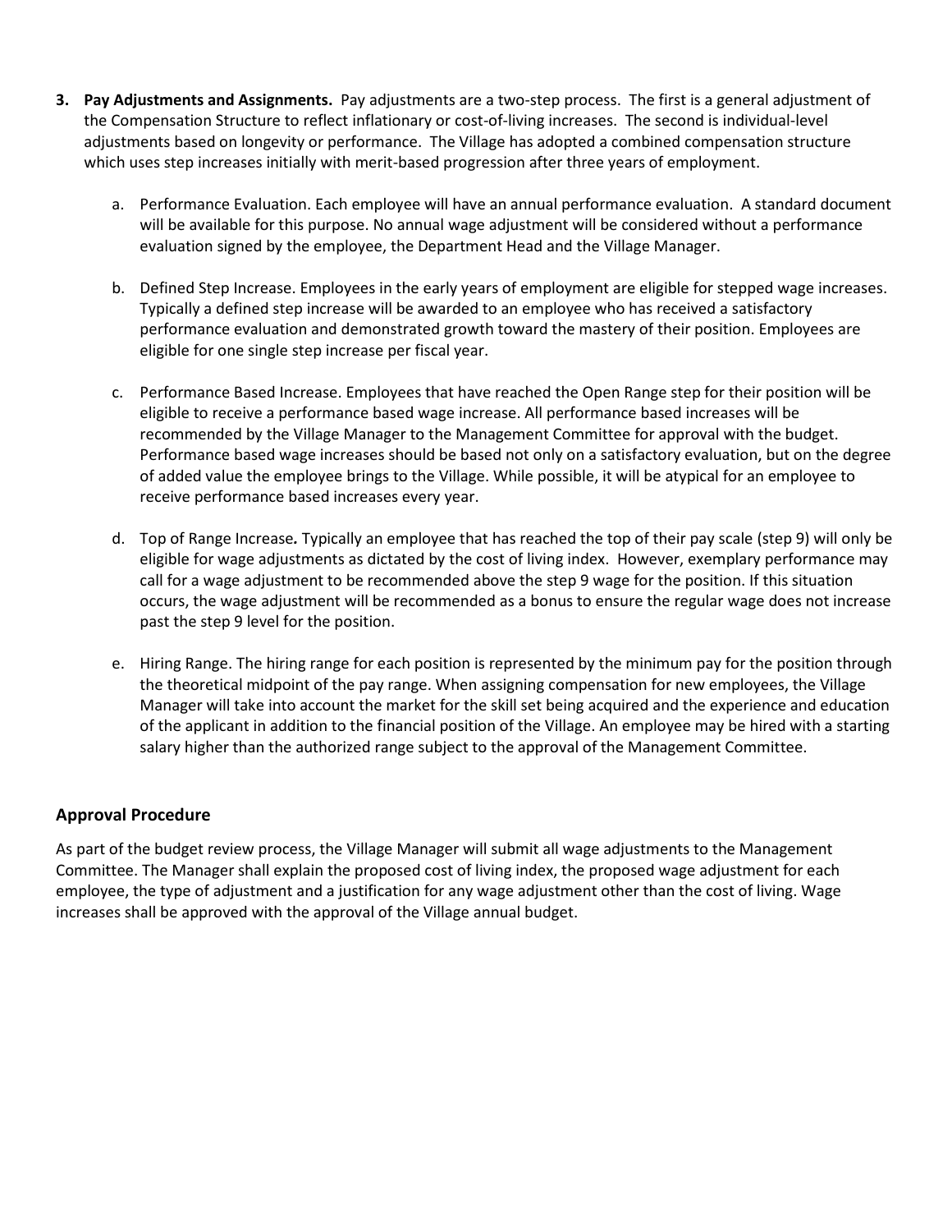3. **Pay Adjustments and Assignments.** Pay adjustments are a two-step process. The first is a general adjustment of the Compensation Structure to reflect inflationary or cost-of-living increases. The second is individual-level adjustments based on longevity or performance. The Village has adopted a combined compensation structure which uses step increases initially with merit-based progression after three years of employment.

    a. Performance Evaluation. Each employee will have an annual performance evaluation. A standard document will be available for this purpose. No annual wage adjustment will be considered without a performance evaluation signed by the employee, the Department Head and the Village Manager.

    b. Defined Step Increase. Employees in the early years of employment are eligible for stepped wage increases. Typically a defined step increase will be awarded to an employee who has received a satisfactory performance evaluation and demonstrated growth toward the mastery of their position. Employees are eligible for one single step increase per fiscal year.

    c. Performance Based Increase. Employees that have reached the Open Range step for their position will be eligible to receive a performance based wage increase. All performance based increases will be recommended by the Village Manager to the Management Committee for approval with the budget. Performance based wage increases should be based not only on a satisfactory evaluation, but on the degree of added value the employee brings to the Village. While possible, it will be atypical for an employee to receive performance based increases every year.

    d. Top of Range Increase*.* Typically an employee that has reached the top of their pay scale (step 9) will only be eligible for wage adjustments as dictated by the cost of living index. However, exemplary performance may call for a wage adjustment to be recommended above the step 9 wage for the position. If this situation occurs, the wage adjustment will be recommended as a bonus to ensure the regular wage does not increase past the step 9 level for the position.

    e. Hiring Range. The hiring range for each position is represented by the minimum pay for the position through the theoretical midpoint of the pay range. When assigning compensation for new employees, the Village Manager will take into account the market for the skill set being acquired and the experience and education of the applicant in addition to the financial position of the Village. An employee may be hired with a starting salary higher than the authorized range subject to the approval of the Management Committee.

## Approval Procedure

As part of the budget review process, the Village Manager will submit all wage adjustments to the Management Committee. The Manager shall explain the proposed cost of living index, the proposed wage adjustment for each employee, the type of adjustment and a justification for any wage adjustment other than the cost of living. Wage increases shall be approved with the approval of the Village annual budget.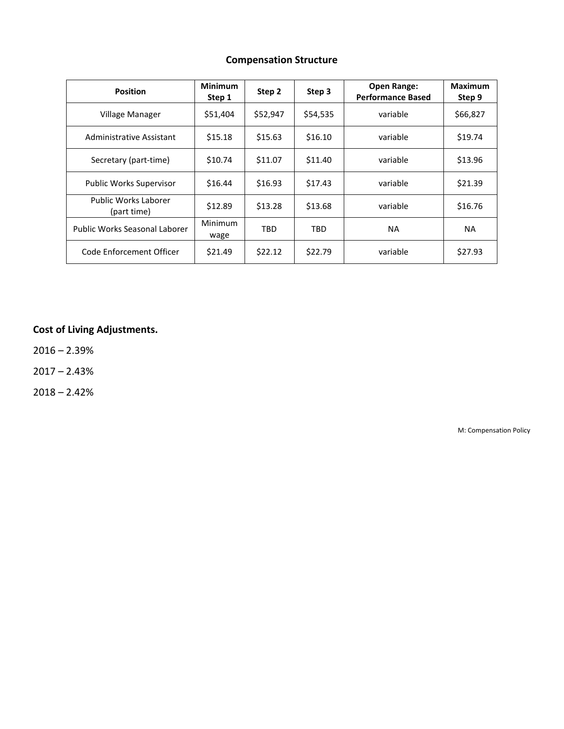## Compensation Structure

| Position | Minimum Step 1 | Step 2 | Step 3 | Open Range: Performance Based | Maximum Step 9 |
|---|---|---|---|---|---|
| Village Manager | $51,404 | $52,947 | $54,535 | variable | $66,827 |
| Administrative Assistant | $15.18 | $15.63 | $16.10 | variable | $19.74 |
| Secretary (part-time) | $10.74 | $11.07 | $11.40 | variable | $13.96 |
| Public Works Supervisor | $16.44 | $16.93 | $17.43 | variable | $21.39 |
| Public Works Laborer (part time) | $12.89 | $13.28 | $13.68 | variable | $16.76 |
| Public Works Seasonal Laborer | Minimum wage | TBD | TBD | NA | NA |
| Code Enforcement Officer | $21.49 | $22.12 | $22.79 | variable | $27.93 |

**Cost of Living Adjustments.**

2016 – 2.39%

2017 – 2.43%

2018 – 2.42%

M: Compensation Policy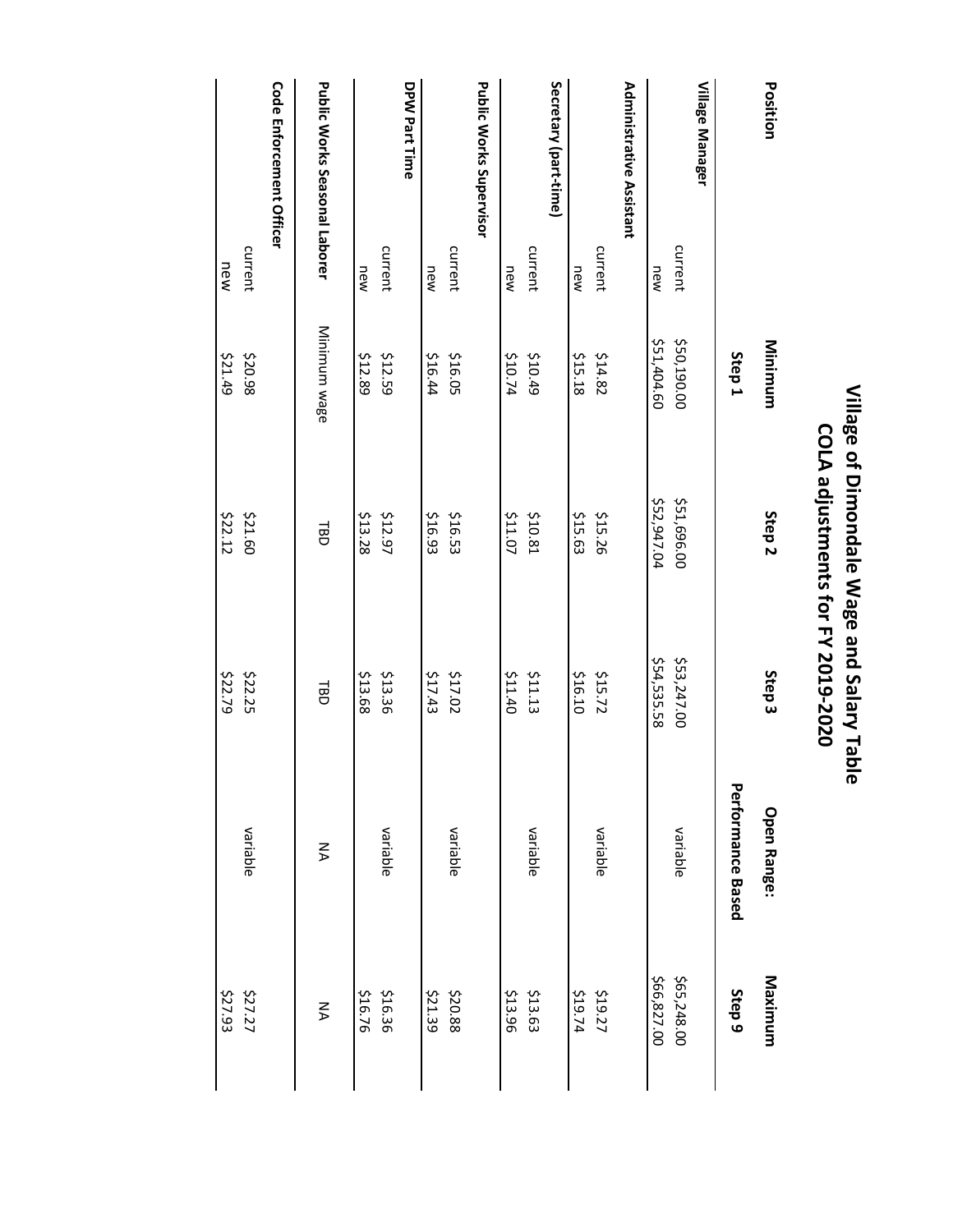# Village of Dimondale Wage and Salary Table
## COLA adjustments for FY 2019-2020

| Position | | Minimum Step 1 | Step 2 | Step 3 | Open Range: Performance Based | Maximum Step 9 |
|---|---|---|---|---|---|---|
| **Village Manager** | | | | | | |
| | current | $50,190.00 | $51,696.00 | $53,247.00 | variable | $65,248.00 |
| | new | $51,404.60 | $52,947.04 | $54,535.58 | | $66,827.00 |
| **Administrative Assistant** | | | | | | |
| | current | $14.82 | $15.26 | $15.72 | variable | $19.27 |
| | new | $15.18 | $15.63 | $16.10 | | $19.74 |
| **Secretary (part-time)** | | | | | | |
| | current | $10.49 | $10.81 | $11.13 | variable | $13.63 |
| | new | $10.74 | $11.07 | $11.40 | | $13.96 |
| **Public Works Supervisor** | | | | | | |
| | current | $16.05 | $16.53 | $17.02 | variable | $20.88 |
| | new | $16.44 | $16.93 | $17.43 | | $21.39 |
| **DPW Part Time** | | | | | | |
| | current | $12.59 | $12.97 | $13.36 | variable | $16.36 |
| | new | $12.89 | $13.28 | $13.68 | | $16.76 |
| **Public Works Seasonal Laborer** | | Minimum wage | TBD | TBD | NA | NA |
| **Code Enforcement Officer** | | | | | | |
| | current | $20.98 | $21.60 | $22.25 | variable | $27.27 |
| | new | $21.49 | $22.12 | $22.79 | | $27.93 |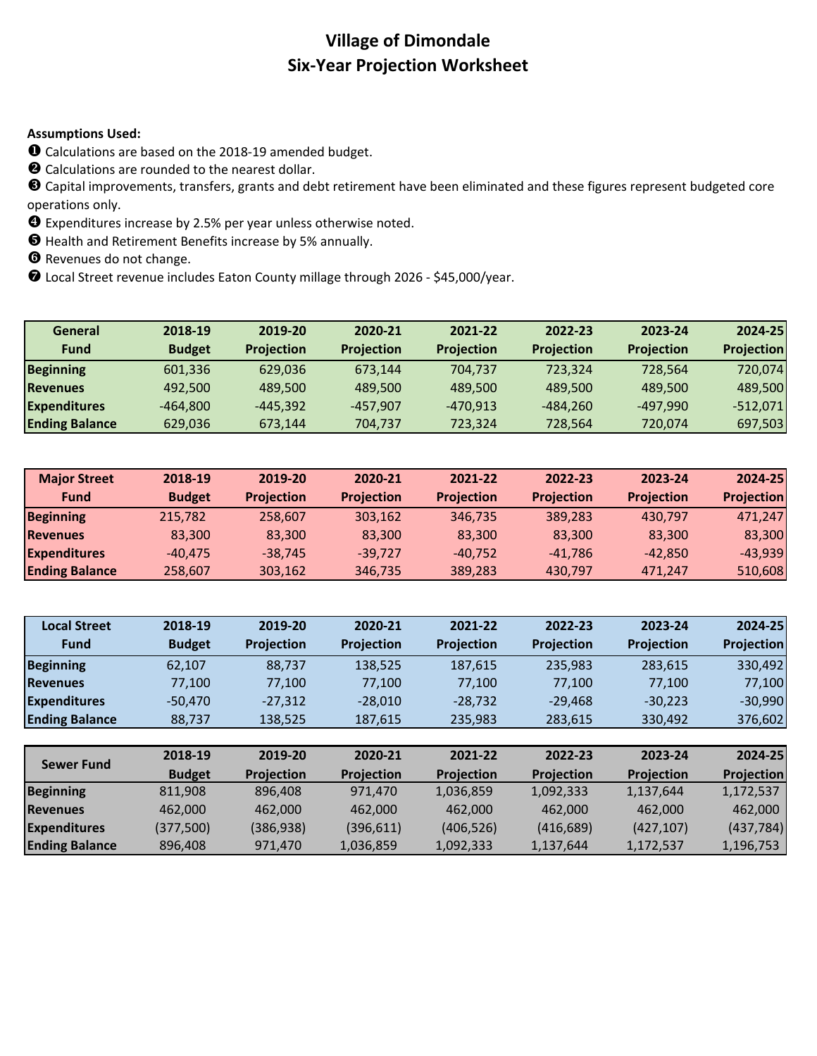# Village of Dimondale
## Six-Year Projection Worksheet

**Assumptions Used:**

❶ Calculations are based on the 2018-19 amended budget.
❷ Calculations are rounded to the nearest dollar.
❸ Capital improvements, transfers, grants and debt retirement have been eliminated and these figures represent budgeted core operations only.
❹ Expenditures increase by 2.5% per year unless otherwise noted.
❺ Health and Retirement Benefits increase by 5% annually.
❻ Revenues do not change.
❼ Local Street revenue includes Eaton County millage through 2026 - $45,000/year.

| General Fund | 2018-19 Budget | 2019-20 Projection | 2020-21 Projection | 2021-22 Projection | 2022-23 Projection | 2023-24 Projection | 2024-25 Projection |
|---|---|---|---|---|---|---|---|
| **Beginning** | 601,336 | 629,036 | 673,144 | 704,737 | 723,324 | 728,564 | 720,074 |
| **Revenues** | 492,500 | 489,500 | 489,500 | 489,500 | 489,500 | 489,500 | 489,500 |
| **Expenditures** | -464,800 | -445,392 | -457,907 | -470,913 | -484,260 | -497,990 | -512,071 |
| **Ending Balance** | 629,036 | 673,144 | 704,737 | 723,324 | 728,564 | 720,074 | 697,503 |

| Major Street Fund | 2018-19 Budget | 2019-20 Projection | 2020-21 Projection | 2021-22 Projection | 2022-23 Projection | 2023-24 Projection | 2024-25 Projection |
|---|---|---|---|---|---|---|---|
| **Beginning** | 215,782 | 258,607 | 303,162 | 346,735 | 389,283 | 430,797 | 471,247 |
| **Revenues** | 83,300 | 83,300 | 83,300 | 83,300 | 83,300 | 83,300 | 83,300 |
| **Expenditures** | -40,475 | -38,745 | -39,727 | -40,752 | -41,786 | -42,850 | -43,939 |
| **Ending Balance** | 258,607 | 303,162 | 346,735 | 389,283 | 430,797 | 471,247 | 510,608 |

| Local Street Fund | 2018-19 Budget | 2019-20 Projection | 2020-21 Projection | 2021-22 Projection | 2022-23 Projection | 2023-24 Projection | 2024-25 Projection |
|---|---|---|---|---|---|---|---|
| **Beginning** | 62,107 | 88,737 | 138,525 | 187,615 | 235,983 | 283,615 | 330,492 |
| **Revenues** | 77,100 | 77,100 | 77,100 | 77,100 | 77,100 | 77,100 | 77,100 |
| **Expenditures** | -50,470 | -27,312 | -28,010 | -28,732 | -29,468 | -30,223 | -30,990 |
| **Ending Balance** | 88,737 | 138,525 | 187,615 | 235,983 | 283,615 | 330,492 | 376,602 |

| Sewer Fund | 2018-19 Budget | 2019-20 Projection | 2020-21 Projection | 2021-22 Projection | 2022-23 Projection | 2023-24 Projection | 2024-25 Projection |
|---|---|---|---|---|---|---|---|
| **Beginning** | 811,908 | 896,408 | 971,470 | 1,036,859 | 1,092,333 | 1,137,644 | 1,172,537 |
| **Revenues** | 462,000 | 462,000 | 462,000 | 462,000 | 462,000 | 462,000 | 462,000 |
| **Expenditures** | (377,500) | (386,938) | (396,611) | (406,526) | (416,689) | (427,107) | (437,784) |
| **Ending Balance** | 896,408 | 971,470 | 1,036,859 | 1,092,333 | 1,137,644 | 1,172,537 | 1,196,753 |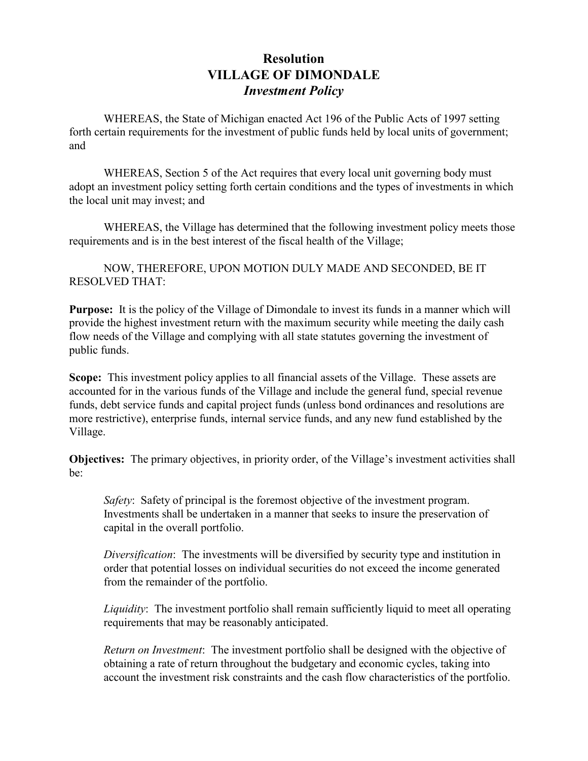# Resolution
# VILLAGE OF DIMONDALE
## *Investment Policy*

WHEREAS, the State of Michigan enacted Act 196 of the Public Acts of 1997 setting forth certain requirements for the investment of public funds held by local units of government; and

WHEREAS, Section 5 of the Act requires that every local unit governing body must adopt an investment policy setting forth certain conditions and the types of investments in which the local unit may invest; and

WHEREAS, the Village has determined that the following investment policy meets those requirements and is in the best interest of the fiscal health of the Village;

NOW, THEREFORE, UPON MOTION DULY MADE AND SECONDED, BE IT RESOLVED THAT:

**Purpose:** It is the policy of the Village of Dimondale to invest its funds in a manner which will provide the highest investment return with the maximum security while meeting the daily cash flow needs of the Village and complying with all state statutes governing the investment of public funds.

**Scope:** This investment policy applies to all financial assets of the Village. These assets are accounted for in the various funds of the Village and include the general fund, special revenue funds, debt service funds and capital project funds (unless bond ordinances and resolutions are more restrictive), enterprise funds, internal service funds, and any new fund established by the Village.

**Objectives:** The primary objectives, in priority order, of the Village's investment activities shall be:

> *Safety*: Safety of principal is the foremost objective of the investment program. Investments shall be undertaken in a manner that seeks to insure the preservation of capital in the overall portfolio.
>
> *Diversification*: The investments will be diversified by security type and institution in order that potential losses on individual securities do not exceed the income generated from the remainder of the portfolio.
>
> *Liquidity*: The investment portfolio shall remain sufficiently liquid to meet all operating requirements that may be reasonably anticipated.
>
> *Return on Investment*: The investment portfolio shall be designed with the objective of obtaining a rate of return throughout the budgetary and economic cycles, taking into account the investment risk constraints and the cash flow characteristics of the portfolio.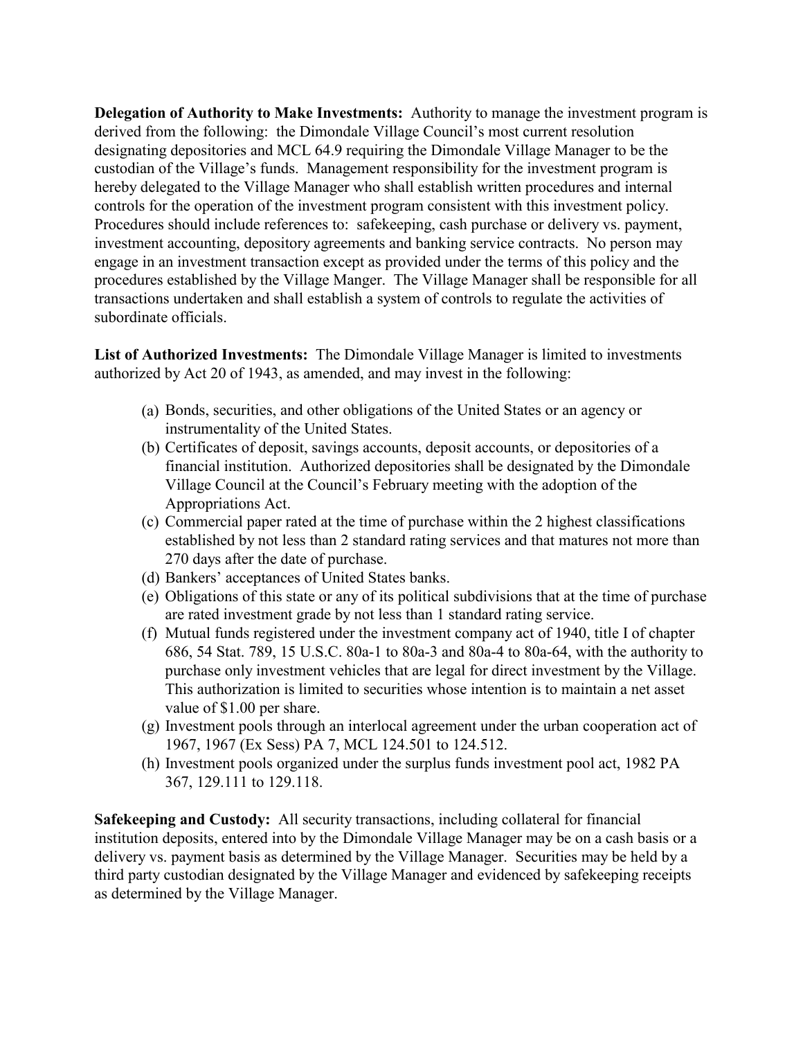**Delegation of Authority to Make Investments:** Authority to manage the investment program is derived from the following: the Dimondale Village Council's most current resolution designating depositories and MCL 64.9 requiring the Dimondale Village Manager to be the custodian of the Village's funds. Management responsibility for the investment program is hereby delegated to the Village Manager who shall establish written procedures and internal controls for the operation of the investment program consistent with this investment policy. Procedures should include references to: safekeeping, cash purchase or delivery vs. payment, investment accounting, depository agreements and banking service contracts. No person may engage in an investment transaction except as provided under the terms of this policy and the procedures established by the Village Manger. The Village Manager shall be responsible for all transactions undertaken and shall establish a system of controls to regulate the activities of subordinate officials.

**List of Authorized Investments:** The Dimondale Village Manager is limited to investments authorized by Act 20 of 1943, as amended, and may invest in the following:

(a) Bonds, securities, and other obligations of the United States or an agency or instrumentality of the United States.
(b) Certificates of deposit, savings accounts, deposit accounts, or depositories of a financial institution. Authorized depositories shall be designated by the Dimondale Village Council at the Council's February meeting with the adoption of the Appropriations Act.
(c) Commercial paper rated at the time of purchase within the 2 highest classifications established by not less than 2 standard rating services and that matures not more than 270 days after the date of purchase.
(d) Bankers' acceptances of United States banks.
(e) Obligations of this state or any of its political subdivisions that at the time of purchase are rated investment grade by not less than 1 standard rating service.
(f) Mutual funds registered under the investment company act of 1940, title I of chapter 686, 54 Stat. 789, 15 U.S.C. 80a-1 to 80a-3 and 80a-4 to 80a-64, with the authority to purchase only investment vehicles that are legal for direct investment by the Village. This authorization is limited to securities whose intention is to maintain a net asset value of $1.00 per share.
(g) Investment pools through an interlocal agreement under the urban cooperation act of 1967, 1967 (Ex Sess) PA 7, MCL 124.501 to 124.512.
(h) Investment pools organized under the surplus funds investment pool act, 1982 PA 367, 129.111 to 129.118.

**Safekeeping and Custody:** All security transactions, including collateral for financial institution deposits, entered into by the Dimondale Village Manager may be on a cash basis or a delivery vs. payment basis as determined by the Village Manager. Securities may be held by a third party custodian designated by the Village Manager and evidenced by safekeeping receipts as determined by the Village Manager.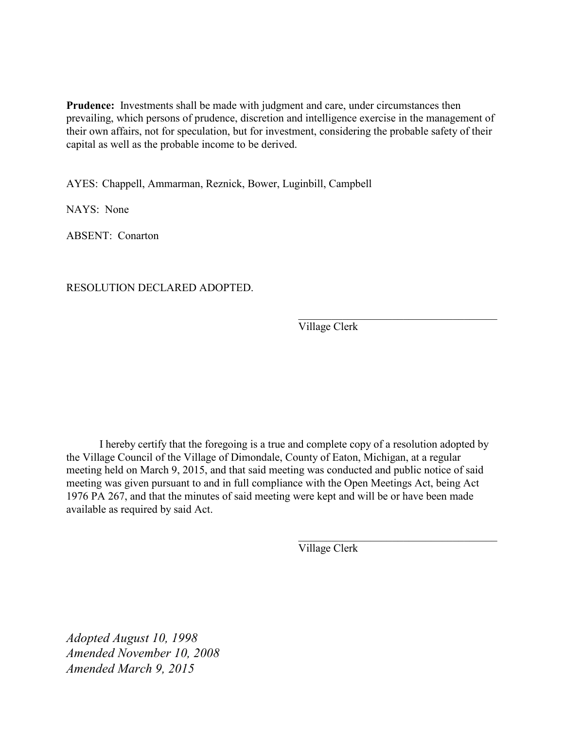**Prudence:** Investments shall be made with judgment and care, under circumstances then prevailing, which persons of prudence, discretion and intelligence exercise in the management of their own affairs, not for speculation, but for investment, considering the probable safety of their capital as well as the probable income to be derived.

AYES: Chappell, Ammarman, Reznick, Bower, Luginbill, Campbell

NAYS: None

ABSENT: Conarton

RESOLUTION DECLARED ADOPTED.

_____________________________________
Village Clerk

I hereby certify that the foregoing is a true and complete copy of a resolution adopted by the Village Council of the Village of Dimondale, County of Eaton, Michigan, at a regular meeting held on March 9, 2015, and that said meeting was conducted and public notice of said meeting was given pursuant to and in full compliance with the Open Meetings Act, being Act 1976 PA 267, and that the minutes of said meeting were kept and will be or have been made available as required by said Act.

_____________________________________
Village Clerk

*Adopted August 10, 1998*
*Amended November 10, 2008*
*Amended March 9, 2015*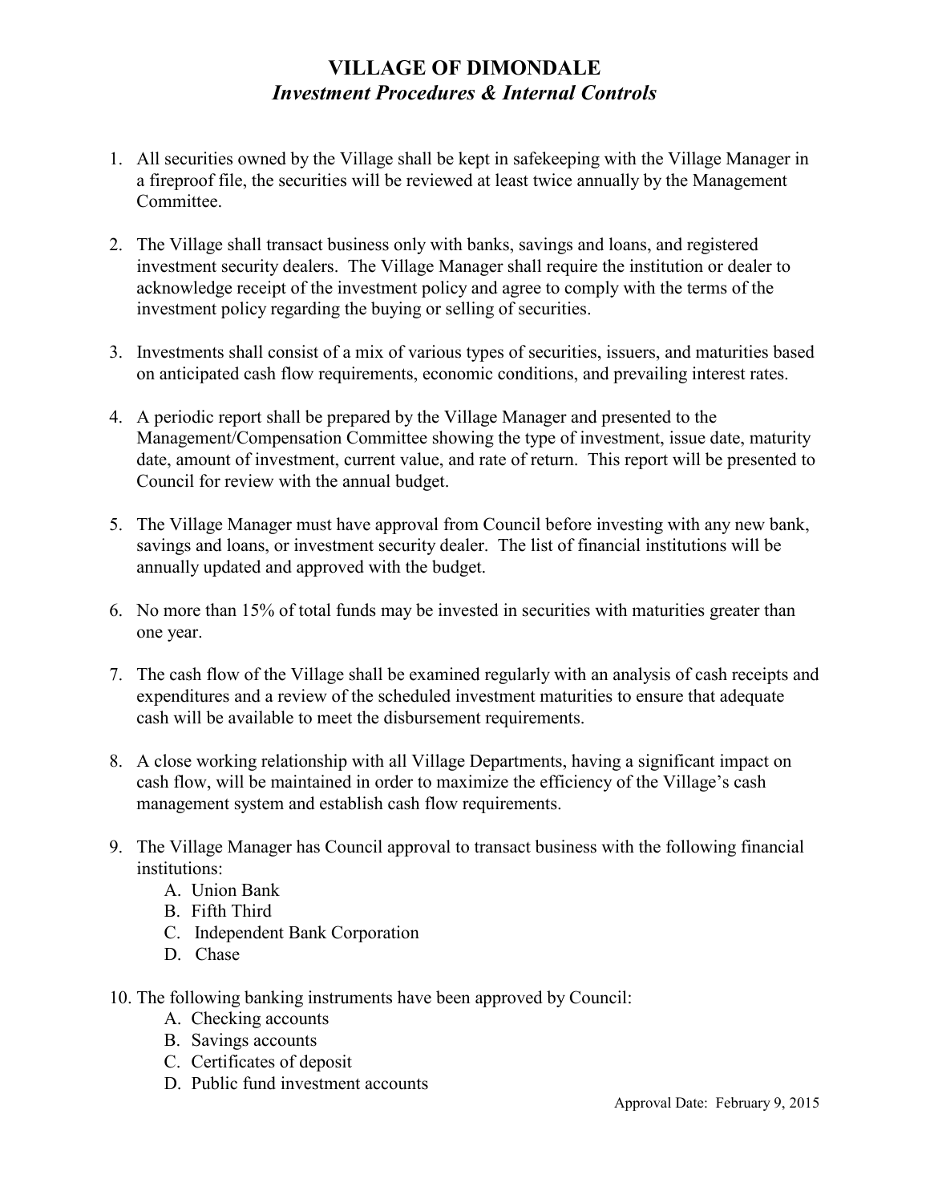# VILLAGE OF DIMONDALE

## *Investment Procedures & Internal Controls*

1. All securities owned by the Village shall be kept in safekeeping with the Village Manager in a fireproof file, the securities will be reviewed at least twice annually by the Management Committee.

2. The Village shall transact business only with banks, savings and loans, and registered investment security dealers. The Village Manager shall require the institution or dealer to acknowledge receipt of the investment policy and agree to comply with the terms of the investment policy regarding the buying or selling of securities.

3. Investments shall consist of a mix of various types of securities, issuers, and maturities based on anticipated cash flow requirements, economic conditions, and prevailing interest rates.

4. A periodic report shall be prepared by the Village Manager and presented to the Management/Compensation Committee showing the type of investment, issue date, maturity date, amount of investment, current value, and rate of return. This report will be presented to Council for review with the annual budget.

5. The Village Manager must have approval from Council before investing with any new bank, savings and loans, or investment security dealer. The list of financial institutions will be annually updated and approved with the budget.

6. No more than 15% of total funds may be invested in securities with maturities greater than one year.

7. The cash flow of the Village shall be examined regularly with an analysis of cash receipts and expenditures and a review of the scheduled investment maturities to ensure that adequate cash will be available to meet the disbursement requirements.

8. A close working relationship with all Village Departments, having a significant impact on cash flow, will be maintained in order to maximize the efficiency of the Village's cash management system and establish cash flow requirements.

9. The Village Manager has Council approval to transact business with the following financial institutions:
   A. Union Bank
   B. Fifth Third
   C. Independent Bank Corporation
   D. Chase

10. The following banking instruments have been approved by Council:
    A. Checking accounts
    B. Savings accounts
    C. Certificates of deposit
    D. Public fund investment accounts

Approval Date: February 9, 2015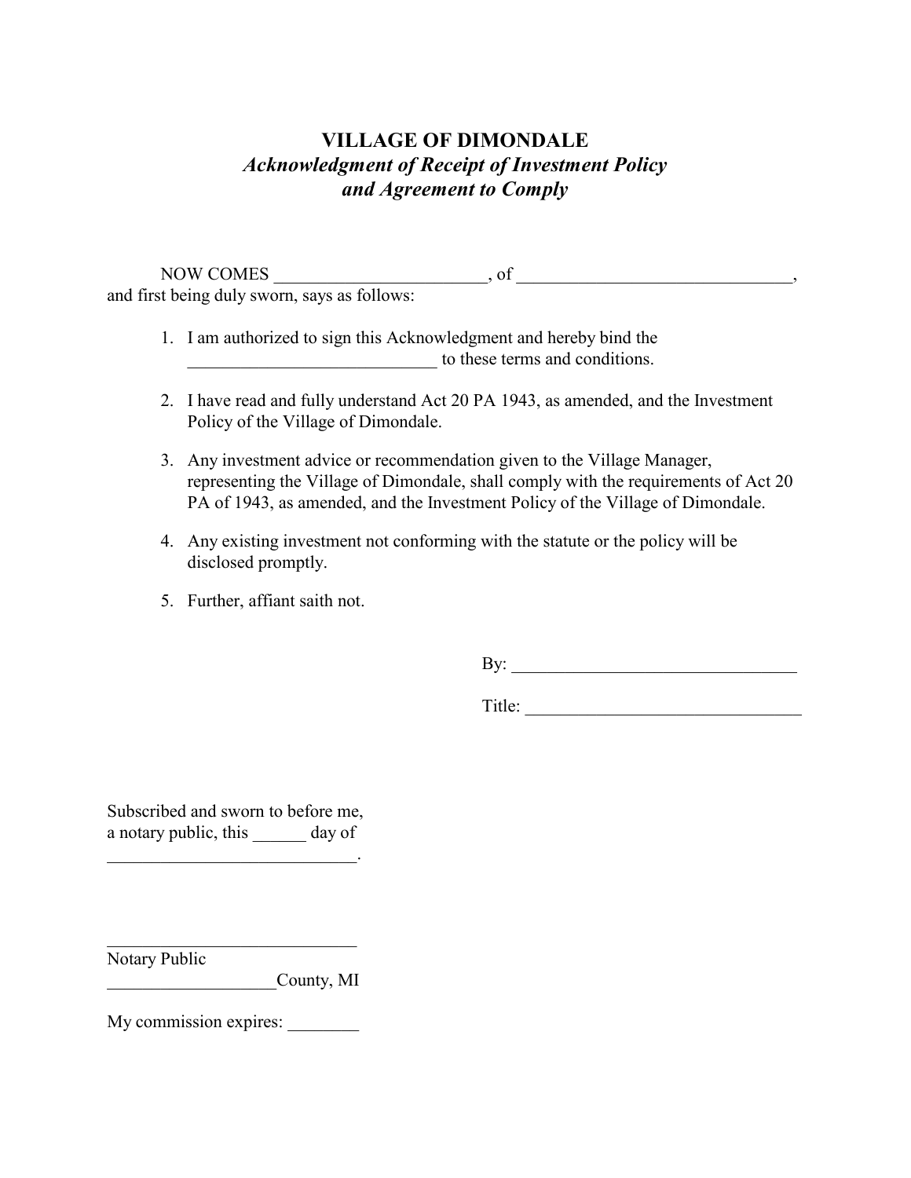# VILLAGE OF DIMONDALE

## *Acknowledgment of Receipt of Investment Policy and Agreement to Comply*

NOW COMES ________________________, of _______________________________, and first being duly sworn, says as follows:

1. I am authorized to sign this Acknowledgment and hereby bind the ____________________________ to these terms and conditions.
2. I have read and fully understand Act 20 PA 1943, as amended, and the Investment Policy of the Village of Dimondale.
3. Any investment advice or recommendation given to the Village Manager, representing the Village of Dimondale, shall comply with the requirements of Act 20 PA of 1943, as amended, and the Investment Policy of the Village of Dimondale.
4. Any existing investment not conforming with the statute or the policy will be disclosed promptly.
5. Further, affiant saith not.

By: _________________________________

Title: _______________________________

Subscribed and sworn to before me, a notary public, this ______ day of ____________________________.

_____________________________
Notary Public
___________________County, MI

My commission expires: ________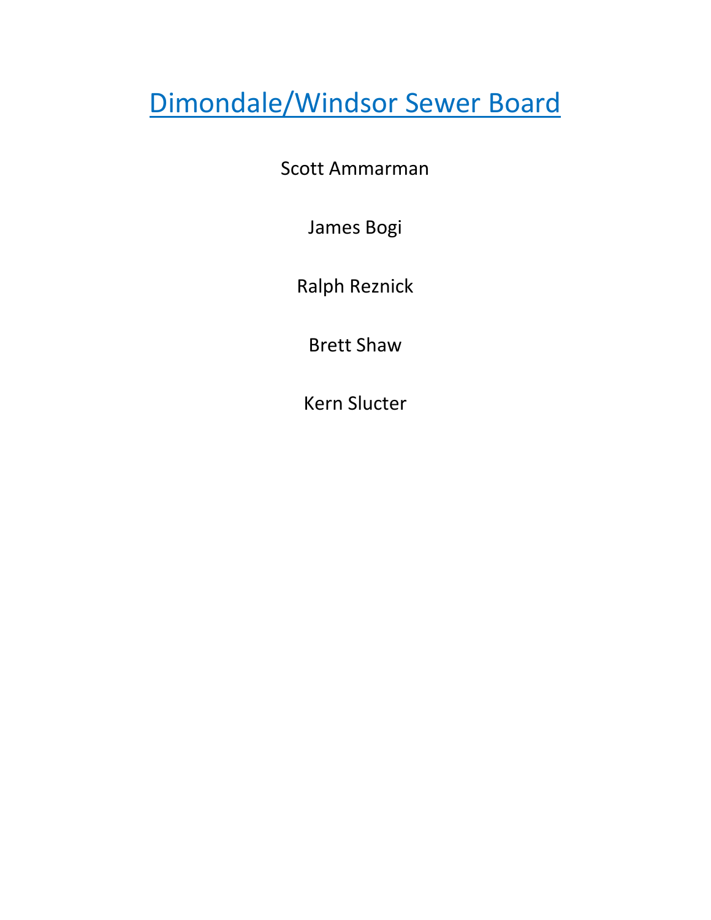# Dimondale/Windsor Sewer Board

Scott Ammarman

James Bogi

Ralph Reznick

Brett Shaw

Kern Slucter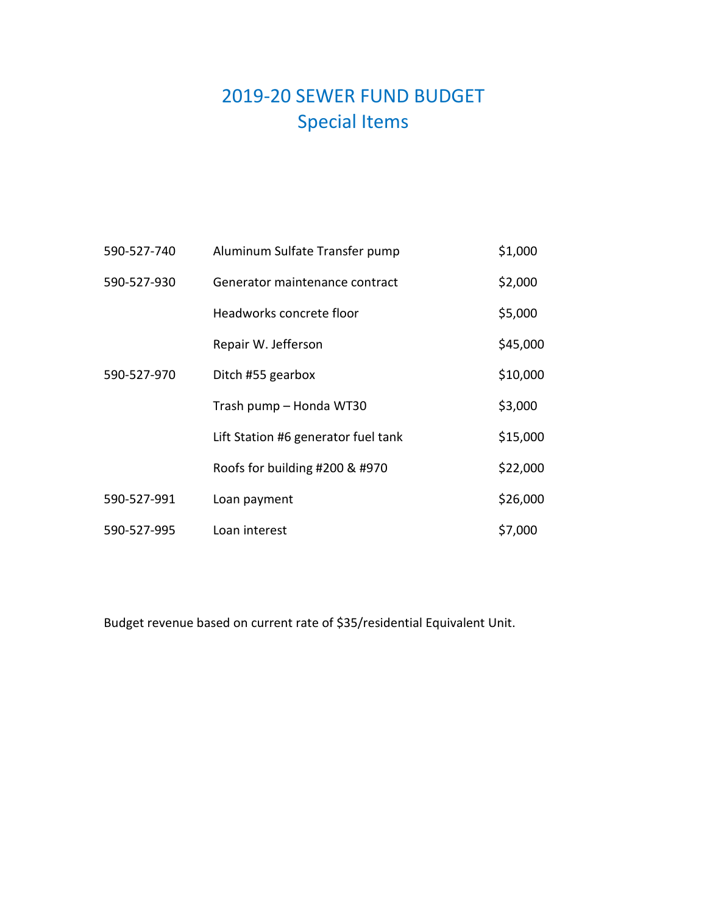# 2019-20 SEWER FUND BUDGET
## Special Items

| | | |
|---|---|---|
| 590-527-740 | Aluminum Sulfate Transfer pump | $1,000 |
| 590-527-930 | Generator maintenance contract | $2,000 |
| | Headworks concrete floor | $5,000 |
| | Repair W. Jefferson | $45,000 |
| 590-527-970 | Ditch #55 gearbox | $10,000 |
| | Trash pump – Honda WT30 | $3,000 |
| | Lift Station #6 generator fuel tank | $15,000 |
| | Roofs for building #200 & #970 | $22,000 |
| 590-527-991 | Loan payment | $26,000 |
| 590-527-995 | Loan interest | $7,000 |

Budget revenue based on current rate of $35/residential Equivalent Unit.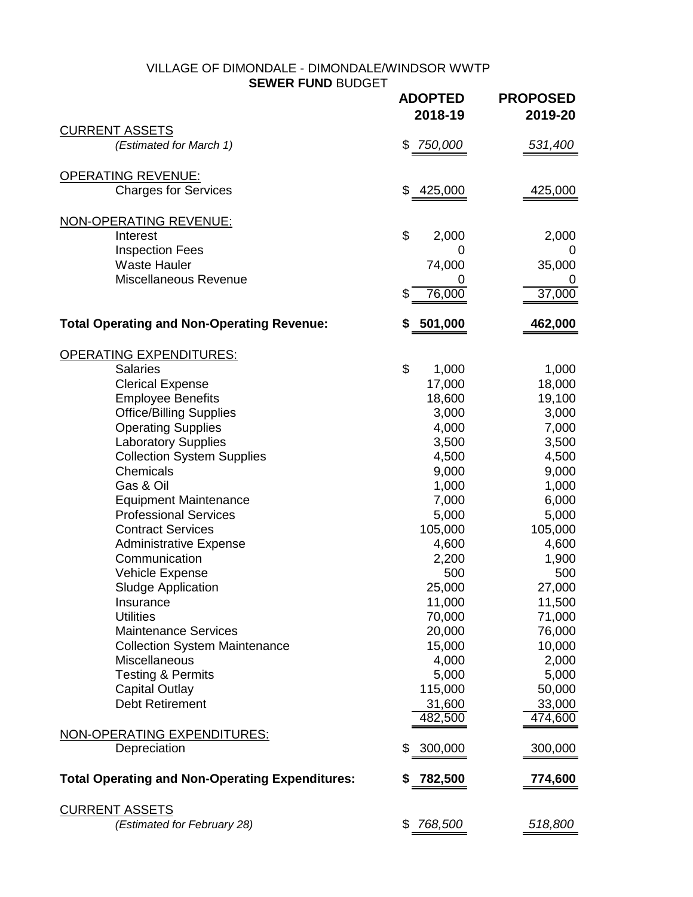VILLAGE OF DIMONDALE - DIMONDALE/WINDSOR WWTP

**SEWER FUND** BUDGET

| | **ADOPTED 2018-19** | **PROPOSED 2019-20** |
|---|---|---|
| CURRENT ASSETS | | |
| *(Estimated for March 1)* | *$ 750,000* | *531,400* |
| OPERATING REVENUE: | | |
| Charges for Services | $ 425,000 | 425,000 |
| NON-OPERATING REVENUE: | | |
| Interest | $ 2,000 | 2,000 |
| Inspection Fees | 0 | 0 |
| Waste Hauler | 74,000 | 35,000 |
| Miscellaneous Revenue | 0 | 0 |
| | $ 76,000 | 37,000 |
| **Total Operating and Non-Operating Revenue:** | **$ 501,000** | **462,000** |
| OPERATING EXPENDITURES: | | |
| Salaries | $ 1,000 | 1,000 |
| Clerical Expense | 17,000 | 18,000 |
| Employee Benefits | 18,600 | 19,100 |
| Office/Billing Supplies | 3,000 | 3,000 |
| Operating Supplies | 4,000 | 7,000 |
| Laboratory Supplies | 3,500 | 3,500 |
| Collection System Supplies | 4,500 | 4,500 |
| Chemicals | 9,000 | 9,000 |
| Gas & Oil | 1,000 | 1,000 |
| Equipment Maintenance | 7,000 | 6,000 |
| Professional Services | 5,000 | 5,000 |
| Contract Services | 105,000 | 105,000 |
| Administrative Expense | 4,600 | 4,600 |
| Communication | 2,200 | 1,900 |
| Vehicle Expense | 500 | 500 |
| Sludge Application | 25,000 | 27,000 |
| Insurance | 11,000 | 11,500 |
| Utilities | 70,000 | 71,000 |
| Maintenance Services | 20,000 | 76,000 |
| Collection System Maintenance | 15,000 | 10,000 |
| Miscellaneous | 4,000 | 2,000 |
| Testing & Permits | 5,000 | 5,000 |
| Capital Outlay | 115,000 | 50,000 |
| Debt Retirement | 31,600 | 33,000 |
| | 482,500 | 474,600 |
| NON-OPERATING EXPENDITURES: | | |
| Depreciation | $ 300,000 | 300,000 |
| **Total Operating and Non-Operating Expenditures:** | **$ 782,500** | **774,600** |
| CURRENT ASSETS | | |
| *(Estimated for February 28)* | *$ 768,500* | *518,800* |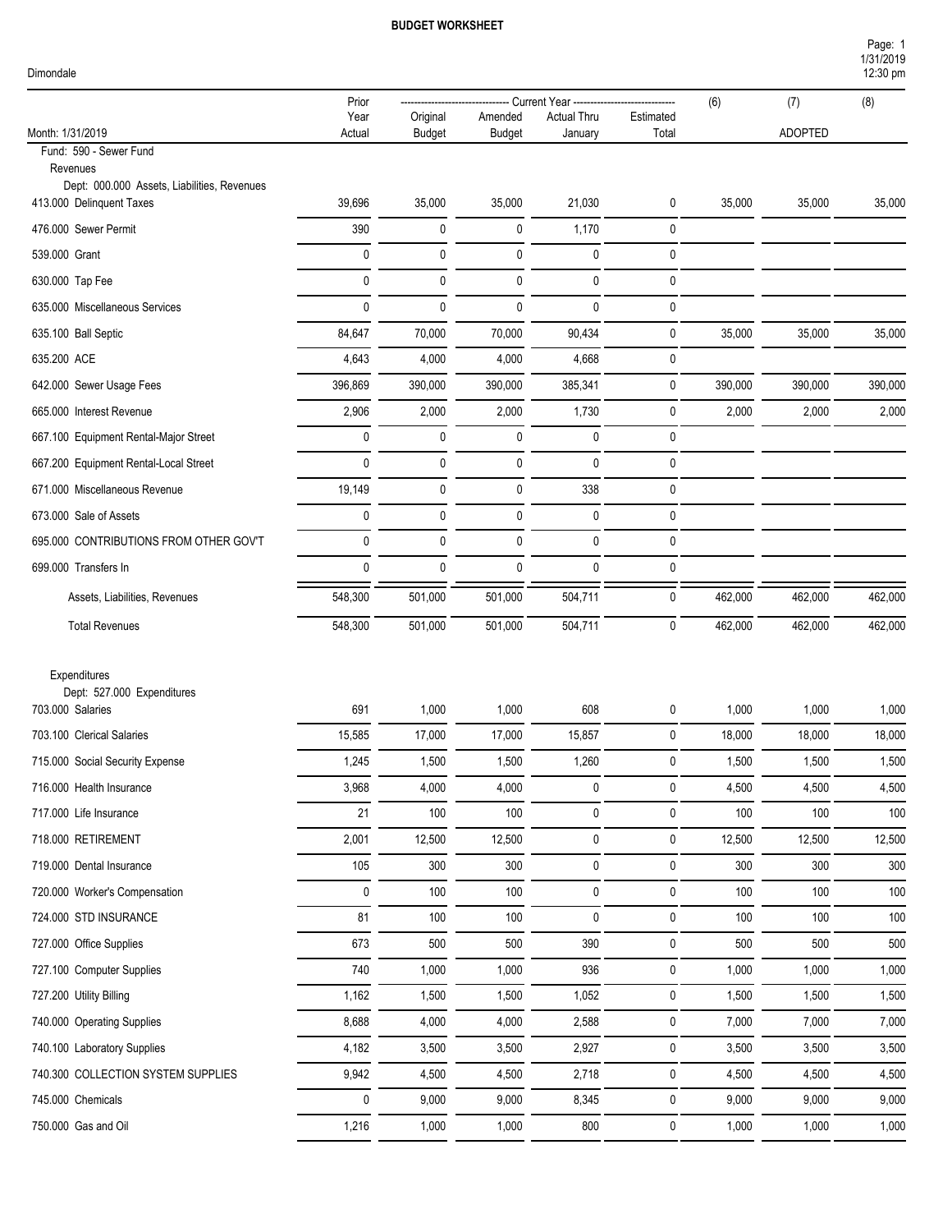# BUDGET WORKSHEET

Dimondale

| Month: 1/31/2019 | Prior Year Actual | Current Year Original Budget | Current Year Amended Budget | Current Year Actual Thru January | Current Year Estimated Total | (6) | (7) ADOPTED | (8) |
|---|---|---|---|---|---|---|---|---|
| Fund: 590 - Sewer Fund | | | | | | | | |
| Revenues | | | | | | | | |
| Dept: 000.000 Assets, Liabilities, Revenues | | | | | | | | |
| 413.000 Delinquent Taxes | 39,696 | 35,000 | 35,000 | 21,030 | 0 | 35,000 | 35,000 | 35,000 |
| 476.000 Sewer Permit | 390 | 0 | 0 | 1,170 | 0 | | | |
| 539.000 Grant | 0 | 0 | 0 | 0 | 0 | | | |
| 630.000 Tap Fee | 0 | 0 | 0 | 0 | 0 | | | |
| 635.000 Miscellaneous Services | 0 | 0 | 0 | 0 | 0 | | | |
| 635.100 Ball Septic | 84,647 | 70,000 | 70,000 | 90,434 | 0 | 35,000 | 35,000 | 35,000 |
| 635.200 ACE | 4,643 | 4,000 | 4,000 | 4,668 | 0 | | | |
| 642.000 Sewer Usage Fees | 396,869 | 390,000 | 390,000 | 385,341 | 0 | 390,000 | 390,000 | 390,000 |
| 665.000 Interest Revenue | 2,906 | 2,000 | 2,000 | 1,730 | 0 | 2,000 | 2,000 | 2,000 |
| 667.100 Equipment Rental-Major Street | 0 | 0 | 0 | 0 | 0 | | | |
| 667.200 Equipment Rental-Local Street | 0 | 0 | 0 | 0 | 0 | | | |
| 671.000 Miscellaneous Revenue | 19,149 | 0 | 0 | 338 | 0 | | | |
| 673.000 Sale of Assets | 0 | 0 | 0 | 0 | 0 | | | |
| 695.000 CONTRIBUTIONS FROM OTHER GOV'T | 0 | 0 | 0 | 0 | 0 | | | |
| 699.000 Transfers In | 0 | 0 | 0 | 0 | 0 | | | |
| Assets, Liabilities, Revenues | 548,300 | 501,000 | 501,000 | 504,711 | 0 | 462,000 | 462,000 | 462,000 |
| Total Revenues | 548,300 | 501,000 | 501,000 | 504,711 | 0 | 462,000 | 462,000 | 462,000 |
| Expenditures | | | | | | | | |
| Dept: 527.000 Expenditures | | | | | | | | |
| 703.000 Salaries | 691 | 1,000 | 1,000 | 608 | 0 | 1,000 | 1,000 | 1,000 |
| 703.100 Clerical Salaries | 15,585 | 17,000 | 17,000 | 15,857 | 0 | 18,000 | 18,000 | 18,000 |
| 715.000 Social Security Expense | 1,245 | 1,500 | 1,500 | 1,260 | 0 | 1,500 | 1,500 | 1,500 |
| 716.000 Health Insurance | 3,968 | 4,000 | 4,000 | 0 | 0 | 4,500 | 4,500 | 4,500 |
| 717.000 Life Insurance | 21 | 100 | 100 | 0 | 0 | 100 | 100 | 100 |
| 718.000 RETIREMENT | 2,001 | 12,500 | 12,500 | 0 | 0 | 12,500 | 12,500 | 12,500 |
| 719.000 Dental Insurance | 105 | 300 | 300 | 0 | 0 | 300 | 300 | 300 |
| 720.000 Worker's Compensation | 0 | 100 | 100 | 0 | 0 | 100 | 100 | 100 |
| 724.000 STD INSURANCE | 81 | 100 | 100 | 0 | 0 | 100 | 100 | 100 |
| 727.000 Office Supplies | 673 | 500 | 500 | 390 | 0 | 500 | 500 | 500 |
| 727.100 Computer Supplies | 740 | 1,000 | 1,000 | 936 | 0 | 1,000 | 1,000 | 1,000 |
| 727.200 Utility Billing | 1,162 | 1,500 | 1,500 | 1,052 | 0 | 1,500 | 1,500 | 1,500 |
| 740.000 Operating Supplies | 8,688 | 4,000 | 4,000 | 2,588 | 0 | 7,000 | 7,000 | 7,000 |
| 740.100 Laboratory Supplies | 4,182 | 3,500 | 3,500 | 2,927 | 0 | 3,500 | 3,500 | 3,500 |
| 740.300 COLLECTION SYSTEM SUPPLIES | 9,942 | 4,500 | 4,500 | 2,718 | 0 | 4,500 | 4,500 | 4,500 |
| 745.000 Chemicals | 0 | 9,000 | 9,000 | 8,345 | 0 | 9,000 | 9,000 | 9,000 |
| 750.000 Gas and Oil | 1,216 | 1,000 | 1,000 | 800 | 0 | 1,000 | 1,000 | 1,000 |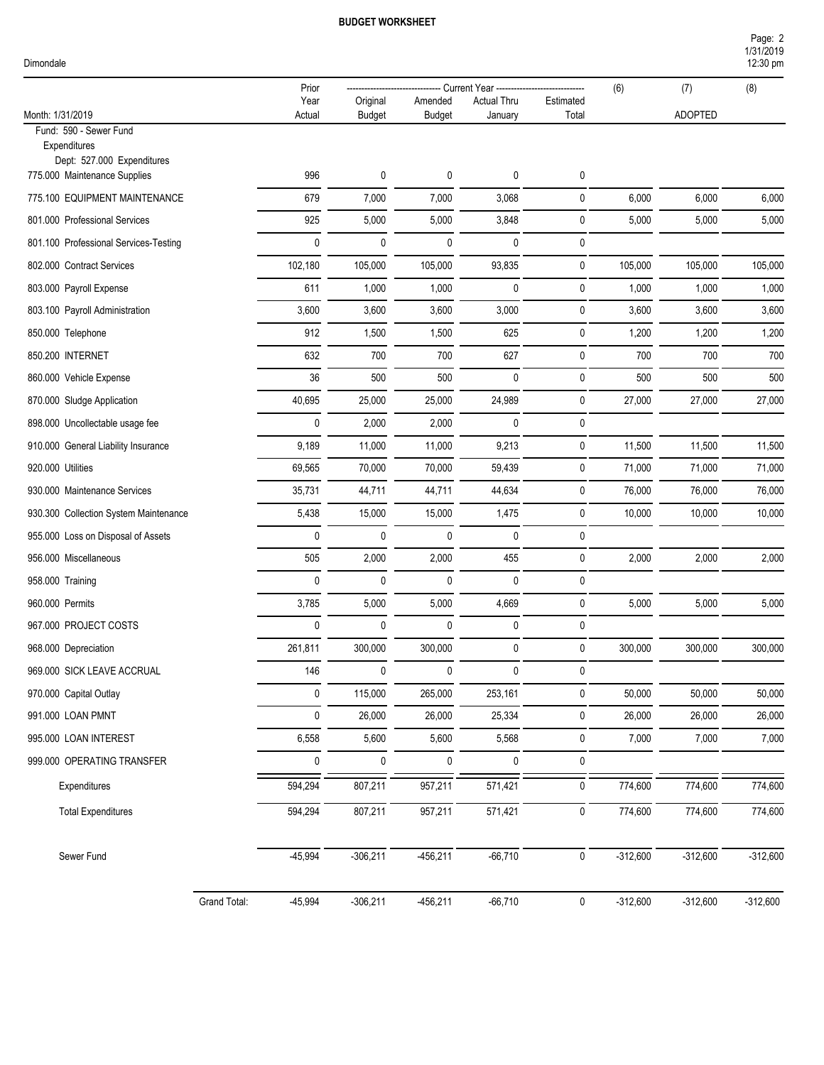# BUDGET WORKSHEET

Dimondale

| Month: 1/31/2019 | Prior Year Actual | Current Year Original Budget | Current Year Amended Budget | Current Year Actual Thru January | Current Year Estimated Total | (6) | (7) ADOPTED | (8) |
|---|---|---|---|---|---|---|---|---|
| Fund: 590 - Sewer Fund | | | | | | | | |
| Expenditures | | | | | | | | |
| Dept: 527.000 Expenditures | | | | | | | | |
| 775.000 Maintenance Supplies | 996 | 0 | 0 | 0 | 0 | | | |
| 775.100 EQUIPMENT MAINTENANCE | 679 | 7,000 | 7,000 | 3,068 | 0 | 6,000 | 6,000 | 6,000 |
| 801.000 Professional Services | 925 | 5,000 | 5,000 | 3,848 | 0 | 5,000 | 5,000 | 5,000 |
| 801.100 Professional Services-Testing | 0 | 0 | 0 | 0 | 0 | | | |
| 802.000 Contract Services | 102,180 | 105,000 | 105,000 | 93,835 | 0 | 105,000 | 105,000 | 105,000 |
| 803.000 Payroll Expense | 611 | 1,000 | 1,000 | 0 | 0 | 1,000 | 1,000 | 1,000 |
| 803.100 Payroll Administration | 3,600 | 3,600 | 3,600 | 3,000 | 0 | 3,600 | 3,600 | 3,600 |
| 850.000 Telephone | 912 | 1,500 | 1,500 | 625 | 0 | 1,200 | 1,200 | 1,200 |
| 850.200 INTERNET | 632 | 700 | 700 | 627 | 0 | 700 | 700 | 700 |
| 860.000 Vehicle Expense | 36 | 500 | 500 | 0 | 0 | 500 | 500 | 500 |
| 870.000 Sludge Application | 40,695 | 25,000 | 25,000 | 24,989 | 0 | 27,000 | 27,000 | 27,000 |
| 898.000 Uncollectable usage fee | 0 | 2,000 | 2,000 | 0 | 0 | | | |
| 910.000 General Liability Insurance | 9,189 | 11,000 | 11,000 | 9,213 | 0 | 11,500 | 11,500 | 11,500 |
| 920.000 Utilities | 69,565 | 70,000 | 70,000 | 59,439 | 0 | 71,000 | 71,000 | 71,000 |
| 930.000 Maintenance Services | 35,731 | 44,711 | 44,711 | 44,634 | 0 | 76,000 | 76,000 | 76,000 |
| 930.300 Collection System Maintenance | 5,438 | 15,000 | 15,000 | 1,475 | 0 | 10,000 | 10,000 | 10,000 |
| 955.000 Loss on Disposal of Assets | 0 | 0 | 0 | 0 | 0 | | | |
| 956.000 Miscellaneous | 505 | 2,000 | 2,000 | 455 | 0 | 2,000 | 2,000 | 2,000 |
| 958.000 Training | 0 | 0 | 0 | 0 | 0 | | | |
| 960.000 Permits | 3,785 | 5,000 | 5,000 | 4,669 | 0 | 5,000 | 5,000 | 5,000 |
| 967.000 PROJECT COSTS | 0 | 0 | 0 | 0 | 0 | | | |
| 968.000 Depreciation | 261,811 | 300,000 | 300,000 | 0 | 0 | 300,000 | 300,000 | 300,000 |
| 969.000 SICK LEAVE ACCRUAL | 146 | 0 | 0 | 0 | 0 | | | |
| 970.000 Capital Outlay | 0 | 115,000 | 265,000 | 253,161 | 0 | 50,000 | 50,000 | 50,000 |
| 991.000 LOAN PMNT | 0 | 26,000 | 26,000 | 25,334 | 0 | 26,000 | 26,000 | 26,000 |
| 995.000 LOAN INTEREST | 6,558 | 5,600 | 5,600 | 5,568 | 0 | 7,000 | 7,000 | 7,000 |
| 999.000 OPERATING TRANSFER | 0 | 0 | 0 | 0 | 0 | | | |
| Expenditures | 594,294 | 807,211 | 957,211 | 571,421 | 0 | 774,600 | 774,600 | 774,600 |
| Total Expenditures | 594,294 | 807,211 | 957,211 | 571,421 | 0 | 774,600 | 774,600 | 774,600 |
| Sewer Fund | -45,994 | -306,211 | -456,211 | -66,710 | 0 | -312,600 | -312,600 | -312,600 |
| Grand Total: | -45,994 | -306,211 | -456,211 | -66,710 | 0 | -312,600 | -312,600 | -312,600 |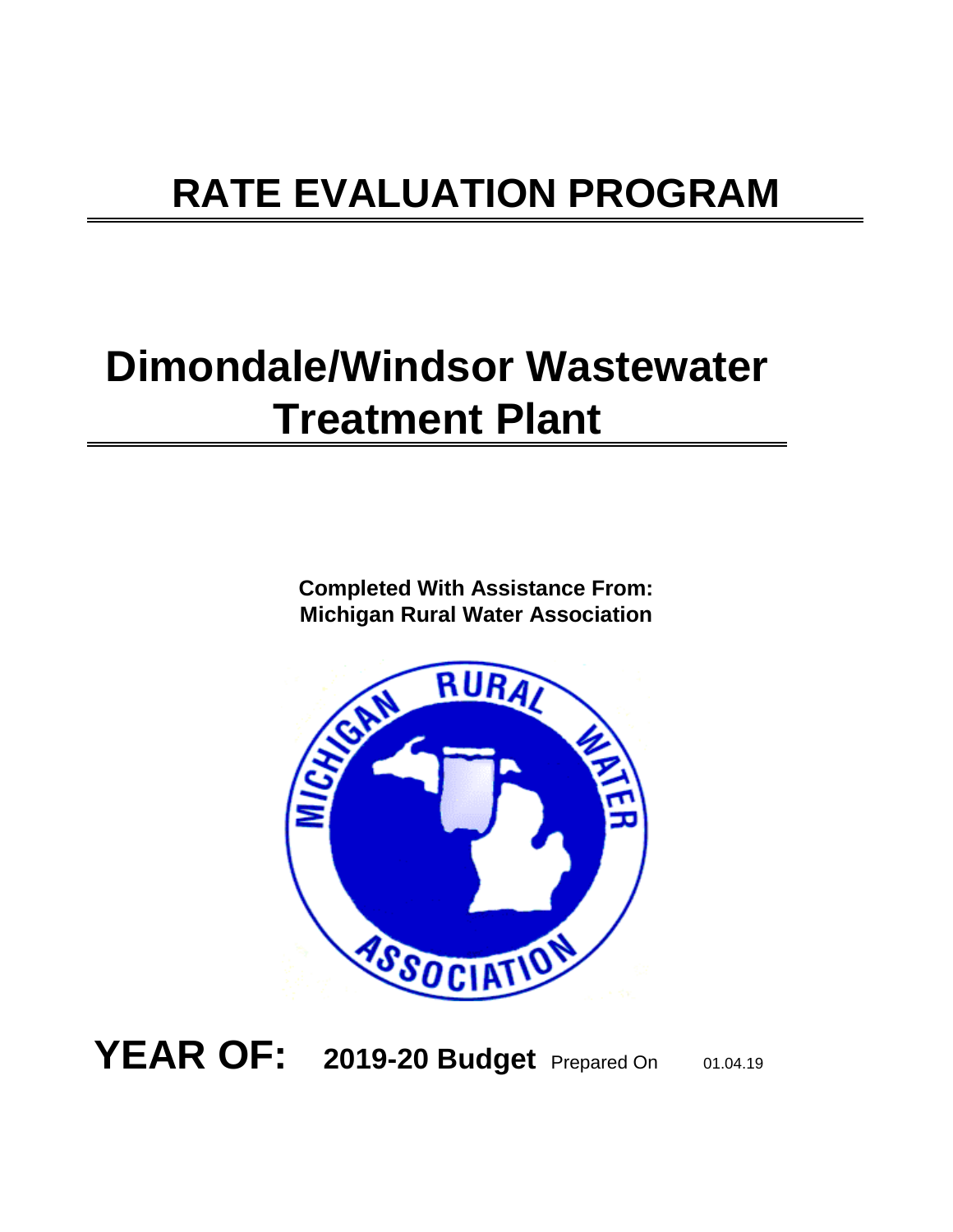# RATE EVALUATION PROGRAM

# Dimondale/Windsor Wastewater Treatment Plant

**Completed With Assistance From:**
**Michigan Rural Water Association**

**YEAR OF:** **2019-20 Budget** Prepared On 01.04.19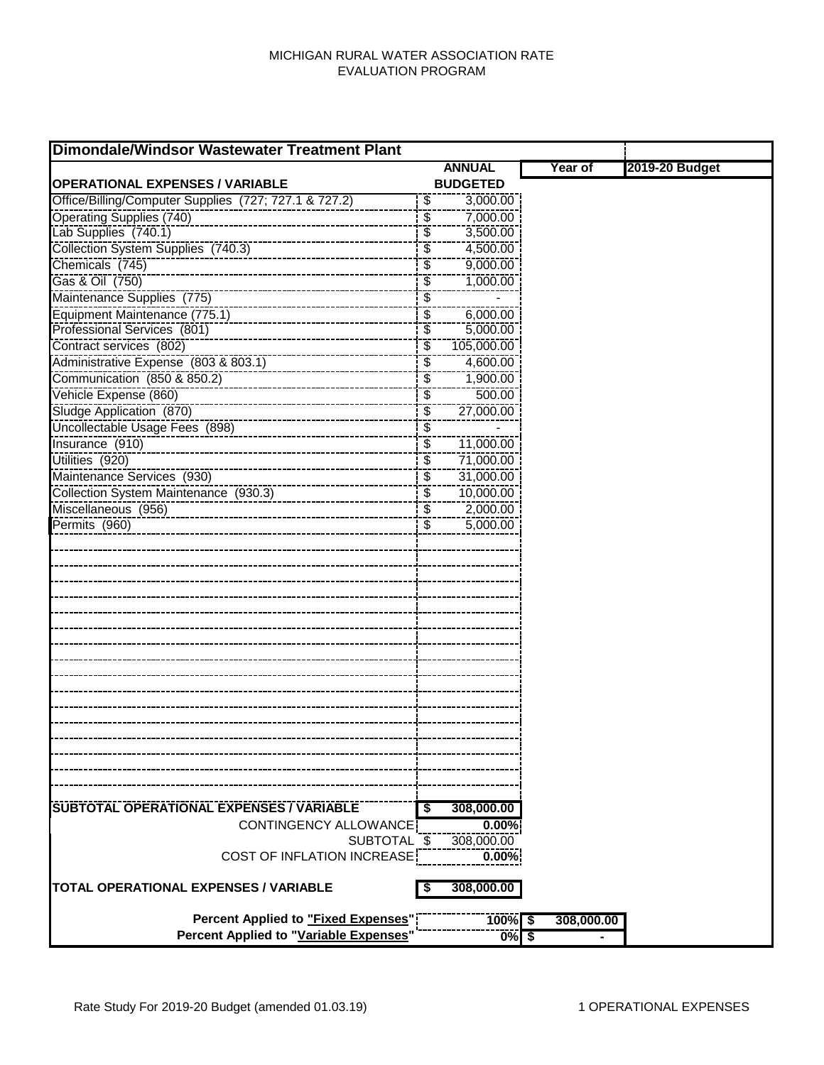MICHIGAN RURAL WATER ASSOCIATION RATE EVALUATION PROGRAM

| Dimondale/Windsor Wastewater Treatment Plant | | | |
|---|---|---|---|
| | ANNUAL | Year of | 2019-20 Budget |
| **OPERATIONAL EXPENSES / VARIABLE** | **BUDGETED** | | |
| Office/Billing/Computer Supplies (727; 727.1 & 727.2) | $ 3,000.00 | | |
| Operating Supplies (740) | $ 7,000.00 | | |
| Lab Supplies (740.1) | $ 3,500.00 | | |
| Collection System Supplies (740.3) | $ 4,500.00 | | |
| Chemicals (745) | $ 9,000.00 | | |
| Gas & Oil (750) | $ 1,000.00 | | |
| Maintenance Supplies (775) | $ - | | |
| Equipment Maintenance (775.1) | $ 6,000.00 | | |
| Professional Services (801) | $ 5,000.00 | | |
| Contract services (802) | $ 105,000.00 | | |
| Administrative Expense (803 & 803.1) | $ 4,600.00 | | |
| Communication (850 & 850.2) | $ 1,900.00 | | |
| Vehicle Expense (860) | $ 500.00 | | |
| Sludge Application (870) | $ 27,000.00 | | |
| Uncollectable Usage Fees (898) | $ - | | |
| Insurance (910) | $ 11,000.00 | | |
| Utilities (920) | $ 71,000.00 | | |
| Maintenance Services (930) | $ 31,000.00 | | |
| Collection System Maintenance (930.3) | $ 10,000.00 | | |
| Miscellaneous (956) | $ 2,000.00 | | |
| Permits (960) | $ 5,000.00 | | |
| **SUBTOTAL OPERATIONAL EXPENSES / VARIABLE** | **$ 308,000.00** | | |
| CONTINGENCY ALLOWANCE | **0.00%** | | |
| SUBTOTAL | $ 308,000.00 | | |
| COST OF INFLATION INCREASE | **0.00%** | | |
| **TOTAL OPERATIONAL EXPENSES / VARIABLE** | **$ 308,000.00** | | |
| **Percent Applied to "Fixed Expenses"** | **100%** | **$ 308,000.00** | |
| **Percent Applied to "Variable Expenses"** | **0%** | **$ -** | |

Rate Study For 2019-20 Budget (amended 01.03.19) 1 OPERATIONAL EXPENSES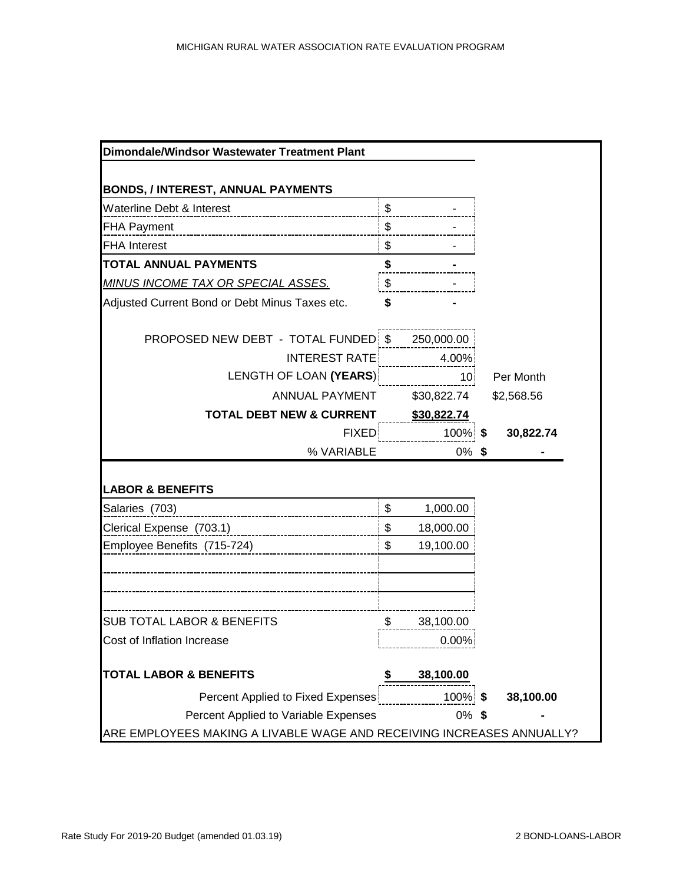## Dimondale/Windsor Wastewater Treatment Plant

### BONDS, / INTEREST, ANNUAL PAYMENTS

| | | | |
|---|---|---|---|
| Waterline Debt & Interest | $ - | | |
| FHA Payment | $ - | | |
| FHA Interest | $ - | | |
| **TOTAL ANNUAL PAYMENTS** | **$ -** | | |
| *MINUS INCOME TAX OR SPECIAL ASSES.* | $ - | | |
| Adjusted Current Bond or Debt Minus Taxes etc. | **$ -** | | |
| PROPOSED NEW DEBT - TOTAL FUNDED | $ 250,000.00 | | |
| INTEREST RATE | 4.00% | | |
| LENGTH OF LOAN **(YEARS)** | 10 | Per Month | |
| ANNUAL PAYMENT | $30,822.74 | $2,568.56 | |
| **TOTAL DEBT NEW & CURRENT** | **$30,822.74** | | |
| FIXED | 100% | **$** | **30,822.74** |
| % VARIABLE | 0% | **$** | **-** |

### LABOR & BENEFITS

| | | | |
|---|---|---|---|
| Salaries (703) | $ 1,000.00 | | |
| Clerical Expense (703.1) | $ 18,000.00 | | |
| Employee Benefits (715-724) | $ 19,100.00 | | |
| | | | |
| | | | |
| | | | |
| SUB TOTAL LABOR & BENEFITS | $ 38,100.00 | | |
| Cost of Inflation Increase | 0.00% | | |
| **TOTAL LABOR & BENEFITS** | **$ 38,100.00** | | |
| Percent Applied to Fixed Expenses | 100% | **$** | **38,100.00** |
| Percent Applied to Variable Expenses | 0% | **$** | **-** |

ARE EMPLOYEES MAKING A LIVABLE WAGE AND RECEIVING INCREASES ANNUALLY?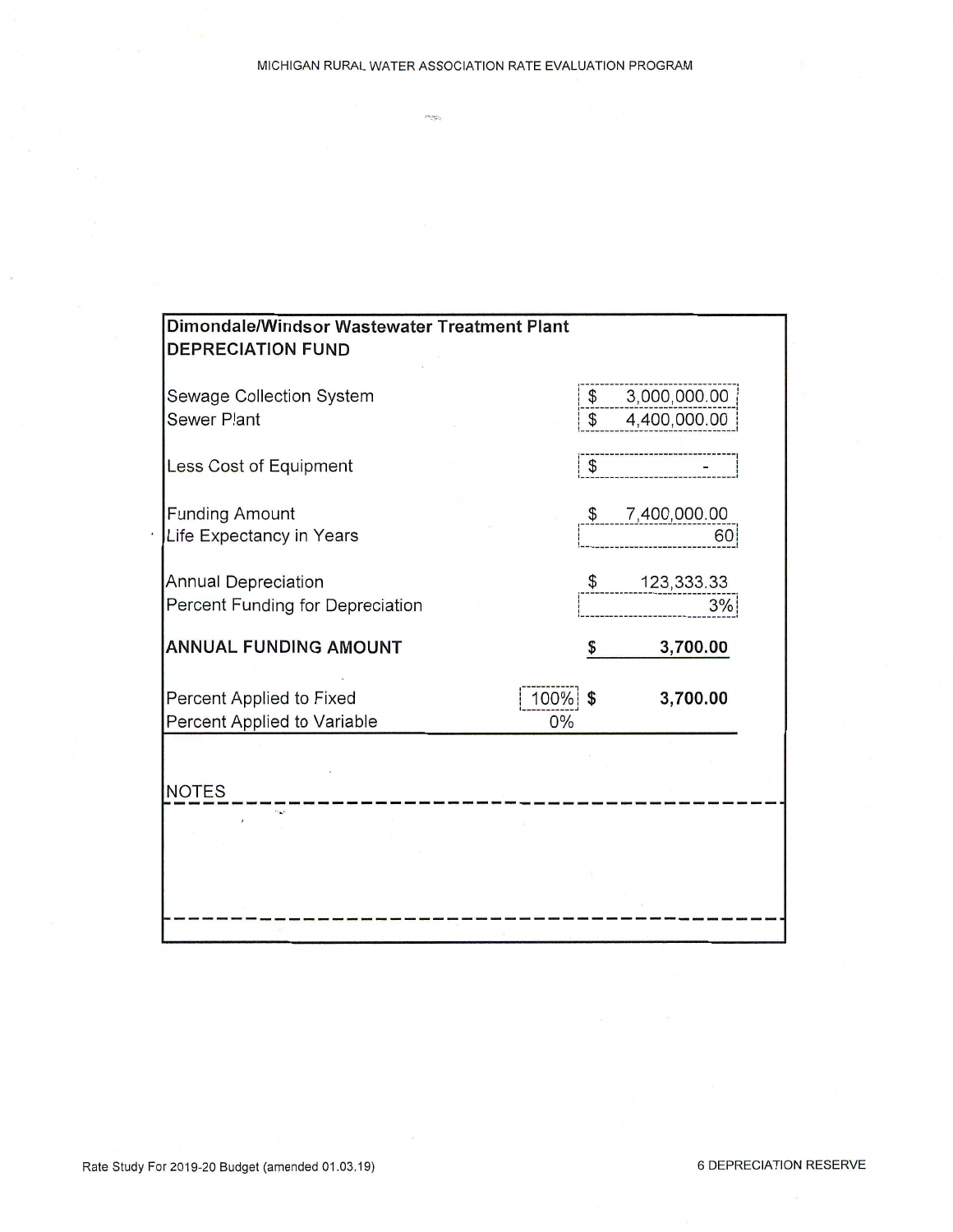**Dimondale/Windsor Wastewater Treatment Plant**
**DEPRECIATION FUND**

| | | |
|---|---|---|
| Sewage Collection System | | $ 3,000,000.00 |
| Sewer Plant | | $ 4,400,000.00 |
| Less Cost of Equipment | | $ - |
| Funding Amount | | $ 7,400,000.00 |
| Life Expectancy in Years | | 60 |
| Annual Depreciation | | $ 123,333.33 |
| Percent Funding for Depreciation | | 3% |
| **ANNUAL FUNDING AMOUNT** | | **$ 3,700.00** |
| Percent Applied to Fixed | 100% | **$ 3,700.00** |
| Percent Applied to Variable | 0% | |

NOTES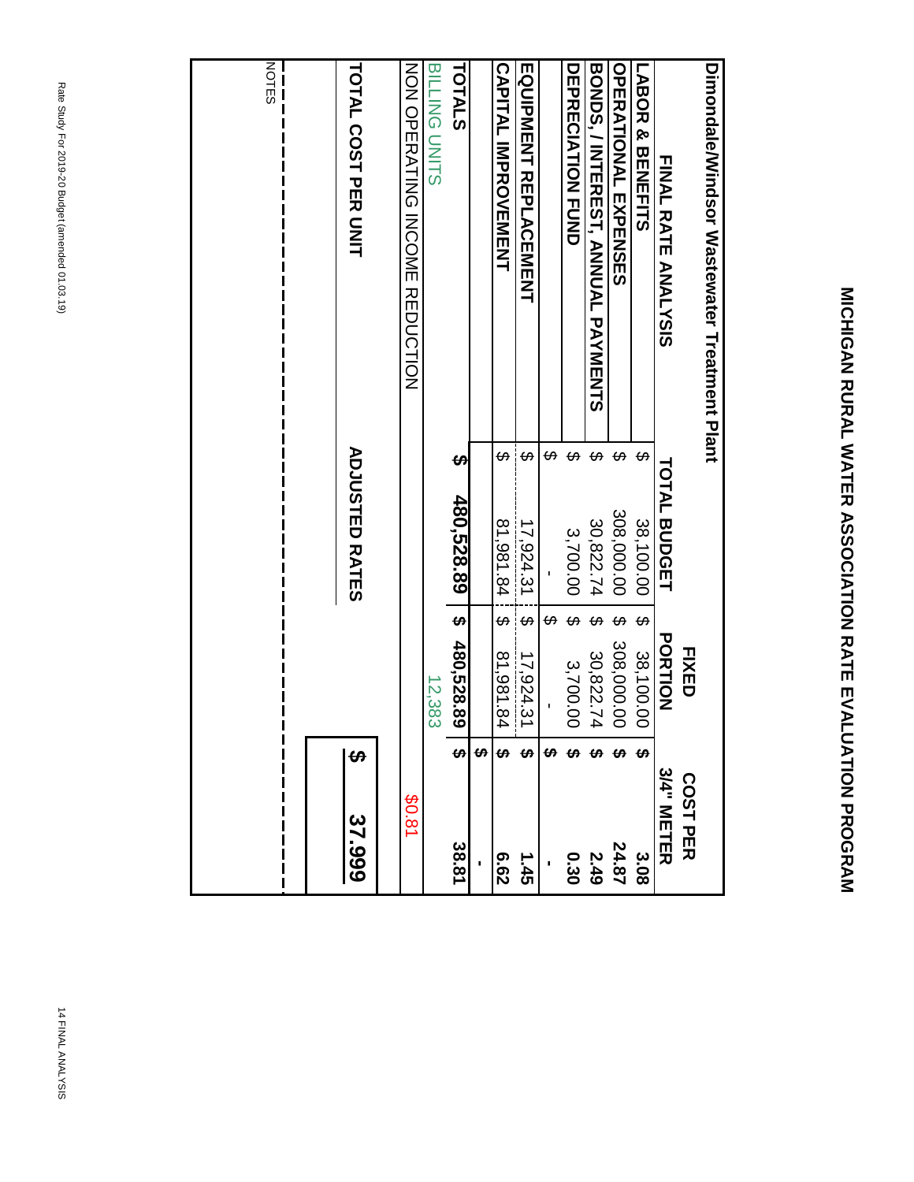# MICHIGAN RURAL WATER ASSOCIATION RATE EVALUATION PROGRAM

## Dimondale/Windsor Wastewater Treatment Plant

| FINAL RATE ANALYSIS | TOTAL BUDGET | FIXED PORTION | COST PER 3/4" METER |
|---|---|---|---|
| **LABOR & BENEFITS** | $ 38,100.00 | $ 38,100.00 | **$ 3.08** |
| **OPERATIONAL EXPENSES** | $ 308,000.00 | $ 308,000.00 | **$ 24.87** |
| **BONDS, / INTEREST, ANNUAL PAYMENTS** | $ 30,822.74 | $ 30,822.74 | **$ 2.49** |
| **DEPRECIATION FUND** | $ 3,700.00 | $ 3,700.00 | **$ 0.30** |
| | $ - | $ - | **$ -** |
| **EQUIPMENT REPLACEMENT** | $ 17,924.31 | $ 17,924.31 | **$ 1.45** |
| **CAPITAL IMPROVEMENT** | $ 81,981.84 | $ 81,981.84 | **$ 6.62** |
| | | | **$ -** |
| **TOTALS** | **$ 480,528.89** | **$ 480,528.89** | **$ 38.81** |
| BILLING UNITS | | 12,383 | |
| NON OPERATING INCOME REDUCTION | | | $0.81 |
| | | | |
| **TOTAL COST PER UNIT** | **ADJUSTED RATES** | | **$ 37.999** |

NOTES

Rate Study For 2019-20 Budget (amended 01.03.19)

14 FINAL ANALYSIS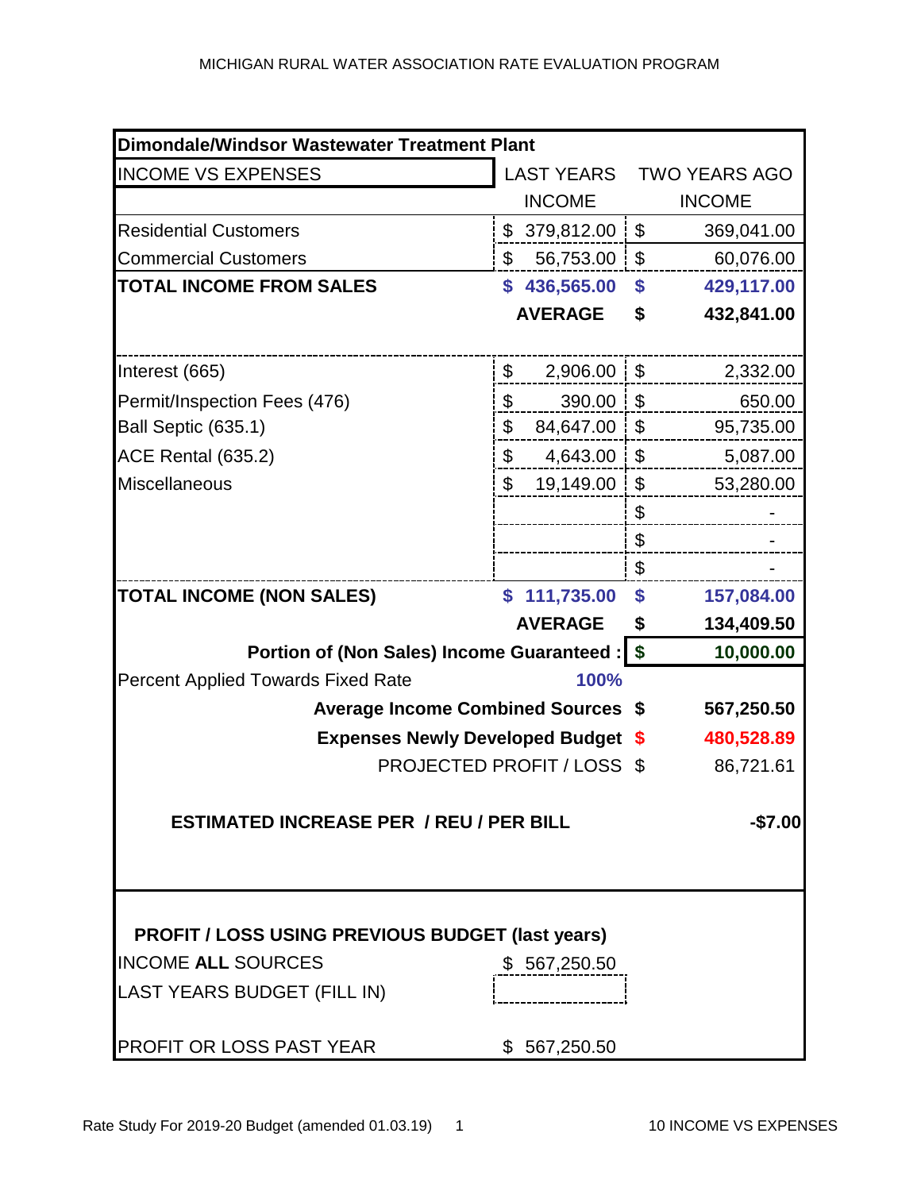MICHIGAN RURAL WATER ASSOCIATION RATE EVALUATION PROGRAM

| **Dimondale/Windsor Wastewater Treatment Plant** | | |
|---|---|---|
| INCOME VS EXPENSES | LAST YEARS INCOME | TWO YEARS AGO INCOME |
| Residential Customers | $ 379,812.00 | $ 369,041.00 |
| Commercial Customers | $ 56,753.00 | $ 60,076.00 |
| **TOTAL INCOME FROM SALES** | **$ 436,565.00** | **$ 429,117.00** |
| | **AVERAGE** | **$ 432,841.00** |
| Interest (665) | $ 2,906.00 | $ 2,332.00 |
| Permit/Inspection Fees (476) | $ 390.00 | $ 650.00 |
| Ball Septic (635.1) | $ 84,647.00 | $ 95,735.00 |
| ACE Rental (635.2) | $ 4,643.00 | $ 5,087.00 |
| Miscellaneous | $ 19,149.00 | $ 53,280.00 |
| | | $ - |
| | | $ - |
| | | $ - |
| **TOTAL INCOME (NON SALES)** | **$ 111,735.00** | **$ 157,084.00** |
| | **AVERAGE** | **$ 134,409.50** |
| **Portion of (Non Sales) Income Guaranteed :** | | **$ 10,000.00** |
| Percent Applied Towards Fixed Rate | **100%** | |
| **Average Income Combined Sources** | | **$ 567,250.50** |
| **Expenses Newly Developed Budget** | | **$ 480,528.89** |
| PROJECTED PROFIT / LOSS | | $ 86,721.61 |
| **ESTIMATED INCREASE PER / REU / PER BILL** | | **-$7.00** |

| **PROFIT / LOSS USING PREVIOUS BUDGET (last years)** | |
|---|---|
| INCOME **ALL** SOURCES | $ 567,250.50 |
| LAST YEARS BUDGET (FILL IN) | |
| PROFIT OR LOSS PAST YEAR | $ 567,250.50 |

Rate Study For 2019-20 Budget (amended 01.03.19) 1 10 INCOME VS EXPENSES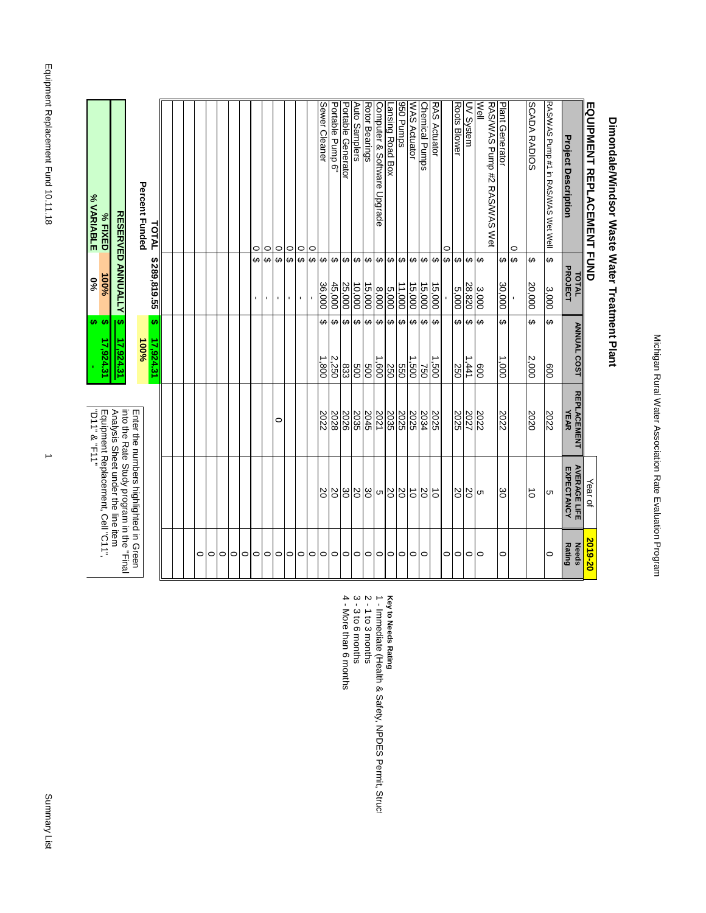# Dimondale/Windsor Waste Water Treatment Plant

## EQUIPMENT REPLACEMENT FUND

Year of **2019-20**

| Project Description | TOTAL PROJECT | ANNUAL COST | REPLACEMENT YEAR | AVERAGE LIFE EXPECTANCY | Needs Rating |
|---|---|---|---|---|---|
| RAS/WAS Pump #1 in RAS/WAS Wet Well | $ 3,000 | $ 600 | 2022 | 5 | 0 |
| SCADA RADIOS | $ 20,000 | $ 2,000 | 2020 | 10 | |
| 0 | $ - | | | | |
| Plant Generator | $ 30,000 | $ 1,000 | 2022 | 30 | 0 |
| RAS/WAS Pump #2 RAS/WAS Wet Well | $ 3,000 | $ 600 | 2022 | 5 | 0 |
| UV System | $ 28,820 | $ 1,441 | 2027 | 20 | 0 |
| Roots Blower | $ 5,000 | $ 250 | 2025 | 20 | 0 |
| 0 | $ - | | | | 0 |
| RAS Actuator | $ 15,000 | $ 1,500 | 2025 | 10 | |
| Chemical Pumps | $ 15,000 | $ 750 | 2034 | 20 | 0 |
| WAS Actuator | $ 15,000 | $ 1,500 | 2025 | 10 | 0 |
| 950 Pumps | $ 11,000 | $ 550 | 2025 | 20 | 0 |
| Lansing Road Box | $ 5,000 | $ 250 | 2035 | 20 | 0 |
| Computer & Software Upgrade | $ 8,000 | $ 1,600 | 2021 | 5 | 0 |
| Rotor Bearings | $ 15,000 | $ 500 | 2045 | 30 | 0 |
| Auto Samplers | $ 10,000 | $ 500 | 2035 | 20 | 0 |
| Portable Generator | $ 25,000 | $ 833 | 2026 | 30 | 0 |
| Portable Pump 6" | $ 45,000 | $ 2,250 | 2028 | 20 | 0 |
| Sewer Cleaner | $ 36,000 | $ 1,800 | 2022 | 20 | 0 |
| 0 | $ - | | | | 0 |
| 0 | $ - | | | | 0 |
| 0 | $ - | | 0 | | 0 |
| 0 | $ - | | | | 0 |
| 0 | $ - | | | | 0 |
| | | | | | 0 |
| | | | | | 0 |
| | | | | | 0 |
| | | | | | 0 |
| | | | | | 0 |
| TOTAL | $289,819.55 | $ 17,924.31 | | | |
| Percent Funded | | 100% | | | |
| RESERVED ANNUALLY | | $ 17,924.31 | | | |
| % FIXED | 100% | $ 17,924.31 | | | |
| % VARIABLE | 0% | $ - | | | |

Enter the numbers highlighted in Green into the Rate Study program in the "Final Analysis Sheet under the line item Equipment Replacement, Cell "C11", "D11" & "F11"

**Key to Needs Rating**

1 - Immediate (Health & Safety, NPDES Permit, Struc
2 - 1 to 3 months
3 - 3 to 6 months
4 - More than 6 months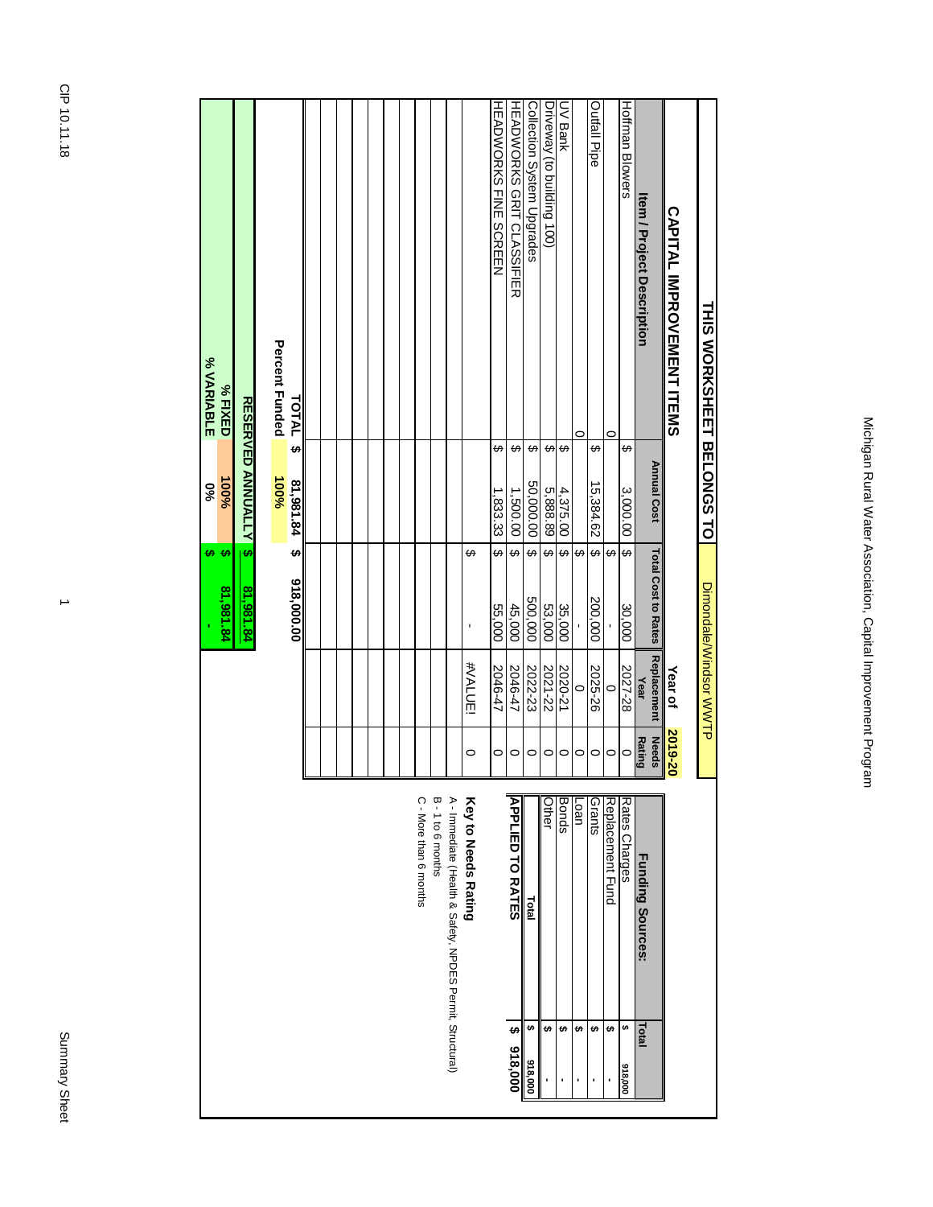# Michigan Rural Water Association, Capital Improvement Program

**THIS WORKSHEET BELONGS TO** Dimondale/Windsor WWTP

## CAPITAL IMPROVEMENT ITEMS

**Year of** **2019-20**

| Item / Project Description | Annual Cost | Total Cost to Rates | Replacement Year | Needs Rating |
|---|---|---|---|---|
| Hoffman Blowers | $ 3,000.00 | $ 30,000 | 2027-28 | 0 |
| | 0 | $ - | 0 | 0 |
| Outfall Pipe | $ 15,384.62 | $ 200,000 | 2025-26 | 0 |
| | 0 | $ - | 0 | 0 |
| UV Bank | $ 4,375.00 | $ 35,000 | 2020-21 | 0 |
| Driveway (to building 100) | $ 5,888.89 | $ 53,000 | 2021-22 | 0 |
| Collection System Upgrades | $ 50,000.00 | $ 500,000 | 2022-23 | 0 |
| HEADWORKS GRIT CLASSIFIER | $ 1,500.00 | $ 45,000 | 2046-47 | 0 |
| HEADWORKS FINE SCREEN | $ 1,833.33 | $ 55,000 | 2046-47 | 0 |
| | | $ - | #VALUE! | 0 |
| | | | | |
| | | | | |
| | | | | |
| | | | | |
| | | | | |
| | | | | |
| | | | | |
| | | | | |
| | | | | |
| **TOTAL** | $ 81,981.84 | $ 918,000.00 | | |
| **Percent Funded** | 100% | | | |
| **RESERVED ANNUALLY** | | $ 81,981.84 | | |
| **% FIXED** | 100% | $ 81,981.84 | | |
| **% VARIABLE** | 0% | $ - | | |

| Funding Sources: | Total |
|---|---|
| Rates Charges | $ 918,000 |
| Replacement Fund | $ - |
| Grants | $ - |
| Loan | $ - |
| Bonds | $ - |
| Other | $ - |
| **Total** | $ 918,000 |
| **APPLIED TO RATES** | $ 918,000 |

**Key to Needs Rating**

A - Immediate (Health & Safety, NPDES Permit, Structural)

B - 1 to 6 months

C - More than 6 months

CIP 10.11.18

Summary Sheet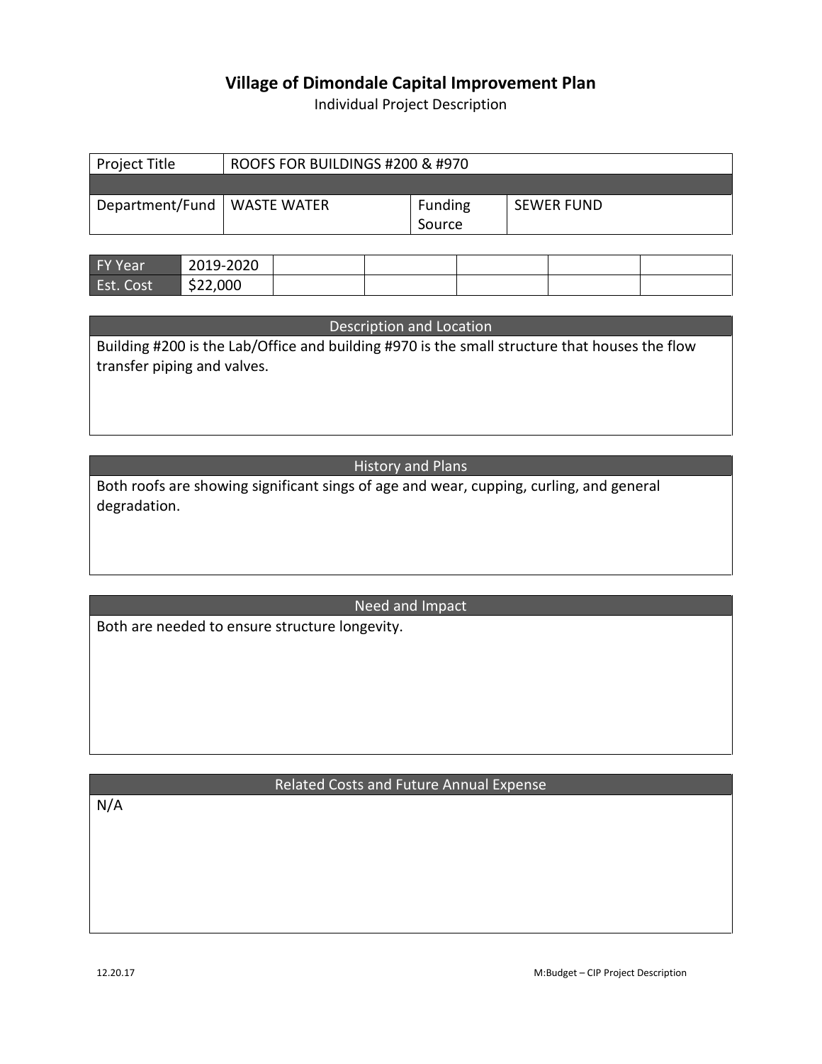# Village of Dimondale Capital Improvement Plan

Individual Project Description

| Project Title | ROOFS FOR BUILDINGS #200 & #970 | | |
|---|---|---|---|
| | | | |
| Department/Fund | WASTE WATER | Funding Source | SEWER FUND |

| FY Year | 2019-2020 | | | | | |
|---|---|---|---|---|---|---|
| Est. Cost | $22,000 | | | | | |

## Description and Location

Building #200 is the Lab/Office and building #970 is the small structure that houses the flow transfer piping and valves.

## History and Plans

Both roofs are showing significant sings of age and wear, cupping, curling, and general degradation.

## Need and Impact

Both are needed to ensure structure longevity.

## Related Costs and Future Annual Expense

N/A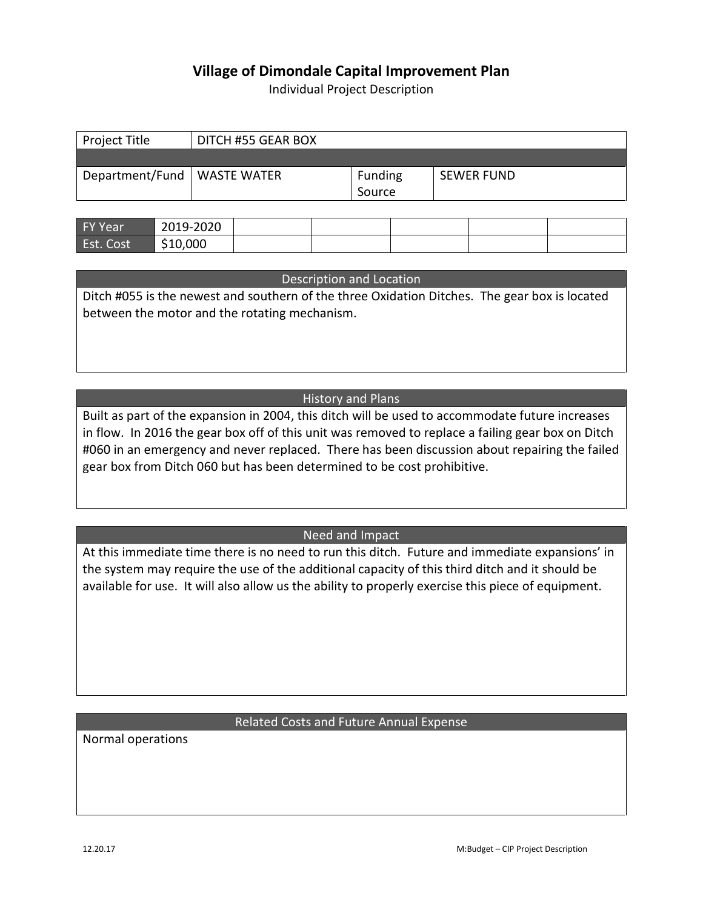# Village of Dimondale Capital Improvement Plan

Individual Project Description

| Project Title | DITCH #55 GEAR BOX | | |
|---|---|---|---|
| | | | |
| Department/Fund | WASTE WATER | Funding Source | SEWER FUND |

| FY Year | 2019-2020 | | | | | |
|---|---|---|---|---|---|---|
| Est. Cost | $10,000 | | | | | |

## Description and Location

Ditch #055 is the newest and southern of the three Oxidation Ditches. The gear box is located between the motor and the rotating mechanism.

## History and Plans

Built as part of the expansion in 2004, this ditch will be used to accommodate future increases in flow. In 2016 the gear box off of this unit was removed to replace a failing gear box on Ditch #060 in an emergency and never replaced. There has been discussion about repairing the failed gear box from Ditch 060 but has been determined to be cost prohibitive.

## Need and Impact

At this immediate time there is no need to run this ditch. Future and immediate expansions' in the system may require the use of the additional capacity of this third ditch and it should be available for use. It will also allow us the ability to properly exercise this piece of equipment.

## Related Costs and Future Annual Expense

Normal operations

12.20.17 M:Budget – CIP Project Description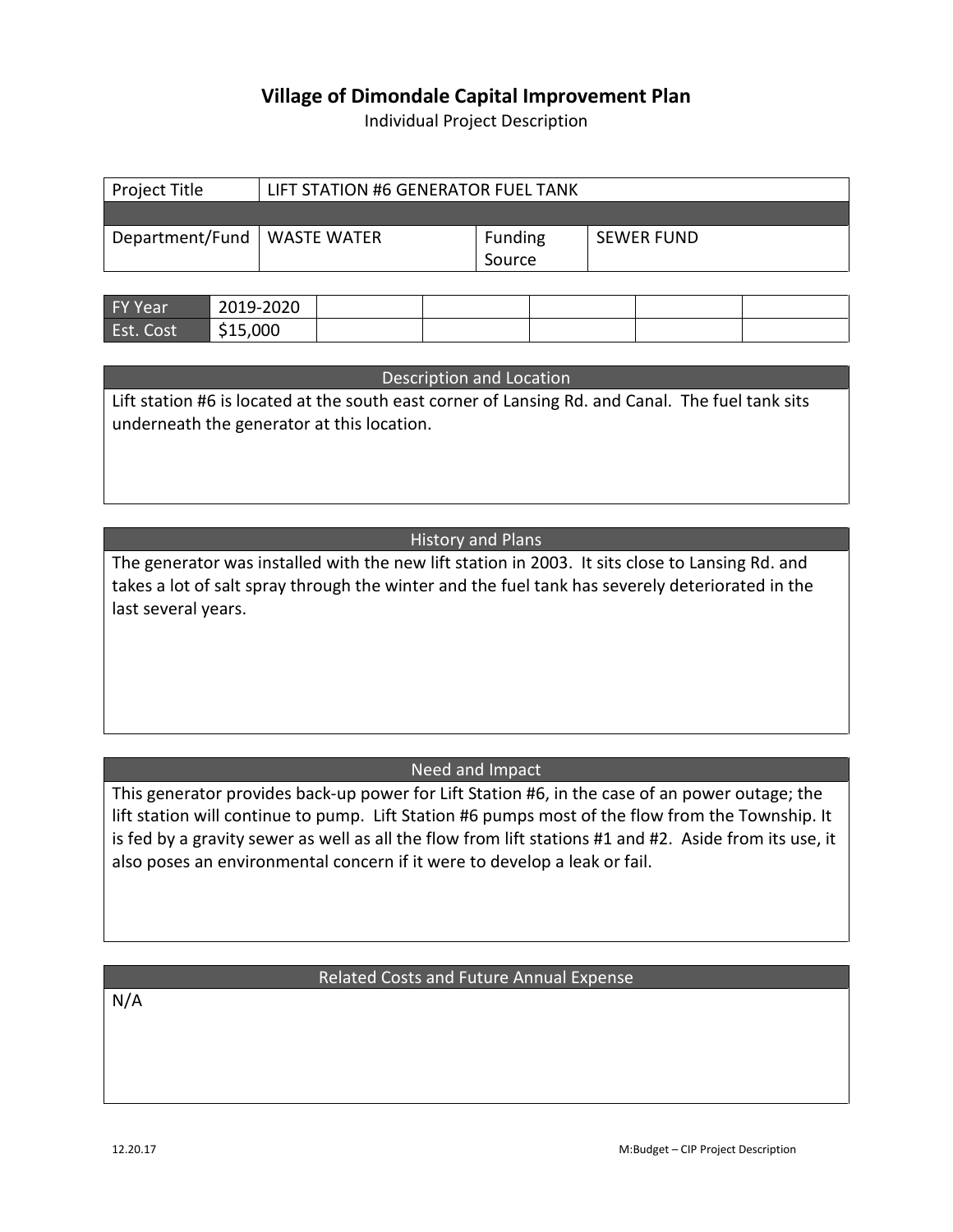# Village of Dimondale Capital Improvement Plan

Individual Project Description

| Project Title | LIFT STATION #6 GENERATOR FUEL TANK | | |
|---|---|---|---|
| | | | |
| Department/Fund | WASTE WATER | Funding Source | SEWER FUND |

| FY Year | 2019-2020 | | | | | |
|---|---|---|---|---|---|---|
| Est. Cost | $15,000 | | | | | |

## Description and Location

Lift station #6 is located at the south east corner of Lansing Rd. and Canal. The fuel tank sits underneath the generator at this location.

## History and Plans

The generator was installed with the new lift station in 2003. It sits close to Lansing Rd. and takes a lot of salt spray through the winter and the fuel tank has severely deteriorated in the last several years.

## Need and Impact

This generator provides back-up power for Lift Station #6, in the case of an power outage; the lift station will continue to pump. Lift Station #6 pumps most of the flow from the Township. It is fed by a gravity sewer as well as all the flow from lift stations #1 and #2. Aside from its use, it also poses an environmental concern if it were to develop a leak or fail.

## Related Costs and Future Annual Expense

N/A

12.20.17 M:Budget – CIP Project Description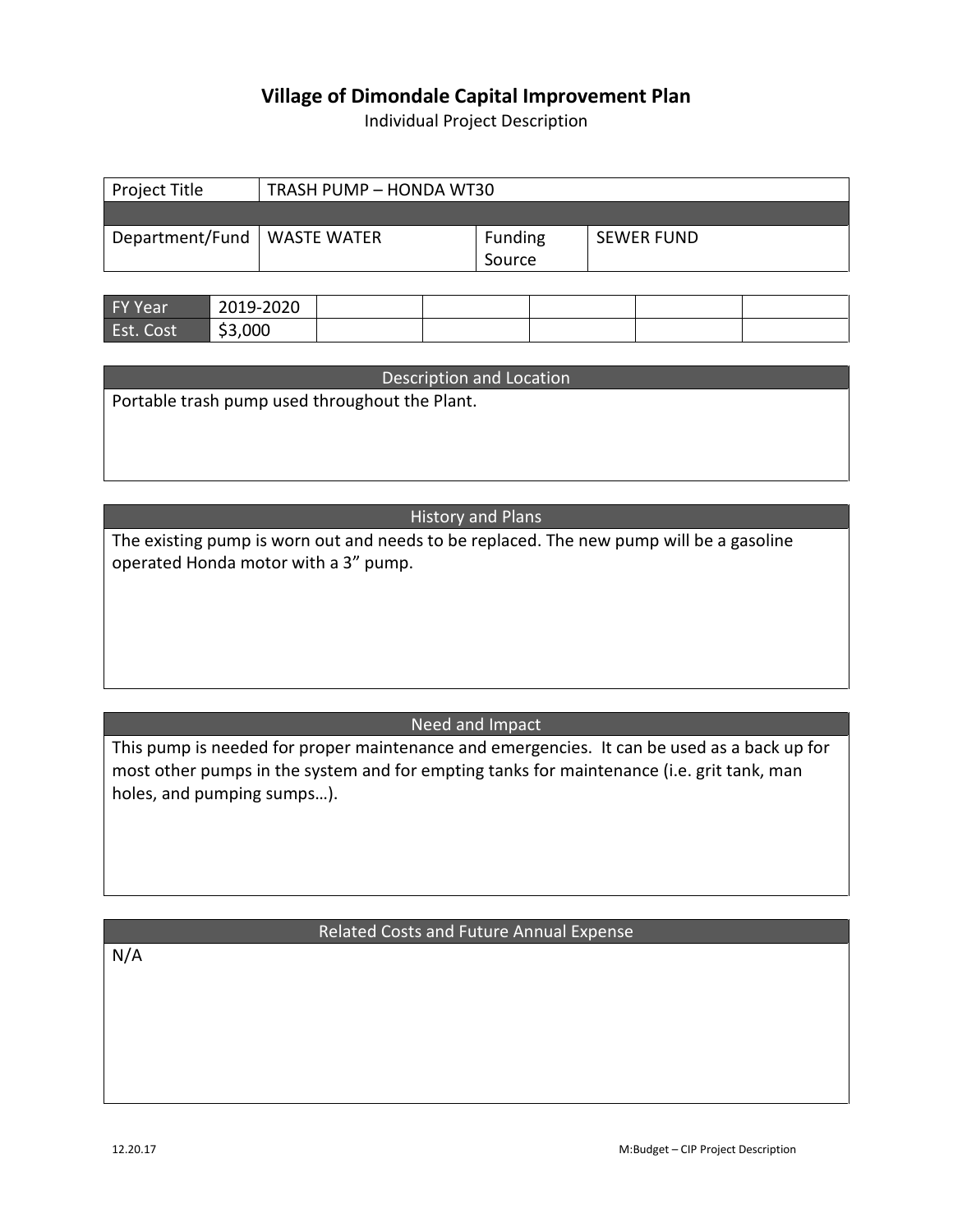# Village of Dimondale Capital Improvement Plan

Individual Project Description

| | | | |
|---|---|---|---|
| Project Title | TRASH PUMP – HONDA WT30 | | |
| | | | |
| Department/Fund | WASTE WATER | Funding Source | SEWER FUND |

| | | | | | | |
|---|---|---|---|---|---|---|
| FY Year | 2019-2020 | | | | | |
| Est. Cost | $3,000 | | | | | |

## Description and Location

Portable trash pump used throughout the Plant.

## History and Plans

The existing pump is worn out and needs to be replaced. The new pump will be a gasoline operated Honda motor with a 3" pump.

## Need and Impact

This pump is needed for proper maintenance and emergencies. It can be used as a back up for most other pumps in the system and for empting tanks for maintenance (i.e. grit tank, man holes, and pumping sumps…).

## Related Costs and Future Annual Expense

N/A

12.20.17 M:Budget – CIP Project Description